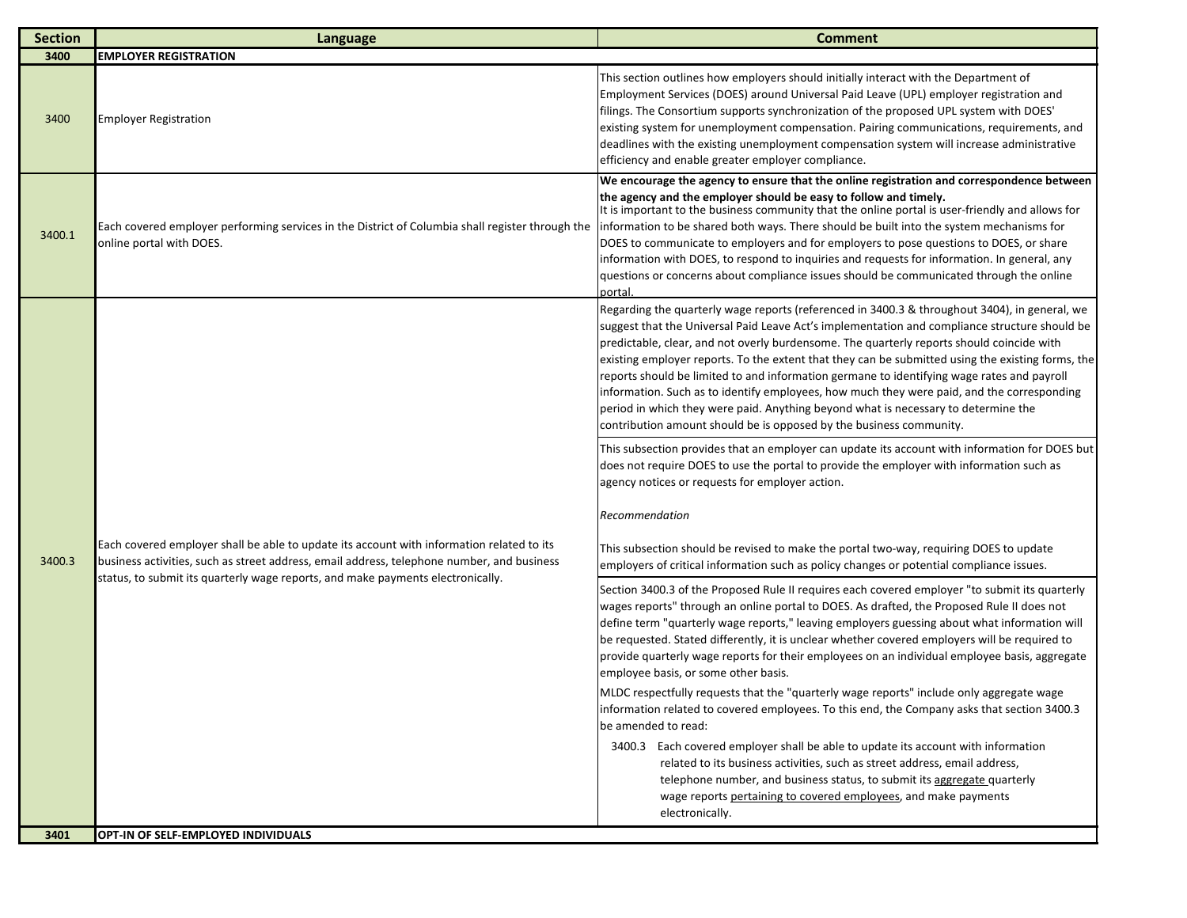| Section | Language | Comment |
|---|---|---|
| **3400** | **EMPLOYER REGISTRATION** | |
| 3400 | Employer Registration | This section outlines how employers should initially interact with the Department of Employment Services (DOES) around Universal Paid Leave (UPL) employer registration and filings. The Consortium supports synchronization of the proposed UPL system with DOES' existing system for unemployment compensation. Pairing communications, requirements, and deadlines with the existing unemployment compensation system will increase administrative efficiency and enable greater employer compliance. |
| 3400.1 | Each covered employer performing services in the District of Columbia shall register through the online portal with DOES. | **We encourage the agency to ensure that the online registration and correspondence between the agency and the employer should be easy to follow and timely.** It is important to the business community that the online portal is user-friendly and allows for information to be shared both ways. There should be built into the system mechanisms for DOES to communicate to employers and for employers to pose questions to DOES, or share information with DOES, to respond to inquiries and requests for information. In general, any questions or concerns about compliance issues should be communicated through the online portal. |
| 3400.3 | Each covered employer shall be able to update its account with information related to its business activities, such as street address, email address, telephone number, and business status, to submit its quarterly wage reports, and make payments electronically. | Regarding the quarterly wage reports (referenced in 3400.3 & throughout 3404), in general, we suggest that the Universal Paid Leave Act's implementation and compliance structure should be predictable, clear, and not overly burdensome. The quarterly reports should coincide with existing employer reports. To the extent that they can be submitted using the existing forms, the reports should be limited to and information germane to identifying wage rates and payroll information. Such as to identify employees, how much they were paid, and the corresponding period in which they were paid. Anything beyond what is necessary to determine the contribution amount should be is opposed by the business community. |
| | | This subsection provides that an employer can update its account with information for DOES but does not require DOES to use the portal to provide the employer with information such as agency notices or requests for employer action.<br><br>*Recommendation*<br><br>This subsection should be revised to make the portal two-way, requiring DOES to update employers of critical information such as policy changes or potential compliance issues. |
| | | Section 3400.3 of the Proposed Rule II requires each covered employer "to submit its quarterly wages reports" through an online portal to DOES. As drafted, the Proposed Rule II does not define term "quarterly wage reports," leaving employers guessing about what information will be requested. Stated differently, it is unclear whether covered employers will be required to provide quarterly wage reports for their employees on an individual employee basis, aggregate employee basis, or some other basis.<br><br>MLDC respectfully requests that the "quarterly wage reports" include only aggregate wage information related to covered employees. To this end, the Company asks that section 3400.3 be amended to read:<br><br>3400.3 Each covered employer shall be able to update its account with information related to its business activities, such as street address, email address, telephone number, and business status, to submit its aggregate quarterly wage reports pertaining to covered employees, and make payments electronically. |
| **3401** | **OPT-IN OF SELF-EMPLOYED INDIVIDUALS** | |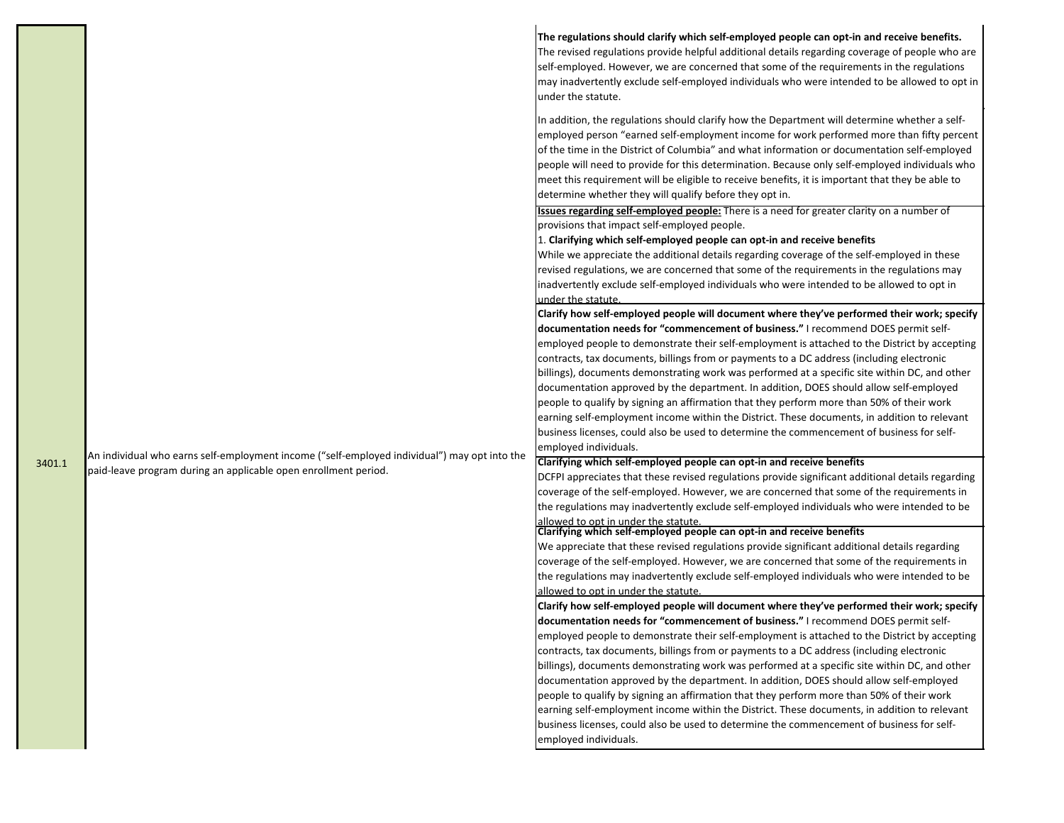| | | |
|---|---|---|
| 3401.1 | An individual who earns self-employment income ("self-employed individual") may opt into the paid-leave program during an applicable open enrollment period. | **The regulations should clarify which self-employed people can opt-in and receive benefits.** The revised regulations provide helpful additional details regarding coverage of people who are self-employed. However, we are concerned that some of the requirements in the regulations may inadvertently exclude self-employed individuals who were intended to be allowed to opt in under the statute.<br><br>In addition, the regulations should clarify how the Department will determine whether a self-employed person "earned self-employment income for work performed more than fifty percent of the time in the District of Columbia" and what information or documentation self-employed people will need to provide for this determination. Because only self-employed individuals who meet this requirement will be eligible to receive benefits, it is important that they be able to determine whether they will qualify before they opt in. |
| | | **Issues regarding self-employed people:** There is a need for greater clarity on a number of provisions that impact self-employed people.<br>1. **Clarifying which self-employed people can opt-in and receive benefits**<br>While we appreciate the additional details regarding coverage of the self-employed in these revised regulations, we are concerned that some of the requirements in the regulations may inadvertently exclude self-employed individuals who were intended to be allowed to opt in under the statute. |
| | | **Clarify how self-employed people will document where they've performed their work; specify documentation needs for "commencement of business."** I recommend DOES permit self-employed people to demonstrate their self-employment is attached to the District by accepting contracts, tax documents, billings from or payments to a DC address (including electronic billings), documents demonstrating work was performed at a specific site within DC, and other documentation approved by the department. In addition, DOES should allow self-employed people to qualify by signing an affirmation that they perform more than 50% of their work earning self-employment income within the District. These documents, in addition to relevant business licenses, could also be used to determine the commencement of business for self-employed individuals. |
| | | **Clarifying which self-employed people can opt-in and receive benefits**<br>DCFPI appreciates that these revised regulations provide significant additional details regarding coverage of the self-employed. However, we are concerned that some of the requirements in the regulations may inadvertently exclude self-employed individuals who were intended to be allowed to opt in under the statute. |
| | | **Clarifying which self-employed people can opt-in and receive benefits**<br>We appreciate that these revised regulations provide significant additional details regarding coverage of the self-employed. However, we are concerned that some of the requirements in the regulations may inadvertently exclude self-employed individuals who were intended to be allowed to opt in under the statute. |
| | | **Clarify how self-employed people will document where they've performed their work; specify documentation needs for "commencement of business."** I recommend DOES permit self-employed people to demonstrate their self-employment is attached to the District by accepting contracts, tax documents, billings from or payments to a DC address (including electronic billings), documents demonstrating work was performed at a specific site within DC, and other documentation approved by the department. In addition, DOES should allow self-employed people to qualify by signing an affirmation that they perform more than 50% of their work earning self-employment income within the District. These documents, in addition to relevant business licenses, could also be used to determine the commencement of business for self-employed individuals. |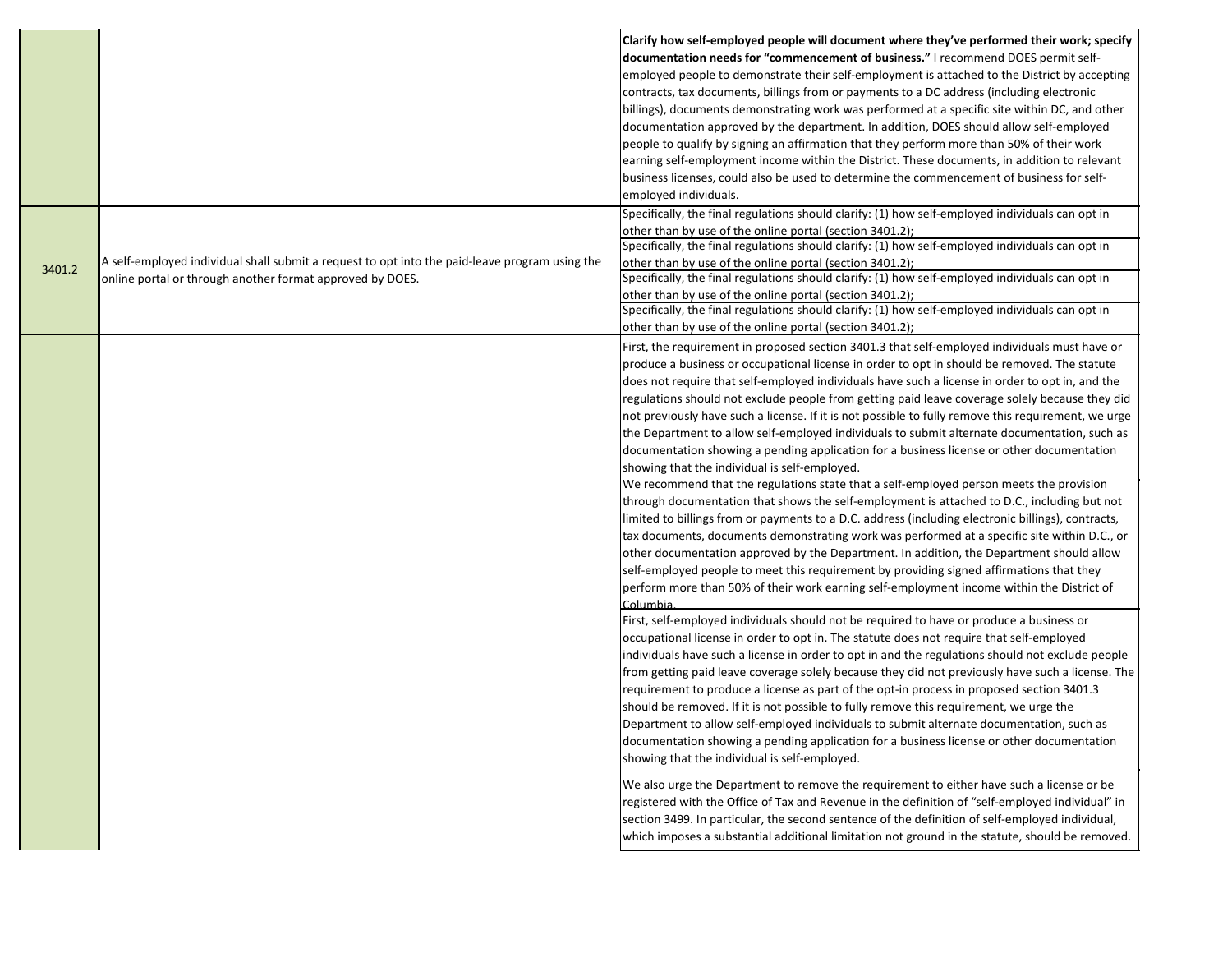| | | |
|---|---|---|
| | | **Clarify how self-employed people will document where they've performed their work; specify documentation needs for "commencement of business."** I recommend DOES permit self-employed people to demonstrate their self-employment is attached to the District by accepting contracts, tax documents, billings from or payments to a DC address (including electronic billings), documents demonstrating work was performed at a specific site within DC, and other documentation approved by the department. In addition, DOES should allow self-employed people to qualify by signing an affirmation that they perform more than 50% of their work earning self-employment income within the District. These documents, in addition to relevant business licenses, could also be used to determine the commencement of business for self-employed individuals. |
| 3401.2 | A self-employed individual shall submit a request to opt into the paid-leave program using the online portal or through another format approved by DOES. | Specifically, the final regulations should clarify: (1) how self-employed individuals can opt in other than by use of the online portal (section 3401.2); |
| | | Specifically, the final regulations should clarify: (1) how self-employed individuals can opt in other than by use of the online portal (section 3401.2); |
| | | Specifically, the final regulations should clarify: (1) how self-employed individuals can opt in other than by use of the online portal (section 3401.2); |
| | | Specifically, the final regulations should clarify: (1) how self-employed individuals can opt in other than by use of the online portal (section 3401.2); |
| | | First, the requirement in proposed section 3401.3 that self-employed individuals must have or produce a business or occupational license in order to opt in should be removed. The statute does not require that self-employed individuals have such a license in order to opt in, and the regulations should not exclude people from getting paid leave coverage solely because they did not previously have such a license. If it is not possible to fully remove this requirement, we urge the Department to allow self-employed individuals to submit alternate documentation, such as documentation showing a pending application for a business license or other documentation showing that the individual is self-employed.<br>We recommend that the regulations state that a self-employed person meets the provision through documentation that shows the self-employment is attached to D.C., including but not limited to billings from or payments to a D.C. address (including electronic billings), contracts, tax documents, documents demonstrating work was performed at a specific site within D.C., or other documentation approved by the Department. In addition, the Department should allow self-employed people to meet this requirement by providing signed affirmations that they perform more than 50% of their work earning self-employment income within the District of Columbia. |
| | | First, self-employed individuals should not be required to have or produce a business or occupational license in order to opt in. The statute does not require that self-employed individuals have such a license in order to opt in and the regulations should not exclude people from getting paid leave coverage solely because they did not previously have such a license. The requirement to produce a license as part of the opt-in process in proposed section 3401.3 should be removed. If it is not possible to fully remove this requirement, we urge the Department to allow self-employed individuals to submit alternate documentation, such as documentation showing a pending application for a business license or other documentation showing that the individual is self-employed.<br><br>We also urge the Department to remove the requirement to either have such a license or be registered with the Office of Tax and Revenue in the definition of "self-employed individual" in section 3499. In particular, the second sentence of the definition of self-employed individual, which imposes a substantial additional limitation not ground in the statute, should be removed. |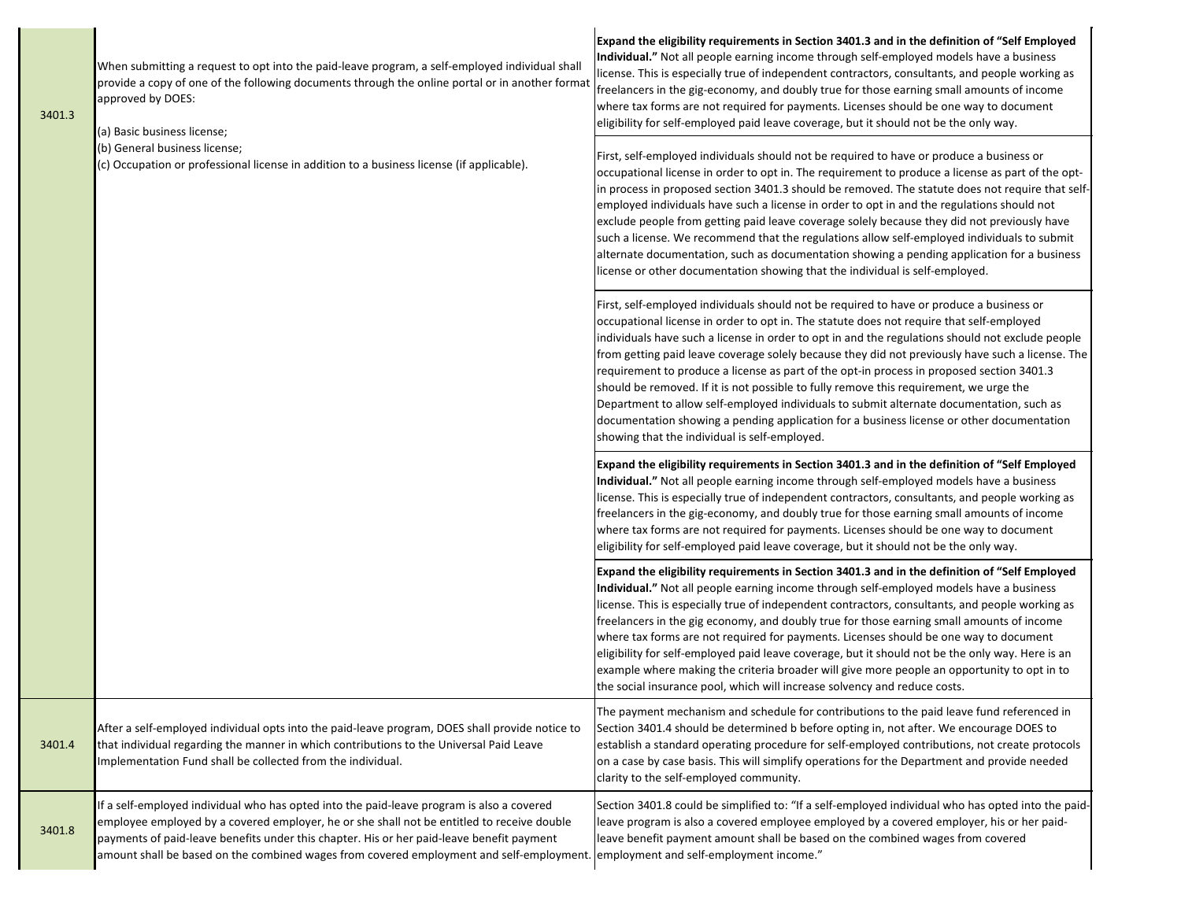| | | |
|---|---|---|
| 3401.3 | When submitting a request to opt into the paid-leave program, a self-employed individual shall provide a copy of one of the following documents through the online portal or in another format approved by DOES:<br><br>(a) Basic business license;<br>(b) General business license;<br>(c) Occupation or professional license in addition to a business license (if applicable). | **Expand the eligibility requirements in Section 3401.3 and in the definition of "Self Employed Individual."** Not all people earning income through self-employed models have a business license. This is especially true of independent contractors, consultants, and people working as freelancers in the gig-economy, and doubly true for those earning small amounts of income where tax forms are not required for payments. Licenses should be one way to document eligibility for self-employed paid leave coverage, but it should not be the only way. |
| | | First, self-employed individuals should not be required to have or produce a business or occupational license in order to opt in. The requirement to produce a license as part of the opt-in process in proposed section 3401.3 should be removed. The statute does not require that self-employed individuals have such a license in order to opt in and the regulations should not exclude people from getting paid leave coverage solely because they did not previously have such a license. We recommend that the regulations allow self-employed individuals to submit alternate documentation, such as documentation showing a pending application for a business license or other documentation showing that the individual is self-employed. |
| | | First, self-employed individuals should not be required to have or produce a business or occupational license in order to opt in. The statute does not require that self-employed individuals have such a license in order to opt in and the regulations should not exclude people from getting paid leave coverage solely because they did not previously have such a license. The requirement to produce a license as part of the opt-in process in proposed section 3401.3 should be removed. If it is not possible to fully remove this requirement, we urge the Department to allow self-employed individuals to submit alternate documentation, such as documentation showing a pending application for a business license or other documentation showing that the individual is self-employed. |
| | | **Expand the eligibility requirements in Section 3401.3 and in the definition of "Self Employed Individual."** Not all people earning income through self-employed models have a business license. This is especially true of independent contractors, consultants, and people working as freelancers in the gig-economy, and doubly true for those earning small amounts of income where tax forms are not required for payments. Licenses should be one way to document eligibility for self-employed paid leave coverage, but it should not be the only way. |
| | | **Expand the eligibility requirements in Section 3401.3 and in the definition of "Self Employed Individual."** Not all people earning income through self-employed models have a business license. This is especially true of independent contractors, consultants, and people working as freelancers in the gig economy, and doubly true for those earning small amounts of income where tax forms are not required for payments. Licenses should be one way to document eligibility for self-employed paid leave coverage, but it should not be the only way. Here is an example where making the criteria broader will give more people an opportunity to opt in to the social insurance pool, which will increase solvency and reduce costs. |
| 3401.4 | After a self-employed individual opts into the paid-leave program, DOES shall provide notice to that individual regarding the manner in which contributions to the Universal Paid Leave Implementation Fund shall be collected from the individual. | The payment mechanism and schedule for contributions to the paid leave fund referenced in Section 3401.4 should be determined b before opting in, not after. We encourage DOES to establish a standard operating procedure for self-employed contributions, not create protocols on a case by case basis. This will simplify operations for the Department and provide needed clarity to the self-employed community. |
| 3401.8 | If a self-employed individual who has opted into the paid-leave program is also a covered employee employed by a covered employer, he or she shall not be entitled to receive double payments of paid-leave benefits under this chapter. His or her paid-leave benefit payment amount shall be based on the combined wages from covered employment and self-employment. | Section 3401.8 could be simplified to: "If a self-employed individual who has opted into the paid-leave program is also a covered employee employed by a covered employer, his or her paid-leave benefit payment amount shall be based on the combined wages from covered employment and self-employment income." |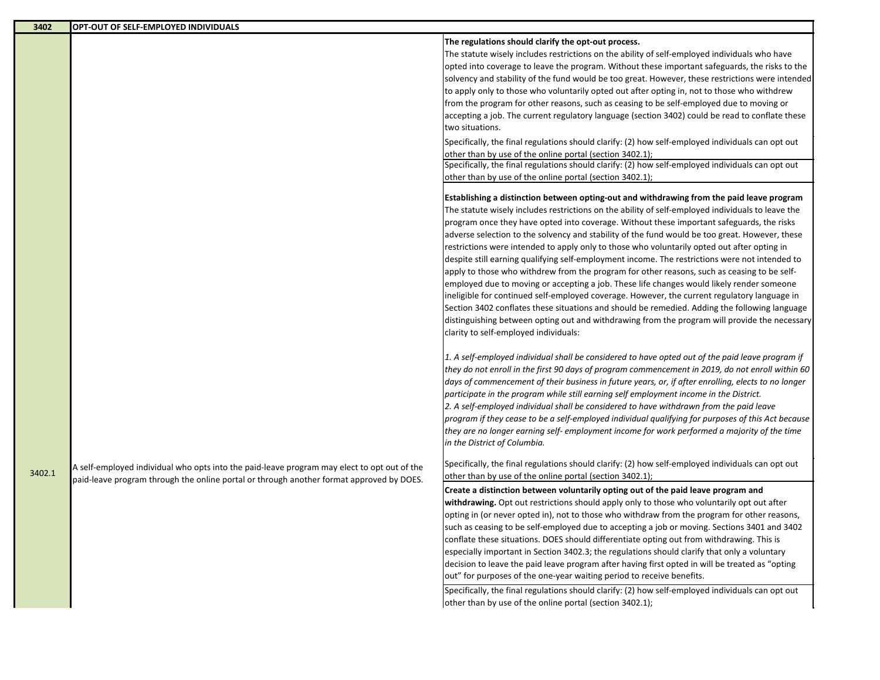| 3402 | OPT-OUT OF SELF-EMPLOYED INDIVIDUALS | |
|---|---|---|
| 3402.1 | A self-employed individual who opts into the paid-leave program may elect to opt out of the paid-leave program through the online portal or through another format approved by DOES. | **The regulations should clarify the opt-out process.**<br>The statute wisely includes restrictions on the ability of self-employed individuals who have opted into coverage to leave the program. Without these important safeguards, the risks to the solvency and stability of the fund would be too great. However, these restrictions were intended to apply only to those who voluntarily opted out after opting in, not to those who withdrew from the program for other reasons, such as ceasing to be self-employed due to moving or accepting a job. The current regulatory language (section 3402) could be read to conflate these two situations.<br>Specifically, the final regulations should clarify: (2) how self-employed individuals can opt out other than by use of the online portal (section 3402.1); |
| | | Specifically, the final regulations should clarify: (2) how self-employed individuals can opt out other than by use of the online portal (section 3402.1); |
| | | **Establishing a distinction between opting-out and withdrawing from the paid leave program**<br>The statute wisely includes restrictions on the ability of self-employed individuals to leave the program once they have opted into coverage. Without these important safeguards, the risks adverse selection to the solvency and stability of the fund would be too great. However, these restrictions were intended to apply only to those who voluntarily opted out after opting in despite still earning qualifying self-employment income. The restrictions were not intended to apply to those who withdrew from the program for other reasons, such as ceasing to be self-employed due to moving or accepting a job. These life changes would likely render someone ineligible for continued self-employed coverage. However, the current regulatory language in Section 3402 conflates these situations and should be remedied. Adding the following language distinguishing between opting out and withdrawing from the program will provide the necessary clarity to self-employed individuals:<br><br>*1. A self-employed individual shall be considered to have opted out of the paid leave program if they do not enroll in the first 90 days of program commencement in 2019, do not enroll within 60 days of commencement of their business in future years, or, if after enrolling, elects to no longer participate in the program while still earning self employment income in the District.*<br>*2. A self-employed individual shall be considered to have withdrawn from the paid leave program if they cease to be a self-employed individual qualifying for purposes of this Act because they are no longer earning self- employment income for work performed a majority of the time in the District of Columbia.* |
| | | Specifically, the final regulations should clarify: (2) how self-employed individuals can opt out other than by use of the online portal (section 3402.1); |
| | | **Create a distinction between voluntarily opting out of the paid leave program and withdrawing.** Opt out restrictions should apply only to those who voluntarily opt out after opting in (or never opted in), not to those who withdraw from the program for other reasons, such as ceasing to be self-employed due to accepting a job or moving. Sections 3401 and 3402 conflate these situations. DOES should differentiate opting out from withdrawing. This is especially important in Section 3402.3; the regulations should clarify that only a voluntary decision to leave the paid leave program after having first opted in will be treated as "opting out" for purposes of the one-year waiting period to receive benefits. |
| | | Specifically, the final regulations should clarify: (2) how self-employed individuals can opt out other than by use of the online portal (section 3402.1); |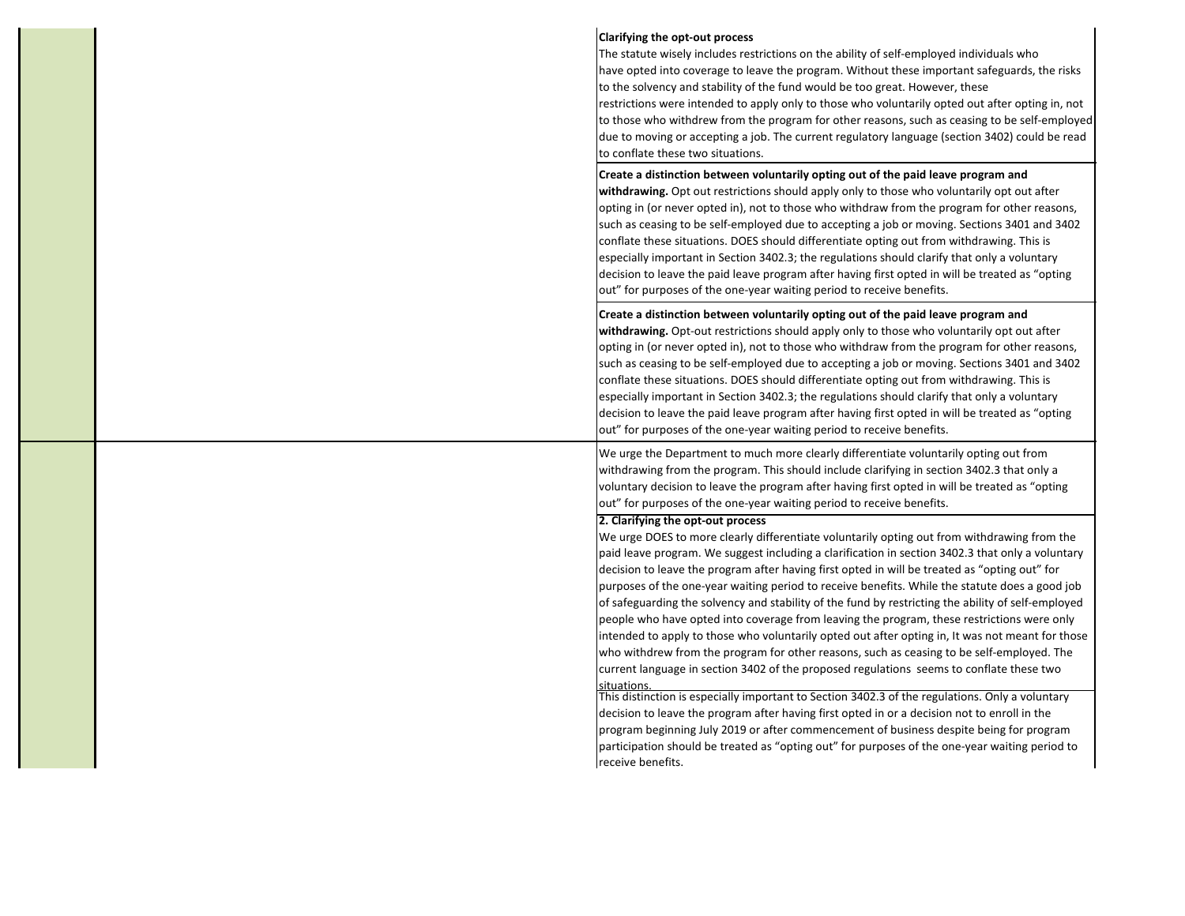| | | |
|---|---|---|
| | | **Clarifying the opt-out process**<br>The statute wisely includes restrictions on the ability of self-employed individuals who have opted into coverage to leave the program. Without these important safeguards, the risks to the solvency and stability of the fund would be too great. However, these restrictions were intended to apply only to those who voluntarily opted out after opting in, not to those who withdrew from the program for other reasons, such as ceasing to be self-employed due to moving or accepting a job. The current regulatory language (section 3402) could be read to conflate these two situations. |
| | | **Create a distinction between voluntarily opting out of the paid leave program and withdrawing.** Opt out restrictions should apply only to those who voluntarily opt out after opting in (or never opted in), not to those who withdraw from the program for other reasons, such as ceasing to be self-employed due to accepting a job or moving. Sections 3401 and 3402 conflate these situations. DOES should differentiate opting out from withdrawing. This is especially important in Section 3402.3; the regulations should clarify that only a voluntary decision to leave the paid leave program after having first opted in will be treated as "opting out" for purposes of the one-year waiting period to receive benefits. |
| | | **Create a distinction between voluntarily opting out of the paid leave program and withdrawing.** Opt-out restrictions should apply only to those who voluntarily opt out after opting in (or never opted in), not to those who withdraw from the program for other reasons, such as ceasing to be self-employed due to accepting a job or moving. Sections 3401 and 3402 conflate these situations. DOES should differentiate opting out from withdrawing. This is especially important in Section 3402.3; the regulations should clarify that only a voluntary decision to leave the paid leave program after having first opted in will be treated as "opting out" for purposes of the one-year waiting period to receive benefits. |
| | | We urge the Department to much more clearly differentiate voluntarily opting out from withdrawing from the program. This should include clarifying in section 3402.3 that only a voluntary decision to leave the program after having first opted in will be treated as "opting out" for purposes of the one-year waiting period to receive benefits. |
| | | **2. Clarifying the opt-out process**<br>We urge DOES to more clearly differentiate voluntarily opting out from withdrawing from the paid leave program. We suggest including a clarification in section 3402.3 that only a voluntary decision to leave the program after having first opted in will be treated as "opting out" for purposes of the one-year waiting period to receive benefits. While the statute does a good job of safeguarding the solvency and stability of the fund by restricting the ability of self-employed people who have opted into coverage from leaving the program, these restrictions were only intended to apply to those who voluntarily opted out after opting in, It was not meant for those who withdrew from the program for other reasons, such as ceasing to be self-employed. The current language in section 3402 of the proposed regulations seems to conflate these two situations. |
| | | This distinction is especially important to Section 3402.3 of the regulations. Only a voluntary decision to leave the program after having first opted in or a decision not to enroll in the program beginning July 2019 or after commencement of business despite being for program participation should be treated as "opting out" for purposes of the one-year waiting period to receive benefits. |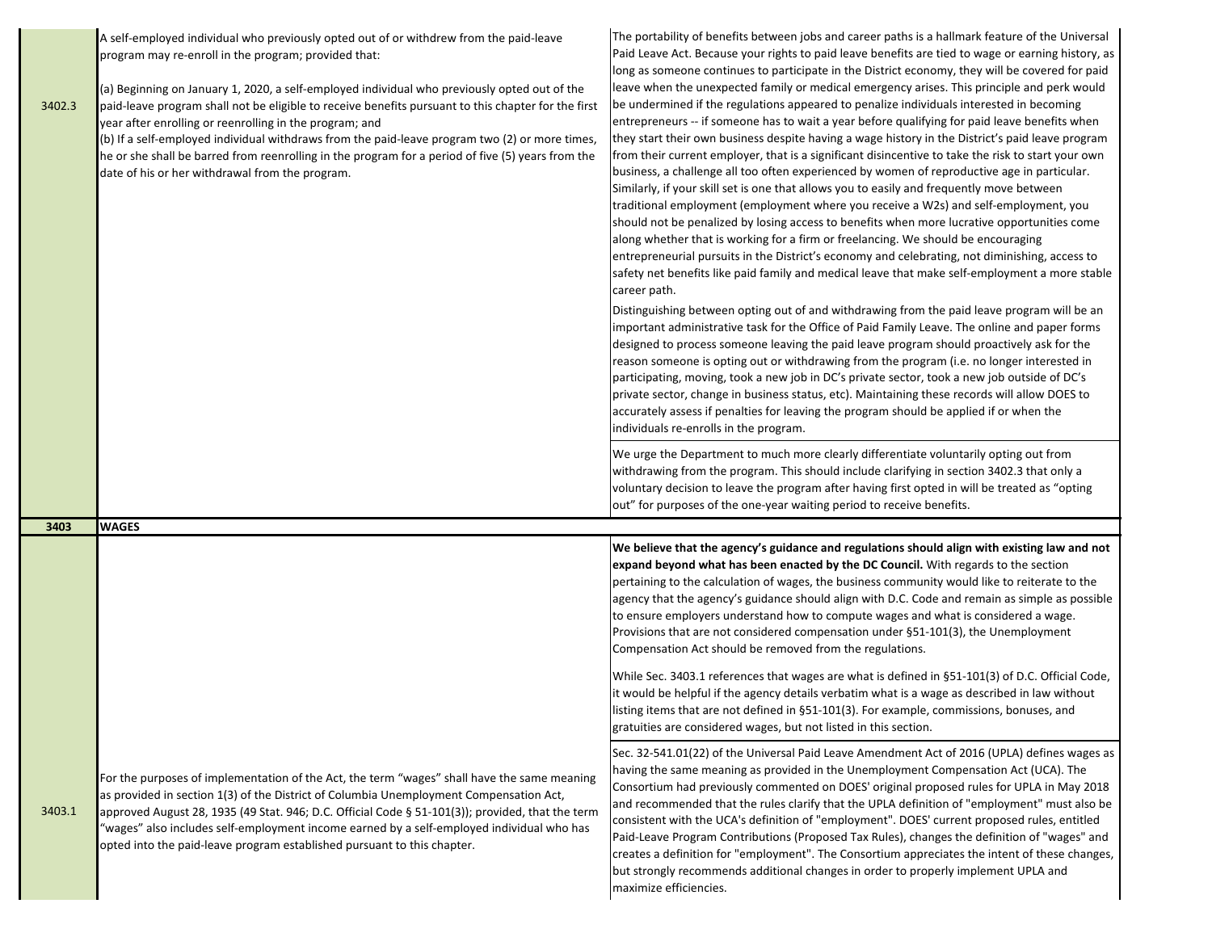| | | |
|---|---|---|
| 3402.3 | A self-employed individual who previously opted out of or withdrew from the paid-leave program may re-enroll in the program; provided that:<br><br>(a) Beginning on January 1, 2020, a self-employed individual who previously opted out of the paid-leave program shall not be eligible to receive benefits pursuant to this chapter for the first year after enrolling or reenrolling in the program; and<br>(b) If a self-employed individual withdraws from the paid-leave program two (2) or more times, he or she shall be barred from reenrolling in the program for a period of five (5) years from the date of his or her withdrawal from the program. | The portability of benefits between jobs and career paths is a hallmark feature of the Universal Paid Leave Act. Because your rights to paid leave benefits are tied to wage or earning history, as long as someone continues to participate in the District economy, they will be covered for paid leave when the unexpected family or medical emergency arises. This principle and perk would be undermined if the regulations appeared to penalize individuals interested in becoming entrepreneurs -- if someone has to wait a year before qualifying for paid leave benefits when they start their own business despite having a wage history in the District's paid leave program from their current employer, that is a significant disincentive to take the risk to start your own business, a challenge all too often experienced by women of reproductive age in particular. Similarly, if your skill set is one that allows you to easily and frequently move between traditional employment (employment where you receive a W2s) and self-employment, you should not be penalized by losing access to benefits when more lucrative opportunities come along whether that is working for a firm or freelancing. We should be encouraging entrepreneurial pursuits in the District's economy and celebrating, not diminishing, access to safety net benefits like paid family and medical leave that make self-employment a more stable career path.<br><br>Distinguishing between opting out of and withdrawing from the paid leave program will be an important administrative task for the Office of Paid Family Leave. The online and paper forms designed to process someone leaving the paid leave program should proactively ask for the reason someone is opting out or withdrawing from the program (i.e. no longer interested in participating, moving, took a new job in DC's private sector, took a new job outside of DC's private sector, change in business status, etc). Maintaining these records will allow DOES to accurately assess if penalties for leaving the program should be applied if or when the individuals re-enrolls in the program. |
| | | We urge the Department to much more clearly differentiate voluntarily opting out from withdrawing from the program. This should include clarifying in section 3402.3 that only a voluntary decision to leave the program after having first opted in will be treated as "opting out" for purposes of the one-year waiting period to receive benefits. |
| **3403** | **WAGES** | |
| 3403.1 | For the purposes of implementation of the Act, the term "wages" shall have the same meaning as provided in section 1(3) of the District of Columbia Unemployment Compensation Act, approved August 28, 1935 (49 Stat. 946; D.C. Official Code § 51-101(3)); provided, that the term "wages" also includes self-employment income earned by a self-employed individual who has opted into the paid-leave program established pursuant to this chapter. | **We believe that the agency's guidance and regulations should align with existing law and not expand beyond what has been enacted by the DC Council.** With regards to the section pertaining to the calculation of wages, the business community would like to reiterate to the agency that the agency's guidance should align with D.C. Code and remain as simple as possible to ensure employers understand how to compute wages and what is considered a wage. Provisions that are not considered compensation under §51-101(3), the Unemployment Compensation Act should be removed from the regulations. |
| | | While Sec. 3403.1 references that wages are what is defined in §51-101(3) of D.C. Official Code, it would be helpful if the agency details verbatim what is a wage as described in law without listing items that are not defined in §51-101(3). For example, commissions, bonuses, and gratuities are considered wages, but not listed in this section. |
| | | Sec. 32-541.01(22) of the Universal Paid Leave Amendment Act of 2016 (UPLA) defines wages as having the same meaning as provided in the Unemployment Compensation Act (UCA). The Consortium had previously commented on DOES' original proposed rules for UPLA in May 2018 and recommended that the rules clarify that the UPLA definition of "employment" must also be consistent with the UCA's definition of "employment". DOES' current proposed rules, entitled Paid-Leave Program Contributions (Proposed Tax Rules), changes the definition of "wages" and creates a definition for "employment". The Consortium appreciates the intent of these changes, but strongly recommends additional changes in order to properly implement UPLA and maximize efficiencies. |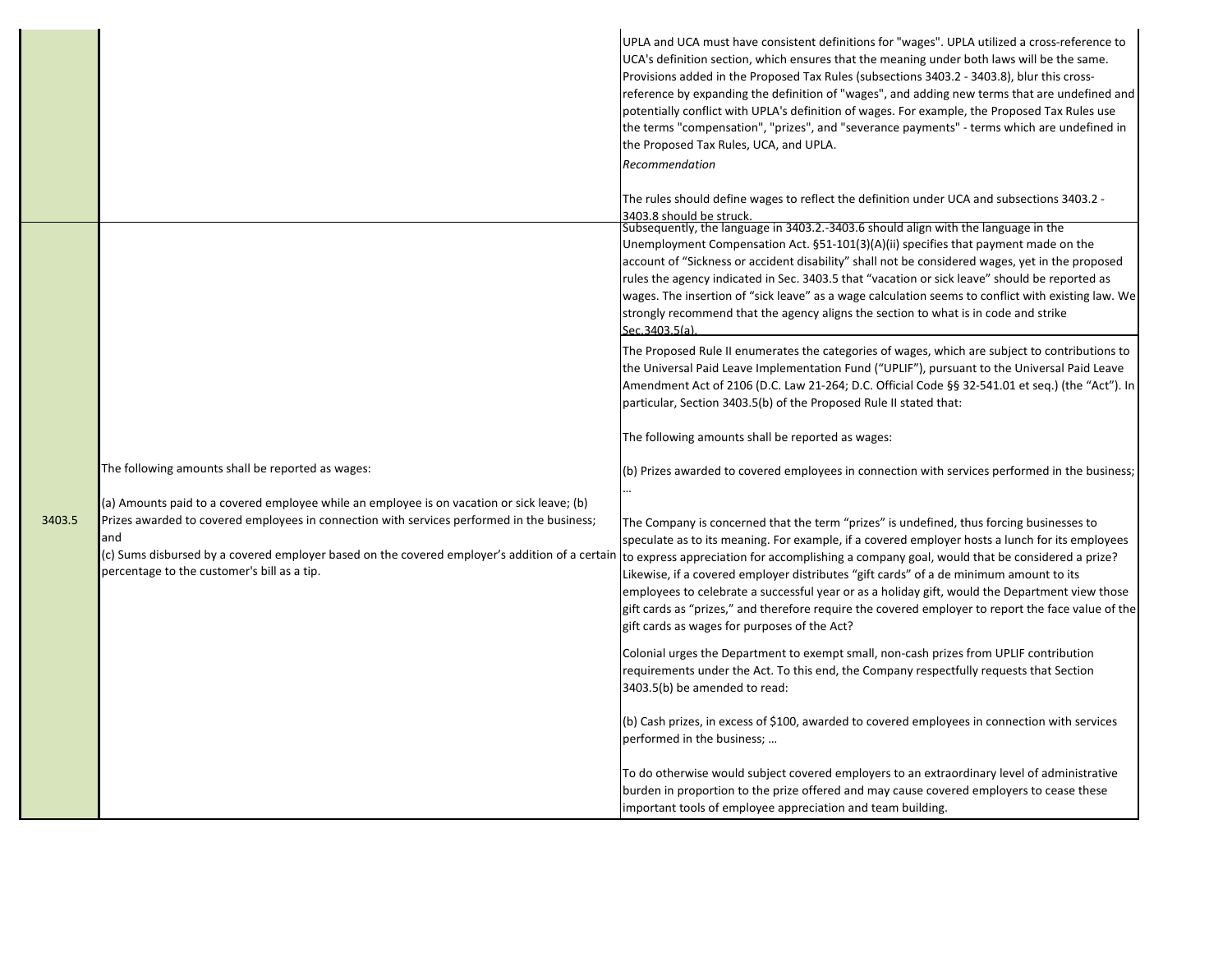| | | |
|---|---|---|
| | | UPLA and UCA must have consistent definitions for "wages". UPLA utilized a cross-reference to UCA's definition section, which ensures that the meaning under both laws will be the same. Provisions added in the Proposed Tax Rules (subsections 3403.2 - 3403.8), blur this cross-reference by expanding the definition of "wages", and adding new terms that are undefined and potentially conflict with UPLA's definition of wages. For example, the Proposed Tax Rules use the terms "compensation", "prizes", and "severance payments" - terms which are undefined in the Proposed Tax Rules, UCA, and UPLA.<br>*Recommendation*<br><br>The rules should define wages to reflect the definition under UCA and subsections 3403.2 - 3403.8 should be struck. |
| 3403.5 | The following amounts shall be reported as wages:<br><br>(a) Amounts paid to a covered employee while an employee is on vacation or sick leave; (b) Prizes awarded to covered employees in connection with services performed in the business; and<br>(c) Sums disbursed by a covered employer based on the covered employer's addition of a certain percentage to the customer's bill as a tip. | Subsequently, the language in 3403.2.-3403.6 should align with the language in the Unemployment Compensation Act. §51-101(3)(A)(ii) specifies that payment made on the account of "Sickness or accident disability" shall not be considered wages, yet in the proposed rules the agency indicated in Sec. 3403.5 that "vacation or sick leave" should be reported as wages. The insertion of "sick leave" as a wage calculation seems to conflict with existing law. We strongly recommend that the agency aligns the section to what is in code and strike Sec.3403.5(a).<br><br>The Proposed Rule II enumerates the categories of wages, which are subject to contributions to the Universal Paid Leave Implementation Fund ("UPLIF"), pursuant to the Universal Paid Leave Amendment Act of 2106 (D.C. Law 21-264; D.C. Official Code §§ 32-541.01 et seq.) (the "Act"). In particular, Section 3403.5(b) of the Proposed Rule II stated that:<br><br>The following amounts shall be reported as wages:<br><br>(b) Prizes awarded to covered employees in connection with services performed in the business; …<br><br>The Company is concerned that the term "prizes" is undefined, thus forcing businesses to speculate as to its meaning. For example, if a covered employer hosts a lunch for its employees to express appreciation for accomplishing a company goal, would that be considered a prize? Likewise, if a covered employer distributes "gift cards" of a de minimum amount to its employees to celebrate a successful year or as a holiday gift, would the Department view those gift cards as "prizes," and therefore require the covered employer to report the face value of the gift cards as wages for purposes of the Act?<br><br>Colonial urges the Department to exempt small, non-cash prizes from UPLIF contribution requirements under the Act. To this end, the Company respectfully requests that Section 3403.5(b) be amended to read:<br><br>(b) Cash prizes, in excess of $100, awarded to covered employees in connection with services performed in the business; …<br><br>To do otherwise would subject covered employers to an extraordinary level of administrative burden in proportion to the prize offered and may cause covered employers to cease these important tools of employee appreciation and team building. |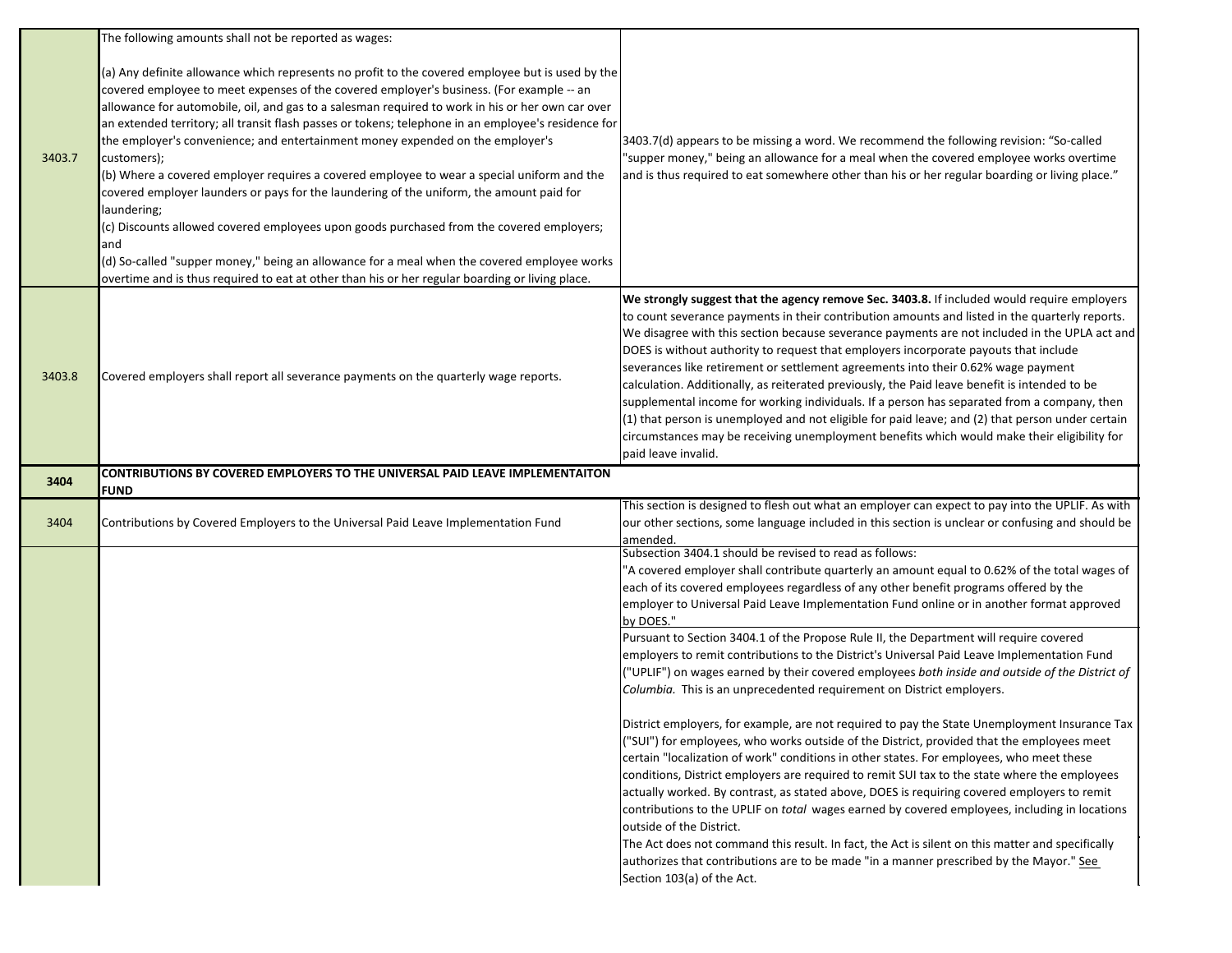| | | |
|---|---|---|
| 3403.7 | The following amounts shall not be reported as wages:<br><br>(a) Any definite allowance which represents no profit to the covered employee but is used by the covered employee to meet expenses of the covered employer's business. (For example -- an allowance for automobile, oil, and gas to a salesman required to work in his or her own car over an extended territory; all transit flash passes or tokens; telephone in an employee's residence for the employer's convenience; and entertainment money expended on the employer's customers);<br>(b) Where a covered employer requires a covered employee to wear a special uniform and the covered employer launders or pays for the laundering of the uniform, the amount paid for laundering;<br>(c) Discounts allowed covered employees upon goods purchased from the covered employers; and<br>(d) So-called "supper money," being an allowance for a meal when the covered employee works overtime and is thus required to eat at other than his or her regular boarding or living place. | 3403.7(d) appears to be missing a word. We recommend the following revision: "So-called "supper money," being an allowance for a meal when the covered employee works overtime and is thus required to eat somewhere other than his or her regular boarding or living place." |
| 3403.8 | Covered employers shall report all severance payments on the quarterly wage reports. | **We strongly suggest that the agency remove Sec. 3403.8.** If included would require employers to count severance payments in their contribution amounts and listed in the quarterly reports. We disagree with this section because severance payments are not included in the UPLA act and DOES is without authority to request that employers incorporate payouts that include severances like retirement or settlement agreements into their 0.62% wage payment calculation. Additionally, as reiterated previously, the Paid leave benefit is intended to be supplemental income for working individuals. If a person has separated from a company, then (1) that person is unemployed and not eligible for paid leave; and (2) that person under certain circumstances may be receiving unemployment benefits which would make their eligibility for paid leave invalid. |
| **3404** | **CONTRIBUTIONS BY COVERED EMPLOYERS TO THE UNIVERSAL PAID LEAVE IMPLEMENTAITON FUND** | |
| 3404 | Contributions by Covered Employers to the Universal Paid Leave Implementation Fund | This section is designed to flesh out what an employer can expect to pay into the UPLIF. As with our other sections, some language included in this section is unclear or confusing and should be amended. |
| | | Subsection 3404.1 should be revised to read as follows:<br>"A covered employer shall contribute quarterly an amount equal to 0.62% of the total wages of each of its covered employees regardless of any other benefit programs offered by the employer to Universal Paid Leave Implementation Fund online or in another format approved by DOES." |
| | | Pursuant to Section 3404.1 of the Propose Rule II, the Department will require covered employers to remit contributions to the District's Universal Paid Leave Implementation Fund ("UPLIF") on wages earned by their covered employees *both inside and outside of the District of Columbia*. This is an unprecedented requirement on District employers.<br><br>District employers, for example, are not required to pay the State Unemployment Insurance Tax ("SUI") for employees, who works outside of the District, provided that the employees meet certain "localization of work" conditions in other states. For employees, who meet these conditions, District employers are required to remit SUI tax to the state where the employees actually worked. By contrast, as stated above, DOES is requiring covered employers to remit contributions to the UPLIF on *total* wages earned by covered employees, including in locations outside of the District.<br>The Act does not command this result. In fact, the Act is silent on this matter and specifically authorizes that contributions are to be made "in a manner prescribed by the Mayor." See Section 103(a) of the Act. |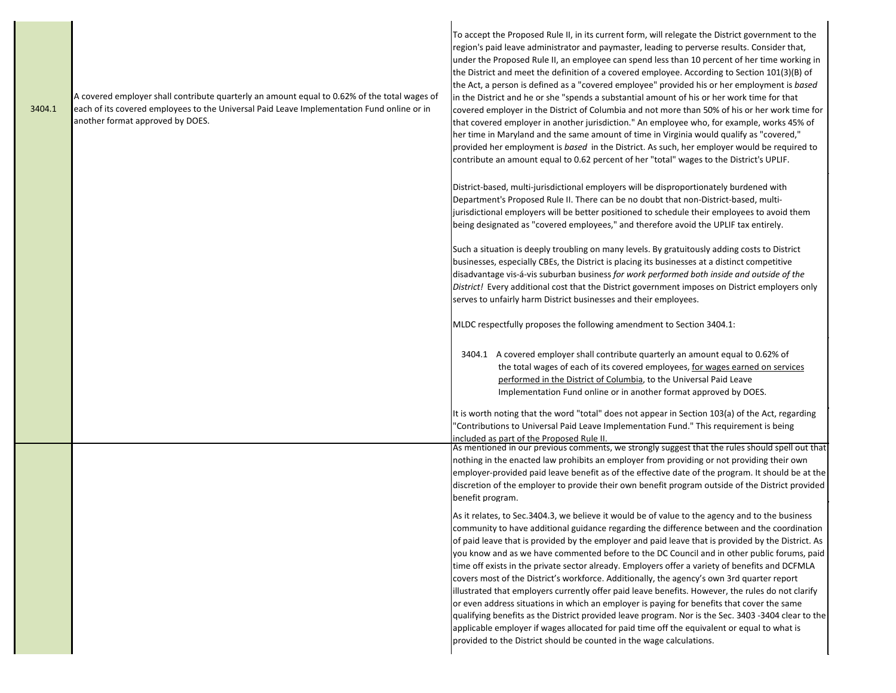| | | |
|---|---|---|
| 3404.1 | A covered employer shall contribute quarterly an amount equal to 0.62% of the total wages of each of its covered employees to the Universal Paid Leave Implementation Fund online or in another format approved by DOES. | To accept the Proposed Rule II, in its current form, will relegate the District government to the region's paid leave administrator and paymaster, leading to perverse results. Consider that, under the Proposed Rule II, an employee can spend less than 10 percent of her time working in the District and meet the definition of a covered employee. According to Section 101(3)(B) of the Act, a person is defined as a "covered employee" provided his or her employment is *based* in the District and he or she "spends a substantial amount of his or her work time for that covered employer in the District of Columbia and not more than 50% of his or her work time for that covered employer in another jurisdiction." An employee who, for example, works 45% of her time in Maryland and the same amount of time in Virginia would qualify as "covered," provided her employment is *based* in the District. As such, her employer would be required to contribute an amount equal to 0.62 percent of her "total" wages to the District's UPLIF.<br><br>District-based, multi-jurisdictional employers will be disproportionately burdened with Department's Proposed Rule II. There can be no doubt that non-District-based, multi-jurisdictional employers will be better positioned to schedule their employees to avoid them being designated as "covered employees," and therefore avoid the UPLIF tax entirely.<br><br>Such a situation is deeply troubling on many levels. By gratuitously adding costs to District businesses, especially CBEs, the District is placing its businesses at a distinct competitive disadvantage vis-á-vis suburban business *for work performed both inside and outside of the District!* Every additional cost that the District government imposes on District employers only serves to unfairly harm District businesses and their employees.<br><br>MLDC respectfully proposes the following amendment to Section 3404.1:<br><br>3404.1 A covered employer shall contribute quarterly an amount equal to 0.62% of the total wages of each of its covered employees, <u>for wages earned on services performed in the District of Columbia</u>, to the Universal Paid Leave Implementation Fund online or in another format approved by DOES.<br><br>It is worth noting that the word "total" does not appear in Section 103(a) of the Act, regarding "Contributions to Universal Paid Leave Implementation Fund." This requirement is being included as part of the Proposed Rule II. |
| | | As mentioned in our previous comments, we strongly suggest that the rules should spell out that nothing in the enacted law prohibits an employer from providing or not providing their own employer-provided paid leave benefit as of the effective date of the program. It should be at the discretion of the employer to provide their own benefit program outside of the District provided benefit program.<br><br>As it relates, to Sec.3404.3, we believe it would be of value to the agency and to the business community to have additional guidance regarding the difference between and the coordination of paid leave that is provided by the employer and paid leave that is provided by the District. As you know and as we have commented before to the DC Council and in other public forums, paid time off exists in the private sector already. Employers offer a variety of benefits and DCFMLA covers most of the District's workforce. Additionally, the agency's own 3rd quarter report illustrated that employers currently offer paid leave benefits. However, the rules do not clarify or even address situations in which an employer is paying for benefits that cover the same qualifying benefits as the District provided leave program. Nor is the Sec. 3403 -3404 clear to the applicable employer if wages allocated for paid time off the equivalent or equal to what is provided to the District should be counted in the wage calculations. |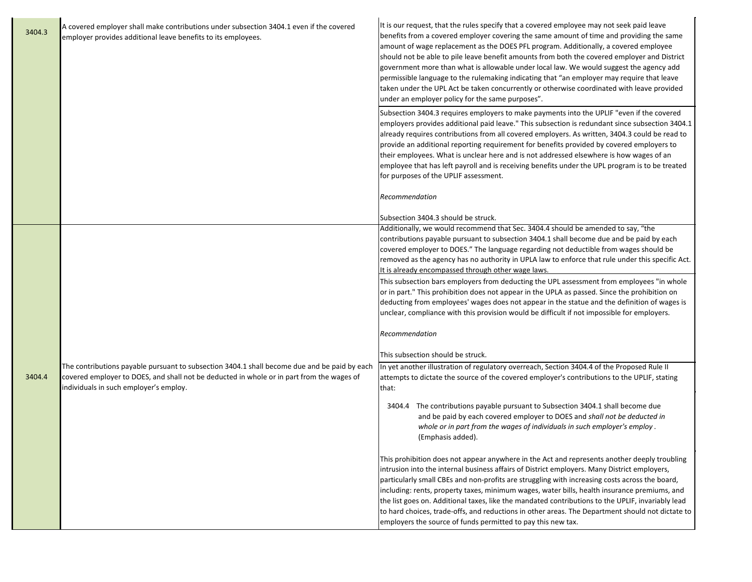| | | |
|---|---|---|
| 3404.3 | A covered employer shall make contributions under subsection 3404.1 even if the covered employer provides additional leave benefits to its employees. | It is our request, that the rules specify that a covered employee may not seek paid leave benefits from a covered employer covering the same amount of time and providing the same amount of wage replacement as the DOES PFL program. Additionally, a covered employee should not be able to pile leave benefit amounts from both the covered employer and District government more than what is allowable under local law. We would suggest the agency add permissible language to the rulemaking indicating that "an employer may require that leave taken under the UPL Act be taken concurrently or otherwise coordinated with leave provided under an employer policy for the same purposes". |
| | | Subsection 3404.3 requires employers to make payments into the UPLIF "even if the covered employers provides additional paid leave." This subsection is redundant since subsection 3404.1 already requires contributions from all covered employers. As written, 3404.3 could be read to provide an additional reporting requirement for benefits provided by covered employers to their employees. What is unclear here and is not addressed elsewhere is how wages of an employee that has left payroll and is receiving benefits under the UPL program is to be treated for purposes of the UPLIF assessment.<br><br>*Recommendation*<br><br>Subsection 3404.3 should be struck. |
| 3404.4 | The contributions payable pursuant to subsection 3404.1 shall become due and be paid by each covered employer to DOES, and shall not be deducted in whole or in part from the wages of individuals in such employer's employ. | Additionally, we would recommend that Sec. 3404.4 should be amended to say, "the contributions payable pursuant to subsection 3404.1 shall become due and be paid by each covered employer to DOES." The language regarding not deductible from wages should be removed as the agency has no authority in UPLA law to enforce that rule under this specific Act. It is already encompassed through other wage laws. |
| | | This subsection bars employers from deducting the UPL assessment from employees "in whole or in part." This prohibition does not appear in the UPLA as passed. Since the prohibition on deducting from employees' wages does not appear in the statue and the definition of wages is unclear, compliance with this provision would be difficult if not impossible for employers.<br><br>*Recommendation*<br><br>This subsection should be struck. |
| | | In yet another illustration of regulatory overreach, Section 3404.4 of the Proposed Rule II attempts to dictate the source of the covered employer's contributions to the UPLIF, stating that:<br><br>3404.4 The contributions payable pursuant to Subsection 3404.1 shall become due and be paid by each covered employer to DOES and *shall not be deducted in whole or in part from the wages of individuals in such employer's employ*. (Emphasis added).<br><br>This prohibition does not appear anywhere in the Act and represents another deeply troubling intrusion into the internal business affairs of District employers. Many District employers, particularly small CBEs and non-profits are struggling with increasing costs across the board, including: rents, property taxes, minimum wages, water bills, health insurance premiums, and the list goes on. Additional taxes, like the mandated contributions to the UPLIF, invariably lead to hard choices, trade-offs, and reductions in other areas. The Department should not dictate to employers the source of funds permitted to pay this new tax. |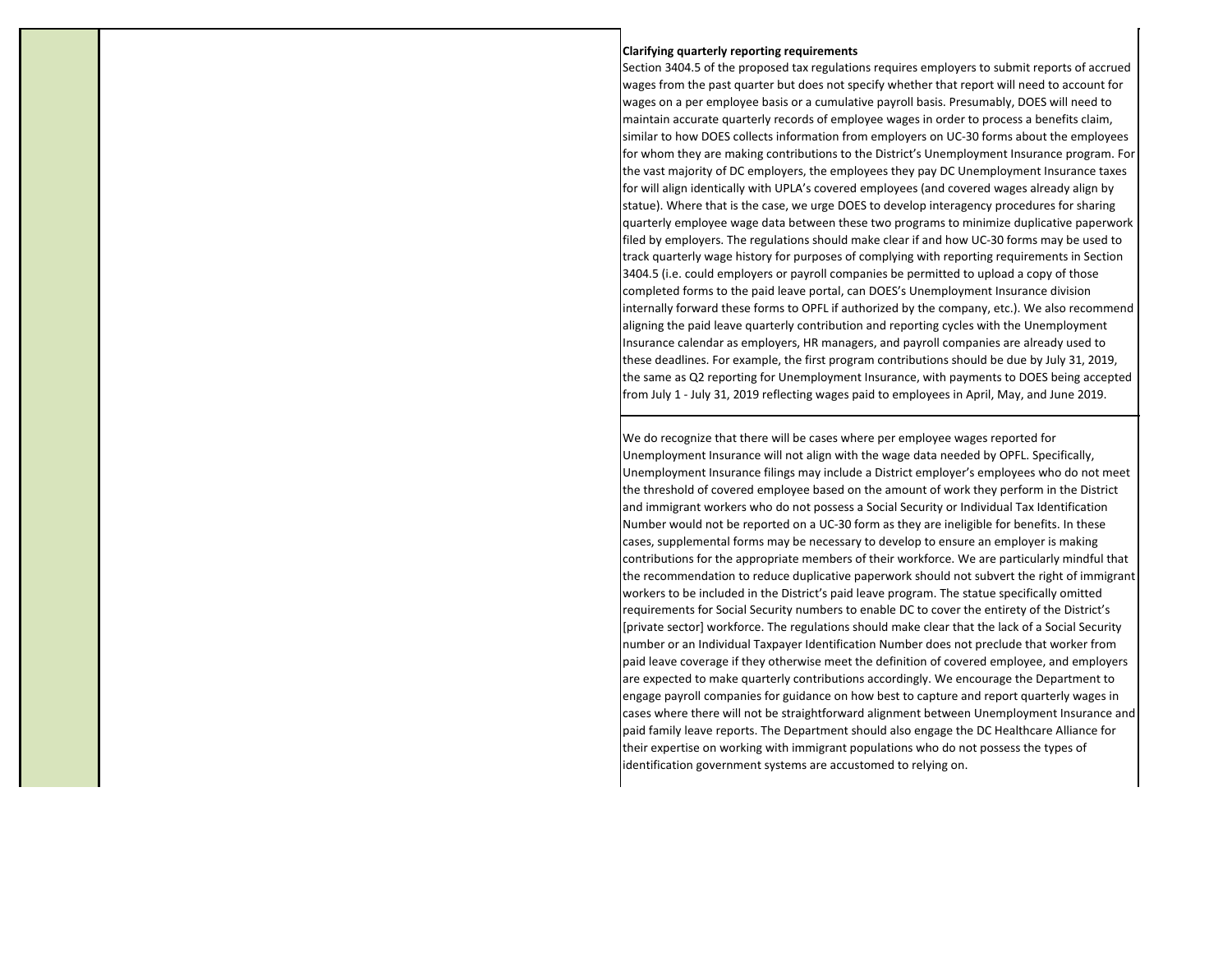**Clarifying quarterly reporting requirements**

Section 3404.5 of the proposed tax regulations requires employers to submit reports of accrued wages from the past quarter but does not specify whether that report will need to account for wages on a per employee basis or a cumulative payroll basis. Presumably, DOES will need to maintain accurate quarterly records of employee wages in order to process a benefits claim, similar to how DOES collects information from employers on UC-30 forms about the employees for whom they are making contributions to the District's Unemployment Insurance program. For the vast majority of DC employers, the employees they pay DC Unemployment Insurance taxes for will align identically with UPLA's covered employees (and covered wages already align by statue). Where that is the case, we urge DOES to develop interagency procedures for sharing quarterly employee wage data between these two programs to minimize duplicative paperwork filed by employers. The regulations should make clear if and how UC-30 forms may be used to track quarterly wage history for purposes of complying with reporting requirements in Section 3404.5 (i.e. could employers or payroll companies be permitted to upload a copy of those completed forms to the paid leave portal, can DOES's Unemployment Insurance division internally forward these forms to OPFL if authorized by the company, etc.). We also recommend aligning the paid leave quarterly contribution and reporting cycles with the Unemployment Insurance calendar as employers, HR managers, and payroll companies are already used to these deadlines. For example, the first program contributions should be due by July 31, 2019, the same as Q2 reporting for Unemployment Insurance, with payments to DOES being accepted from July 1 - July 31, 2019 reflecting wages paid to employees in April, May, and June 2019.

We do recognize that there will be cases where per employee wages reported for Unemployment Insurance will not align with the wage data needed by OPFL. Specifically, Unemployment Insurance filings may include a District employer's employees who do not meet the threshold of covered employee based on the amount of work they perform in the District and immigrant workers who do not possess a Social Security or Individual Tax Identification Number would not be reported on a UC-30 form as they are ineligible for benefits. In these cases, supplemental forms may be necessary to develop to ensure an employer is making contributions for the appropriate members of their workforce. We are particularly mindful that the recommendation to reduce duplicative paperwork should not subvert the right of immigrant workers to be included in the District's paid leave program. The statue specifically omitted requirements for Social Security numbers to enable DC to cover the entirety of the District's [private sector] workforce. The regulations should make clear that the lack of a Social Security number or an Individual Taxpayer Identification Number does not preclude that worker from paid leave coverage if they otherwise meet the definition of covered employee, and employers are expected to make quarterly contributions accordingly. We encourage the Department to engage payroll companies for guidance on how best to capture and report quarterly wages in cases where there will not be straightforward alignment between Unemployment Insurance and paid family leave reports. The Department should also engage the DC Healthcare Alliance for their expertise on working with immigrant populations who do not possess the types of identification government systems are accustomed to relying on.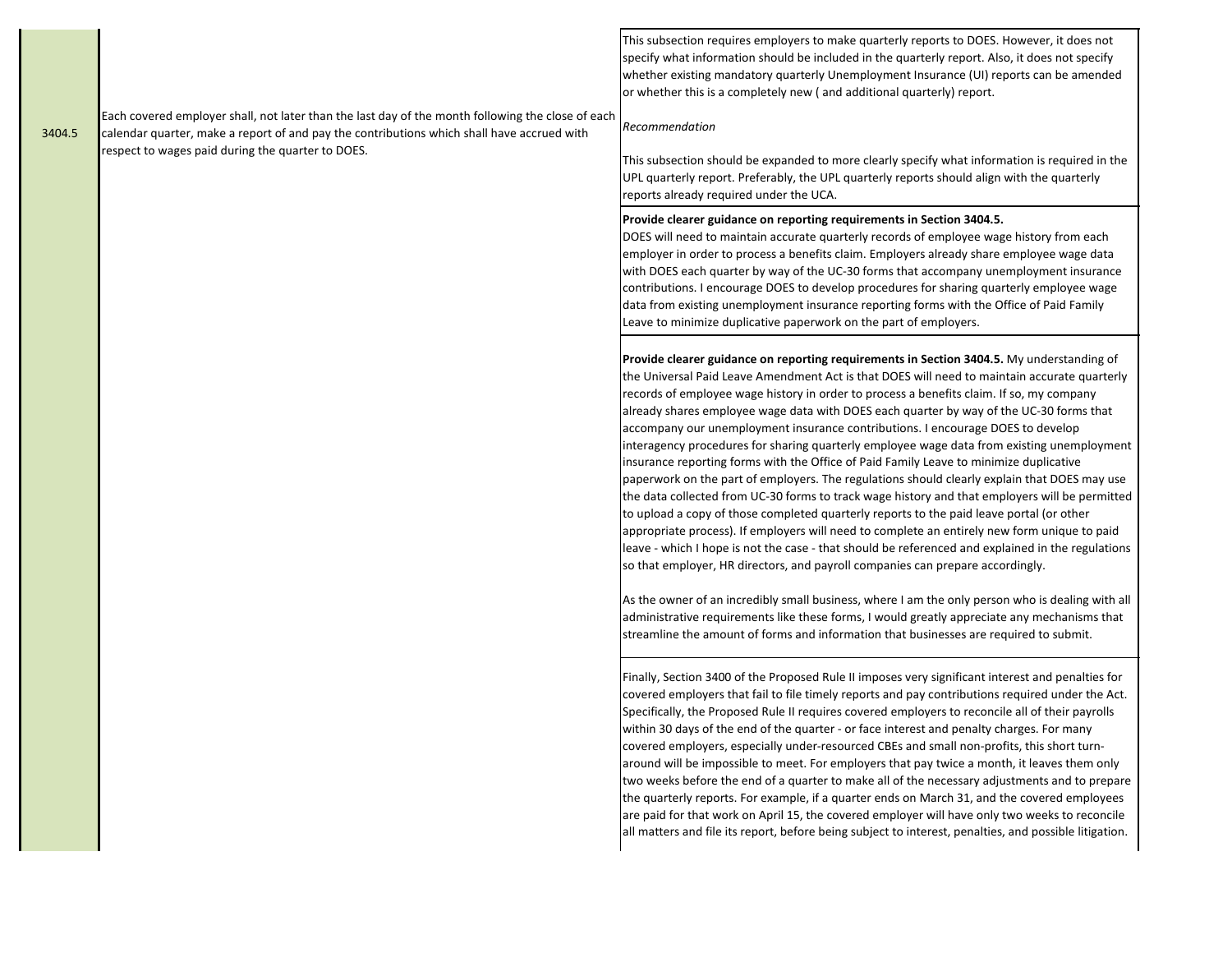| | | |
|---|---|---|
| 3404.5 | Each covered employer shall, not later than the last day of the month following the close of each calendar quarter, make a report of and pay the contributions which shall have accrued with respect to wages paid during the quarter to DOES. | This subsection requires employers to make quarterly reports to DOES. However, it does not specify what information should be included in the quarterly report. Also, it does not specify whether existing mandatory quarterly Unemployment Insurance (UI) reports can be amended or whether this is a completely new ( and additional quarterly) report.<br><br>*Recommendation*<br><br>This subsection should be expanded to more clearly specify what information is required in the UPL quarterly report. Preferably, the UPL quarterly reports should align with the quarterly reports already required under the UCA. |
| | | **Provide clearer guidance on reporting requirements in Section 3404.5.** DOES will need to maintain accurate quarterly records of employee wage history from each employer in order to process a benefits claim. Employers already share employee wage data with DOES each quarter by way of the UC-30 forms that accompany unemployment insurance contributions. I encourage DOES to develop procedures for sharing quarterly employee wage data from existing unemployment insurance reporting forms with the Office of Paid Family Leave to minimize duplicative paperwork on the part of employers. |
| | | **Provide clearer guidance on reporting requirements in Section 3404.5.** My understanding of the Universal Paid Leave Amendment Act is that DOES will need to maintain accurate quarterly records of employee wage history in order to process a benefits claim. If so, my company already shares employee wage data with DOES each quarter by way of the UC-30 forms that accompany our unemployment insurance contributions. I encourage DOES to develop interagency procedures for sharing quarterly employee wage data from existing unemployment insurance reporting forms with the Office of Paid Family Leave to minimize duplicative paperwork on the part of employers. The regulations should clearly explain that DOES may use the data collected from UC-30 forms to track wage history and that employers will be permitted to upload a copy of those completed quarterly reports to the paid leave portal (or other appropriate process). If employers will need to complete an entirely new form unique to paid leave - which I hope is not the case - that should be referenced and explained in the regulations so that employer, HR directors, and payroll companies can prepare accordingly.<br><br>As the owner of an incredibly small business, where I am the only person who is dealing with all administrative requirements like these forms, I would greatly appreciate any mechanisms that streamline the amount of forms and information that businesses are required to submit. |
| | | Finally, Section 3400 of the Proposed Rule II imposes very significant interest and penalties for covered employers that fail to file timely reports and pay contributions required under the Act. Specifically, the Proposed Rule II requires covered employers to reconcile all of their payrolls within 30 days of the end of the quarter - or face interest and penalty charges. For many covered employers, especially under-resourced CBEs and small non-profits, this short turn-around will be impossible to meet. For employers that pay twice a month, it leaves them only two weeks before the end of a quarter to make all of the necessary adjustments and to prepare the quarterly reports. For example, if a quarter ends on March 31, and the covered employees are paid for that work on April 15, the covered employer will have only two weeks to reconcile all matters and file its report, before being subject to interest, penalties, and possible litigation. |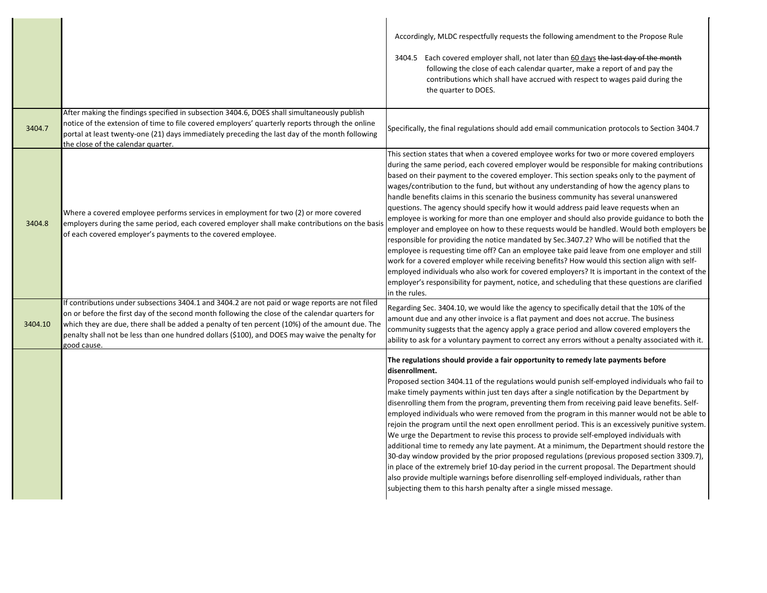| | | |
|---|---|---|
| | | Accordingly, MLDC respectfully requests the following amendment to the Propose Rule<br><br>3404.5 Each covered employer shall, not later than <u>60 days</u> ~~the last day of the month~~ following the close of each calendar quarter, make a report of and pay the contributions which shall have accrued with respect to wages paid during the the quarter to DOES. |
| 3404.7 | After making the findings specified in subsection 3404.6, DOES shall simultaneously publish notice of the extension of time to file covered employers' quarterly reports through the online portal at least twenty-one (21) days immediately preceding the last day of the month following the close of the calendar quarter. | Specifically, the final regulations should add email communication protocols to Section 3404.7 |
| 3404.8 | Where a covered employee performs services in employment for two (2) or more covered employers during the same period, each covered employer shall make contributions on the basis of each covered employer's payments to the covered employee. | This section states that when a covered employee works for two or more covered employers during the same period, each covered employer would be responsible for making contributions based on their payment to the covered employer. This section speaks only to the payment of wages/contribution to the fund, but without any understanding of how the agency plans to handle benefits claims in this scenario the business community has several unanswered questions. The agency should specify how it would address paid leave requests when an employee is working for more than one employer and should also provide guidance to both the employer and employee on how to these requests would be handled. Would both employers be responsible for providing the notice mandated by Sec.3407.2? Who will be notified that the employee is requesting time off? Can an employee take paid leave from one employer and still work for a covered employer while receiving benefits? How would this section align with self-employed individuals who also work for covered employers? It is important in the context of the employer's responsibility for payment, notice, and scheduling that these questions are clarified in the rules. |
| 3404.10 | If contributions under subsections 3404.1 and 3404.2 are not paid or wage reports are not filed on or before the first day of the second month following the close of the calendar quarters for which they are due, there shall be added a penalty of ten percent (10%) of the amount due. The penalty shall not be less than one hundred dollars ($100), and DOES may waive the penalty for good cause. | Regarding Sec. 3404.10, we would like the agency to specifically detail that the 10% of the amount due and any other invoice is a flat payment and does not accrue. The business community suggests that the agency apply a grace period and allow covered employers the ability to ask for a voluntary payment to correct any errors without a penalty associated with it. |
| | | **The regulations should provide a fair opportunity to remedy late payments before disenrollment.**<br>Proposed section 3404.11 of the regulations would punish self-employed individuals who fail to make timely payments within just ten days after a single notification by the Department by disenrolling them from the program, preventing them from receiving paid leave benefits. Self-employed individuals who were removed from the program in this manner would not be able to rejoin the program until the next open enrollment period. This is an excessively punitive system. We urge the Department to revise this process to provide self-employed individuals with additional time to remedy any late payment. At a minimum, the Department should restore the 30-day window provided by the prior proposed regulations (previous proposed section 3309.7), in place of the extremely brief 10-day period in the current proposal. The Department should also provide multiple warnings before disenrolling self-employed individuals, rather than subjecting them to this harsh penalty after a single missed message. |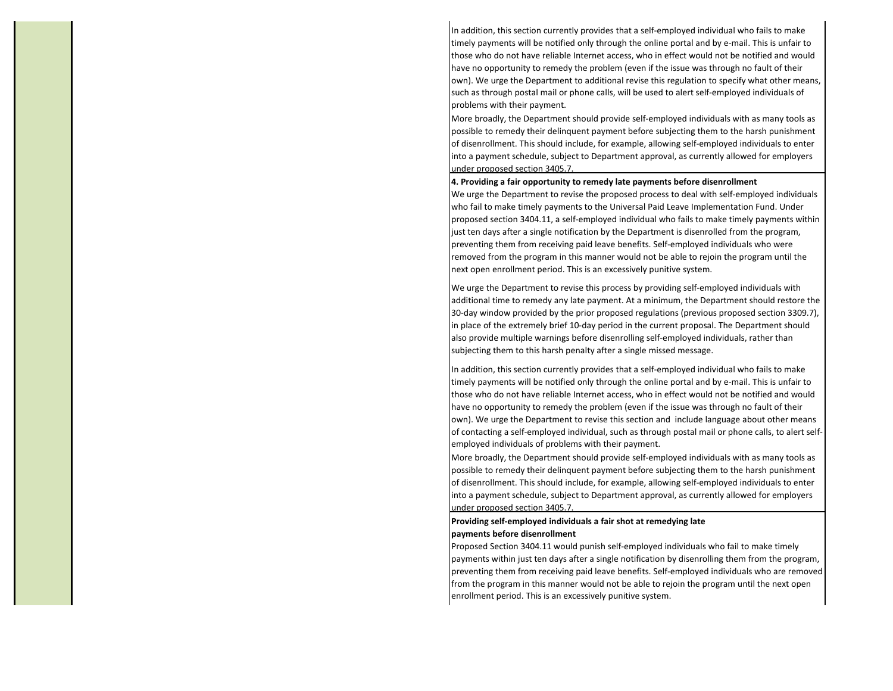In addition, this section currently provides that a self-employed individual who fails to make timely payments will be notified only through the online portal and by e-mail. This is unfair to those who do not have reliable Internet access, who in effect would not be notified and would have no opportunity to remedy the problem (even if the issue was through no fault of their own). We urge the Department to additional revise this regulation to specify what other means, such as through postal mail or phone calls, will be used to alert self-employed individuals of problems with their payment.

More broadly, the Department should provide self-employed individuals with as many tools as possible to remedy their delinquent payment before subjecting them to the harsh punishment of disenrollment. This should include, for example, allowing self-employed individuals to enter into a payment schedule, subject to Department approval, as currently allowed for employers under proposed section 3405.7.

---

**4. Providing a fair opportunity to remedy late payments before disenrollment**

We urge the Department to revise the proposed process to deal with self-employed individuals who fail to make timely payments to the Universal Paid Leave Implementation Fund. Under proposed section 3404.11, a self-employed individual who fails to make timely payments within just ten days after a single notification by the Department is disenrolled from the program, preventing them from receiving paid leave benefits. Self-employed individuals who were removed from the program in this manner would not be able to rejoin the program until the next open enrollment period. This is an excessively punitive system.

We urge the Department to revise this process by providing self-employed individuals with additional time to remedy any late payment. At a minimum, the Department should restore the 30-day window provided by the prior proposed regulations (previous proposed section 3309.7), in place of the extremely brief 10-day period in the current proposal. The Department should also provide multiple warnings before disenrolling self-employed individuals, rather than subjecting them to this harsh penalty after a single missed message.

In addition, this section currently provides that a self-employed individual who fails to make timely payments will be notified only through the online portal and by e-mail. This is unfair to those who do not have reliable Internet access, who in effect would not be notified and would have no opportunity to remedy the problem (even if the issue was through no fault of their own). We urge the Department to revise this section and include language about other means of contacting a self-employed individual, such as through postal mail or phone calls, to alert self-employed individuals of problems with their payment.

More broadly, the Department should provide self-employed individuals with as many tools as possible to remedy their delinquent payment before subjecting them to the harsh punishment of disenrollment. This should include, for example, allowing self-employed individuals to enter into a payment schedule, subject to Department approval, as currently allowed for employers under proposed section 3405.7.

---

**Providing self-employed individuals a fair shot at remedying late payments before disenrollment**

Proposed Section 3404.11 would punish self-employed individuals who fail to make timely payments within just ten days after a single notification by disenrolling them from the program, preventing them from receiving paid leave benefits. Self-employed individuals who are removed from the program in this manner would not be able to rejoin the program until the next open enrollment period. This is an excessively punitive system.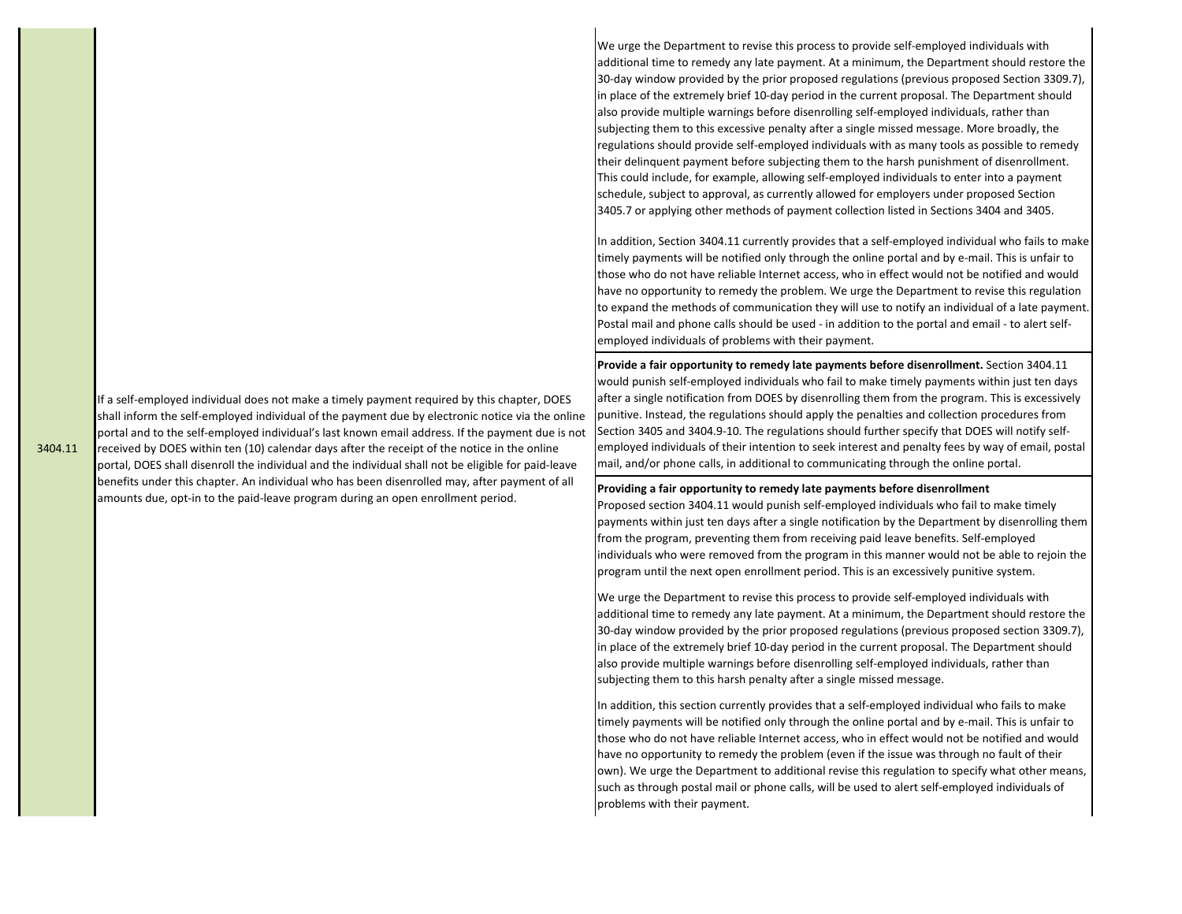| Section | Proposed Regulation Text | Comment |
|---|---|---|
| 3404.11 | If a self-employed individual does not make a timely payment required by this chapter, DOES shall inform the self-employed individual of the payment due by electronic notice via the online portal and to the self-employed individual's last known email address. If the payment due is not received by DOES within ten (10) calendar days after the receipt of the notice in the online portal, DOES shall disenroll the individual and the individual shall not be eligible for paid-leave benefits under this chapter. An individual who has been disenrolled may, after payment of all amounts due, opt-in to the paid-leave program during an open enrollment period. | We urge the Department to revise this process to provide self-employed individuals with additional time to remedy any late payment. At a minimum, the Department should restore the 30-day window provided by the prior proposed regulations (previous proposed Section 3309.7), in place of the extremely brief 10-day period in the current proposal. The Department should also provide multiple warnings before disenrolling self-employed individuals, rather than subjecting them to this excessive penalty after a single missed message. More broadly, the regulations should provide self-employed individuals with as many tools as possible to remedy their delinquent payment before subjecting them to the harsh punishment of disenrollment. This could include, for example, allowing self-employed individuals to enter into a payment schedule, subject to approval, as currently allowed for employers under proposed Section 3405.7 or applying other methods of payment collection listed in Sections 3404 and 3405.<br><br>In addition, Section 3404.11 currently provides that a self-employed individual who fails to make timely payments will be notified only through the online portal and by e-mail. This is unfair to those who do not have reliable Internet access, who in effect would not be notified and would have no opportunity to remedy the problem. We urge the Department to revise this regulation to expand the methods of communication they will use to notify an individual of a late payment. Postal mail and phone calls should be used - in addition to the portal and email - to alert self-employed individuals of problems with their payment. |
| | | **Provide a fair opportunity to remedy late payments before disenrollment.** Section 3404.11 would punish self-employed individuals who fail to make timely payments within just ten days after a single notification from DOES by disenrolling them from the program. This is excessively punitive. Instead, the regulations should apply the penalties and collection procedures from Section 3405 and 3404.9-10. The regulations should further specify that DOES will notify self-employed individuals of their intention to seek interest and penalty fees by way of email, postal mail, and/or phone calls, in additional to communicating through the online portal. |
| | | **Providing a fair opportunity to remedy late payments before disenrollment**<br>Proposed section 3404.11 would punish self-employed individuals who fail to make timely payments within just ten days after a single notification by the Department by disenrolling them from the program, preventing them from receiving paid leave benefits. Self-employed individuals who were removed from the program in this manner would not be able to rejoin the program until the next open enrollment period. This is an excessively punitive system.<br><br>We urge the Department to revise this process to provide self-employed individuals with additional time to remedy any late payment. At a minimum, the Department should restore the 30-day window provided by the prior proposed regulations (previous proposed section 3309.7), in place of the extremely brief 10-day period in the current proposal. The Department should also provide multiple warnings before disenrolling self-employed individuals, rather than subjecting them to this harsh penalty after a single missed message.<br><br>In addition, this section currently provides that a self-employed individual who fails to make timely payments will be notified only through the online portal and by e-mail. This is unfair to those who do not have reliable Internet access, who in effect would not be notified and would have no opportunity to remedy the problem (even if the issue was through no fault of their own). We urge the Department to additional revise this regulation to specify what other means, such as through postal mail or phone calls, will be used to alert self-employed individuals of problems with their payment. |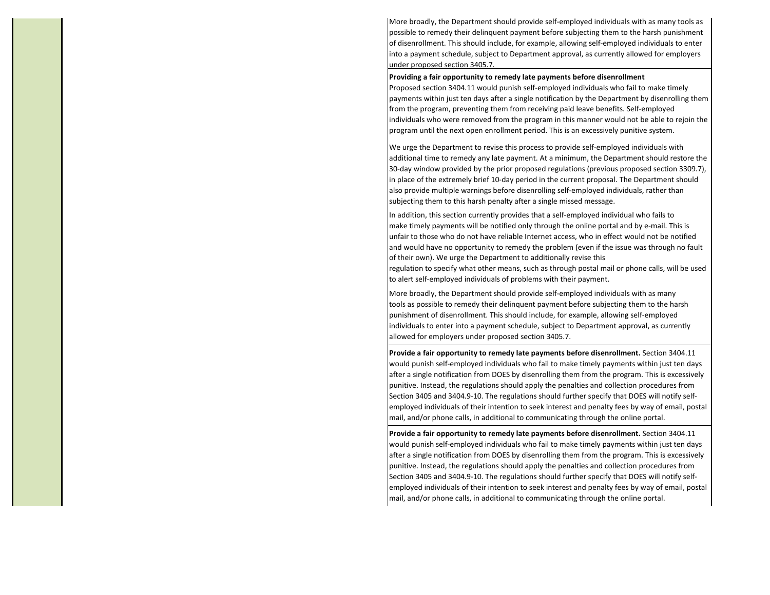More broadly, the Department should provide self-employed individuals with as many tools as possible to remedy their delinquent payment before subjecting them to the harsh punishment of disenrollment. This should include, for example, allowing self-employed individuals to enter into a payment schedule, subject to Department approval, as currently allowed for employers under proposed section 3405.7.

**Providing a fair opportunity to remedy late payments before disenrollment**
Proposed section 3404.11 would punish self-employed individuals who fail to make timely payments within just ten days after a single notification by the Department by disenrolling them from the program, preventing them from receiving paid leave benefits. Self-employed individuals who were removed from the program in this manner would not be able to rejoin the program until the next open enrollment period. This is an excessively punitive system.

We urge the Department to revise this process to provide self-employed individuals with additional time to remedy any late payment. At a minimum, the Department should restore the 30-day window provided by the prior proposed regulations (previous proposed section 3309.7), in place of the extremely brief 10-day period in the current proposal. The Department should also provide multiple warnings before disenrolling self-employed individuals, rather than subjecting them to this harsh penalty after a single missed message.

In addition, this section currently provides that a self-employed individual who fails to make timely payments will be notified only through the online portal and by e-mail. This is unfair to those who do not have reliable Internet access, who in effect would not be notified and would have no opportunity to remedy the problem (even if the issue was through no fault of their own). We urge the Department to additionally revise this regulation to specify what other means, such as through postal mail or phone calls, will be used to alert self-employed individuals of problems with their payment.

More broadly, the Department should provide self-employed individuals with as many tools as possible to remedy their delinquent payment before subjecting them to the harsh punishment of disenrollment. This should include, for example, allowing self-employed individuals to enter into a payment schedule, subject to Department approval, as currently allowed for employers under proposed section 3405.7.

**Provide a fair opportunity to remedy late payments before disenrollment.** Section 3404.11 would punish self-employed individuals who fail to make timely payments within just ten days after a single notification from DOES by disenrolling them from the program. This is excessively punitive. Instead, the regulations should apply the penalties and collection procedures from Section 3405 and 3404.9-10. The regulations should further specify that DOES will notify self-employed individuals of their intention to seek interest and penalty fees by way of email, postal mail, and/or phone calls, in additional to communicating through the online portal.

**Provide a fair opportunity to remedy late payments before disenrollment.** Section 3404.11 would punish self-employed individuals who fail to make timely payments within just ten days after a single notification from DOES by disenrolling them from the program. This is excessively punitive. Instead, the regulations should apply the penalties and collection procedures from Section 3405 and 3404.9-10. The regulations should further specify that DOES will notify self-employed individuals of their intention to seek interest and penalty fees by way of email, postal mail, and/or phone calls, in additional to communicating through the online portal.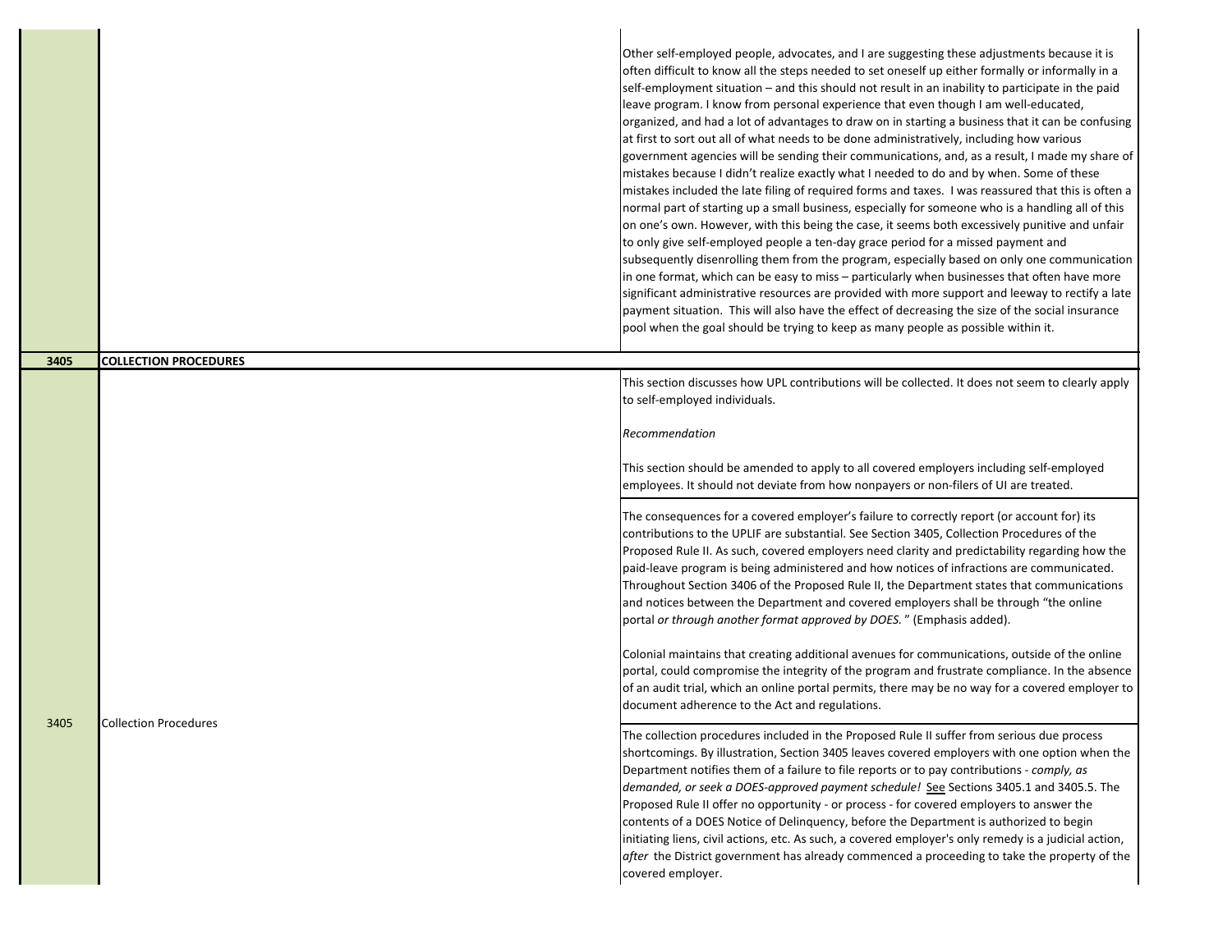| | | |
|---|---|---|
| | | Other self-employed people, advocates, and I are suggesting these adjustments because it is often difficult to know all the steps needed to set oneself up either formally or informally in a self-employment situation – and this should not result in an inability to participate in the paid leave program. I know from personal experience that even though I am well-educated, organized, and had a lot of advantages to draw on in starting a business that it can be confusing at first to sort out all of what needs to be done administratively, including how various government agencies will be sending their communications, and, as a result, I made my share of mistakes because I didn't realize exactly what I needed to do and by when. Some of these mistakes included the late filing of required forms and taxes. I was reassured that this is often a normal part of starting up a small business, especially for someone who is a handling all of this on one's own. However, with this being the case, it seems both excessively punitive and unfair to only give self-employed people a ten-day grace period for a missed payment and subsequently disenrolling them from the program, especially based on only one communication in one format, which can be easy to miss – particularly when businesses that often have more significant administrative resources are provided with more support and leeway to rectify a late payment situation. This will also have the effect of decreasing the size of the social insurance pool when the goal should be trying to keep as many people as possible within it. |
| **3405** | **COLLECTION PROCEDURES** | |
| 3405 | Collection Procedures | This section discusses how UPL contributions will be collected. It does not seem to clearly apply to self-employed individuals.<br><br>*Recommendation*<br><br>This section should be amended to apply to all covered employers including self-employed employees. It should not deviate from how nonpayers or non-filers of UI are treated. |
| | | The consequences for a covered employer's failure to correctly report (or account for) its contributions to the UPLIF are substantial. See Section 3405, Collection Procedures of the Proposed Rule II. As such, covered employers need clarity and predictability regarding how the paid-leave program is being administered and how notices of infractions are communicated. Throughout Section 3406 of the Proposed Rule II, the Department states that communications and notices between the Department and covered employers shall be through "the online portal *or through another format approved by DOES.*" (Emphasis added).<br><br>Colonial maintains that creating additional avenues for communications, outside of the online portal, could compromise the integrity of the program and frustrate compliance. In the absence of an audit trial, which an online portal permits, there may be no way for a covered employer to document adherence to the Act and regulations. |
| | | The collection procedures included in the Proposed Rule II suffer from serious due process shortcomings. By illustration, Section 3405 leaves covered employers with one option when the Department notifies them of a failure to file reports or to pay contributions - *comply, as demanded, or seek a DOES-approved payment schedule!* See Sections 3405.1 and 3405.5. The Proposed Rule II offer no opportunity - or process - for covered employers to answer the contents of a DOES Notice of Delinquency, before the Department is authorized to begin initiating liens, civil actions, etc. As such, a covered employer's only remedy is a judicial action, *after* the District government has already commenced a proceeding to take the property of the covered employer. |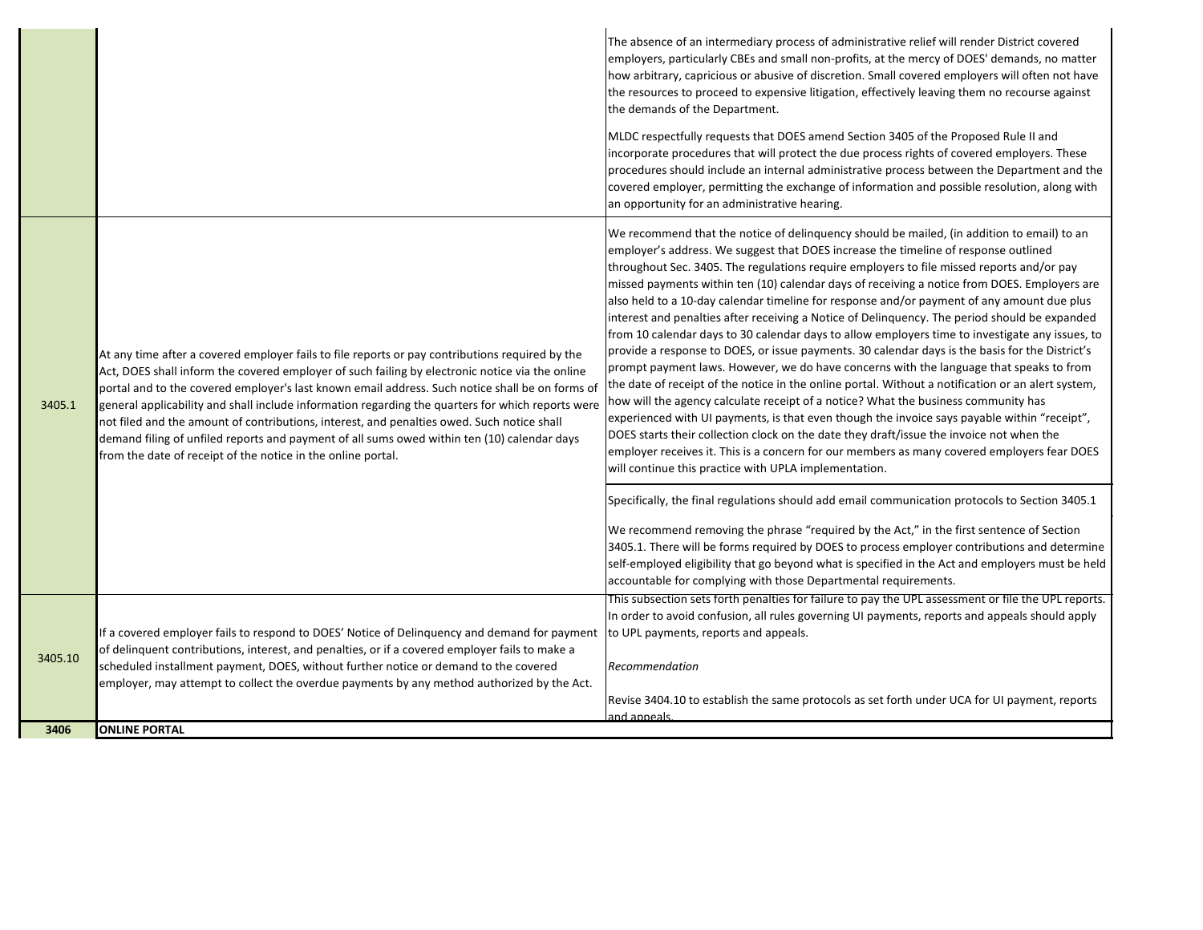| | | |
|---|---|---|
| | | The absence of an intermediary process of administrative relief will render District covered employers, particularly CBEs and small non-profits, at the mercy of DOES' demands, no matter how arbitrary, capricious or abusive of discretion. Small covered employers will often not have the resources to proceed to expensive litigation, effectively leaving them no recourse against the demands of the Department.<br><br>MLDC respectfully requests that DOES amend Section 3405 of the Proposed Rule II and incorporate procedures that will protect the due process rights of covered employers. These procedures should include an internal administrative process between the Department and the covered employer, permitting the exchange of information and possible resolution, along with an opportunity for an administrative hearing. |
| 3405.1 | At any time after a covered employer fails to file reports or pay contributions required by the Act, DOES shall inform the covered employer of such failing by electronic notice via the online portal and to the covered employer's last known email address. Such notice shall be on forms of general applicability and shall include information regarding the quarters for which reports were not filed and the amount of contributions, interest, and penalties owed. Such notice shall demand filing of unfiled reports and payment of all sums owed within ten (10) calendar days from the date of receipt of the notice in the online portal. | We recommend that the notice of delinquency should be mailed, (in addition to email) to an employer's address. We suggest that DOES increase the timeline of response outlined throughout Sec. 3405. The regulations require employers to file missed reports and/or pay missed payments within ten (10) calendar days of receiving a notice from DOES. Employers are also held to a 10-day calendar timeline for response and/or payment of any amount due plus interest and penalties after receiving a Notice of Delinquency. The period should be expanded from 10 calendar days to 30 calendar days to allow employers time to investigate any issues, to provide a response to DOES, or issue payments. 30 calendar days is the basis for the District's prompt payment laws. However, we do have concerns with the language that speaks to from the date of receipt of the notice in the online portal. Without a notification or an alert system, how will the agency calculate receipt of a notice? What the business community has experienced with UI payments, is that even though the invoice says payable within "receipt", DOES starts their collection clock on the date they draft/issue the invoice not when the employer receives it. This is a concern for our members as many covered employers fear DOES will continue this practice with UPLA implementation. |
| | | Specifically, the final regulations should add email communication protocols to Section 3405.1<br><br>We recommend removing the phrase "required by the Act," in the first sentence of Section 3405.1. There will be forms required by DOES to process employer contributions and determine self-employed eligibility that go beyond what is specified in the Act and employers must be held accountable for complying with those Departmental requirements. |
| 3405.10 | If a covered employer fails to respond to DOES' Notice of Delinquency and demand for payment of delinquent contributions, interest, and penalties, or if a covered employer fails to make a scheduled installment payment, DOES, without further notice or demand to the covered employer, may attempt to collect the overdue payments by any method authorized by the Act. | This subsection sets forth penalties for failure to pay the UPL assessment or file the UPL reports. In order to avoid confusion, all rules governing UI payments, reports and appeals should apply to UPL payments, reports and appeals.<br><br>*Recommendation*<br><br>Revise 3404.10 to establish the same protocols as set forth under UCA for UI payment, reports and appeals. |
| **3406** | **ONLINE PORTAL** | |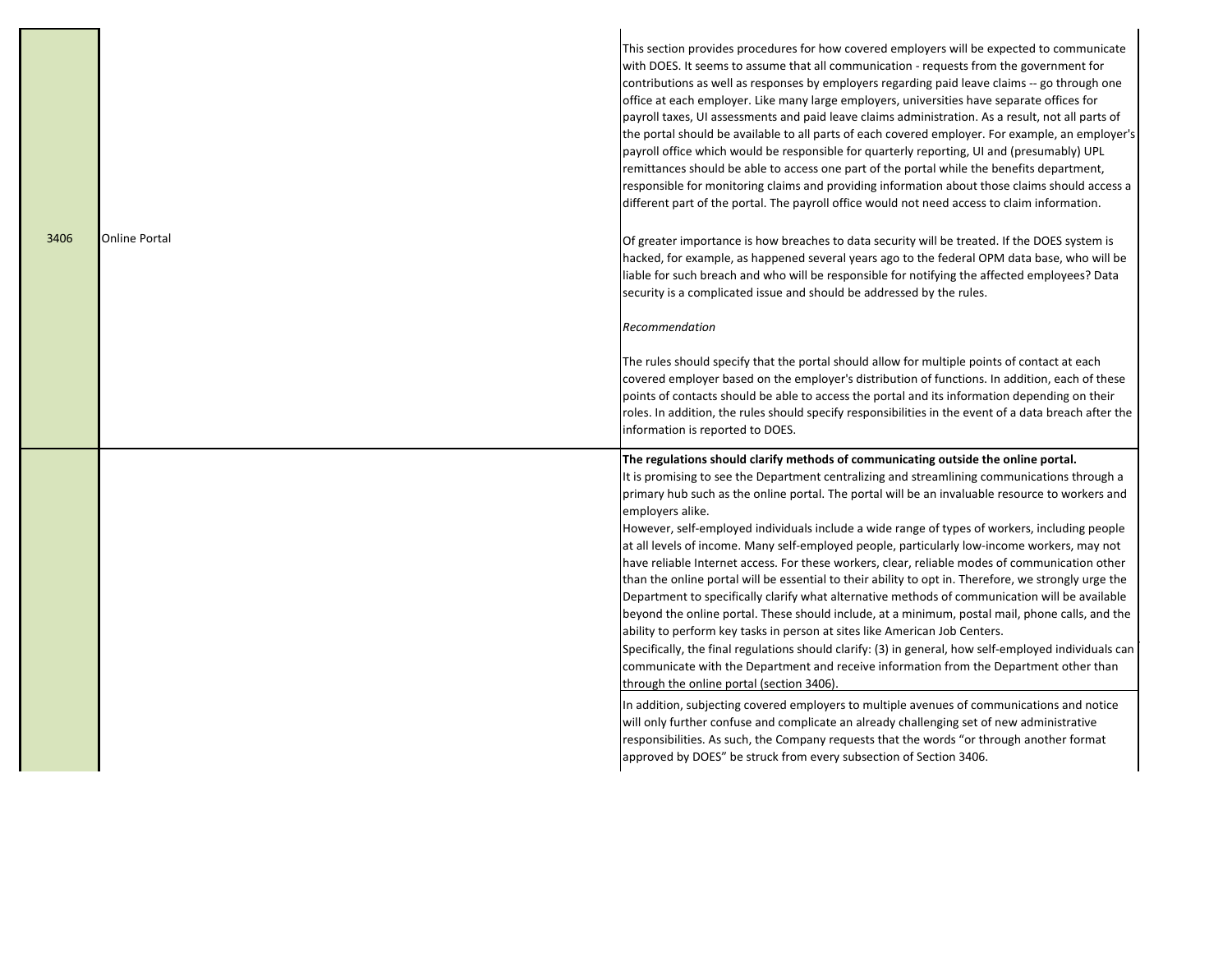| | | | |
|---|---|---|---|
| 3406 | Online Portal | | This section provides procedures for how covered employers will be expected to communicate with DOES. It seems to assume that all communication - requests from the government for contributions as well as responses by employers regarding paid leave claims -- go through one office at each employer. Like many large employers, universities have separate offices for payroll taxes, UI assessments and paid leave claims administration. As a result, not all parts of the portal should be available to all parts of each covered employer. For example, an employer's payroll office which would be responsible for quarterly reporting, UI and (presumably) UPL remittances should be able to access one part of the portal while the benefits department, responsible for monitoring claims and providing information about those claims should access a different part of the portal. The payroll office would not need access to claim information.<br><br>Of greater importance is how breaches to data security will be treated. If the DOES system is hacked, for example, as happened several years ago to the federal OPM data base, who will be liable for such breach and who will be responsible for notifying the affected employees? Data security is a complicated issue and should be addressed by the rules.<br><br>*Recommendation*<br><br>The rules should specify that the portal should allow for multiple points of contact at each covered employer based on the employer's distribution of functions. In addition, each of these points of contacts should be able to access the portal and its information depending on their roles. In addition, the rules should specify responsibilities in the event of a data breach after the information is reported to DOES. |
| | | | **The regulations should clarify methods of communicating outside the online portal.**<br>It is promising to see the Department centralizing and streamlining communications through a primary hub such as the online portal. The portal will be an invaluable resource to workers and employers alike.<br>However, self-employed individuals include a wide range of types of workers, including people at all levels of income. Many self-employed people, particularly low-income workers, may not have reliable Internet access. For these workers, clear, reliable modes of communication other than the online portal will be essential to their ability to opt in. Therefore, we strongly urge the Department to specifically clarify what alternative methods of communication will be available beyond the online portal. These should include, at a minimum, postal mail, phone calls, and the ability to perform key tasks in person at sites like American Job Centers.<br>Specifically, the final regulations should clarify: (3) in general, how self-employed individuals can communicate with the Department and receive information from the Department other than through the online portal (section 3406).<br><br>In addition, subjecting covered employers to multiple avenues of communications and notice will only further confuse and complicate an already challenging set of new administrative responsibilities. As such, the Company requests that the words "or through another format approved by DOES" be struck from every subsection of Section 3406. |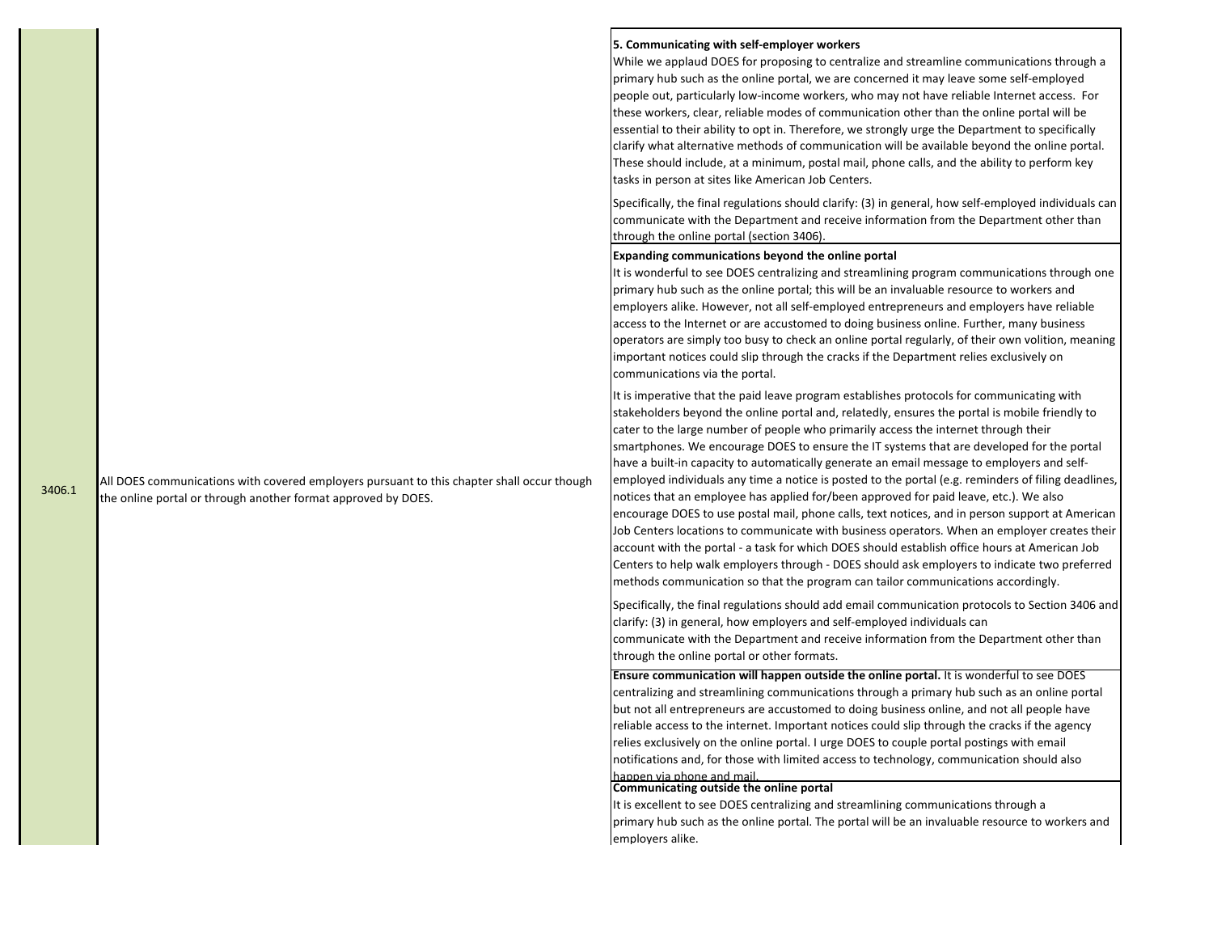| Section | Proposed Regulation | Comment |
| --- | --- | --- |
| 3406.1 | All DOES communications with covered employers pursuant to this chapter shall occur though the online portal or through another format approved by DOES. | **5. Communicating with self-employer workers**<br>While we applaud DOES for proposing to centralize and streamline communications through a primary hub such as the online portal, we are concerned it may leave some self-employed people out, particularly low-income workers, who may not have reliable Internet access. For these workers, clear, reliable modes of communication other than the online portal will be essential to their ability to opt in. Therefore, we strongly urge the Department to specifically clarify what alternative methods of communication will be available beyond the online portal. These should include, at a minimum, postal mail, phone calls, and the ability to perform key tasks in person at sites like American Job Centers.<br><br>Specifically, the final regulations should clarify: (3) in general, how self-employed individuals can communicate with the Department and receive information from the Department other than through the online portal (section 3406). |
| | | **Expanding communications beyond the online portal**<br>It is wonderful to see DOES centralizing and streamlining program communications through one primary hub such as the online portal; this will be an invaluable resource to workers and employers alike. However, not all self-employed entrepreneurs and employers have reliable access to the Internet or are accustomed to doing business online. Further, many business operators are simply too busy to check an online portal regularly, of their own volition, meaning important notices could slip through the cracks if the Department relies exclusively on communications via the portal.<br><br>It is imperative that the paid leave program establishes protocols for communicating with stakeholders beyond the online portal and, relatedly, ensures the portal is mobile friendly to cater to the large number of people who primarily access the internet through their smartphones. We encourage DOES to ensure the IT systems that are developed for the portal have a built-in capacity to automatically generate an email message to employers and self-employed individuals any time a notice is posted to the portal (e.g. reminders of filing deadlines, notices that an employee has applied for/been approved for paid leave, etc.). We also encourage DOES to use postal mail, phone calls, text notices, and in person support at American Job Centers locations to communicate with business operators. When an employer creates their account with the portal - a task for which DOES should establish office hours at American Job Centers to help walk employers through - DOES should ask employers to indicate two preferred methods communication so that the program can tailor communications accordingly.<br><br>Specifically, the final regulations should add email communication protocols to Section 3406 and clarify: (3) in general, how employers and self-employed individuals can communicate with the Department and receive information from the Department other than through the online portal or other formats. |
| | | **Ensure communication will happen outside the online portal.** It is wonderful to see DOES centralizing and streamlining communications through a primary hub such as an online portal but not all entrepreneurs are accustomed to doing business online, and not all people have reliable access to the internet. Important notices could slip through the cracks if the agency relies exclusively on the online portal. I urge DOES to couple portal postings with email notifications and, for those with limited access to technology, communication should also happen via phone and mail. |
| | | **Communicating outside the online portal**<br>It is excellent to see DOES centralizing and streamlining communications through a primary hub such as the online portal. The portal will be an invaluable resource to workers and employers alike. |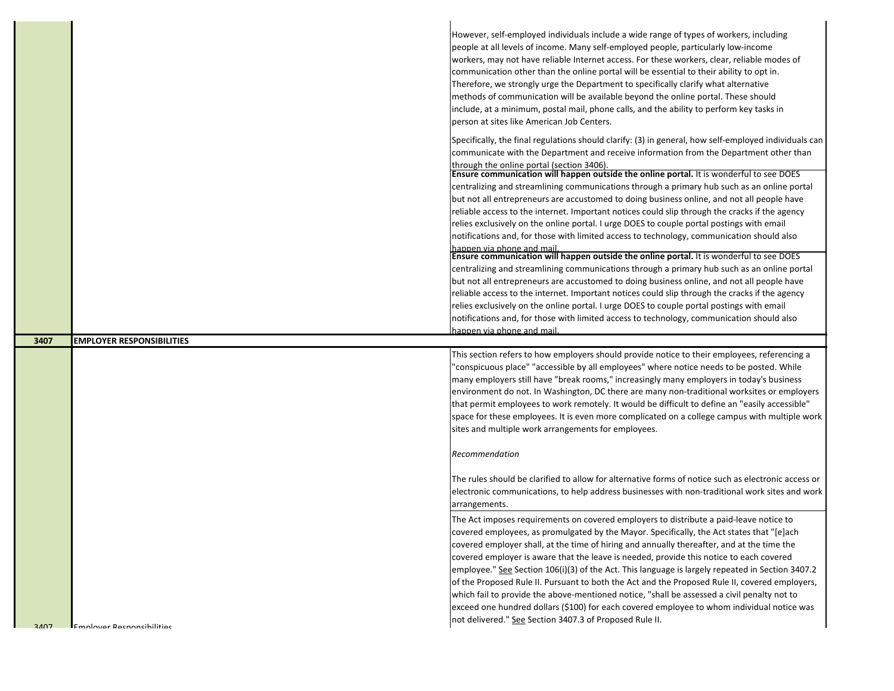| | | |
|---|---|---|
| | | However, self-employed individuals include a wide range of types of workers, including people at all levels of income. Many self-employed people, particularly low-income workers, may not have reliable Internet access. For these workers, clear, reliable modes of communication other than the online portal will be essential to their ability to opt in. Therefore, we strongly urge the Department to specifically clarify what alternative methods of communication will be available beyond the online portal. These should include, at a minimum, postal mail, phone calls, and the ability to perform key tasks in person at sites like American Job Centers.<br><br>Specifically, the final regulations should clarify: (3) in general, how self-employed individuals can communicate with the Department and receive information from the Department other than through the online portal (section 3406). |
| | | **Ensure communication will happen outside the online portal.** It is wonderful to see DOES centralizing and streamlining communications through a primary hub such as an online portal but not all entrepreneurs are accustomed to doing business online, and not all people have reliable access to the internet. Important notices could slip through the cracks if the agency relies exclusively on the online portal. I urge DOES to couple portal postings with email notifications and, for those with limited access to technology, communication should also happen via phone and mail. |
| | | **Ensure communication will happen outside the online portal.** It is wonderful to see DOES centralizing and streamlining communications through a primary hub such as an online portal but not all entrepreneurs are accustomed to doing business online, and not all people have reliable access to the internet. Important notices could slip through the cracks if the agency relies exclusively on the online portal. I urge DOES to couple portal postings with email notifications and, for those with limited access to technology, communication should also happen via phone and mail. |
| **3407** | **EMPLOYER RESPONSIBILITIES** | |
| | | This section refers to how employers should provide notice to their employees, referencing a "conspicuous place" "accessible by all employees" where notice needs to be posted. While many employers still have "break rooms," increasingly many employers in today's business environment do not. In Washington, DC there are many non-traditional worksites or employers that permit employees to work remotely. It would be difficult to define an "easily accessible" space for these employees. It is even more complicated on a college campus with multiple work sites and multiple work arrangements for employees.<br><br>*Recommendation*<br><br>The rules should be clarified to allow for alternative forms of notice such as electronic access or electronic communications, to help address businesses with non-traditional work sites and work arrangements. |
| 3407 | Employer Responsibilities | The Act imposes requirements on covered employers to distribute a paid-leave notice to covered employees, as promulgated by the Mayor. Specifically, the Act states that "[e]ach covered employer shall, at the time of hiring and annually thereafter, and at the time the covered employer is aware that the leave is needed, provide this notice to each covered employee." See Section 106(i)(3) of the Act. This language is largely repeated in Section 3407.2 of the Proposed Rule II. Pursuant to both the Act and the Proposed Rule II, covered employers, which fail to provide the above-mentioned notice, "shall be assessed a civil penalty not to exceed one hundred dollars ($100) for each covered employee to whom individual notice was not delivered." See Section 3407.3 of Proposed Rule II. |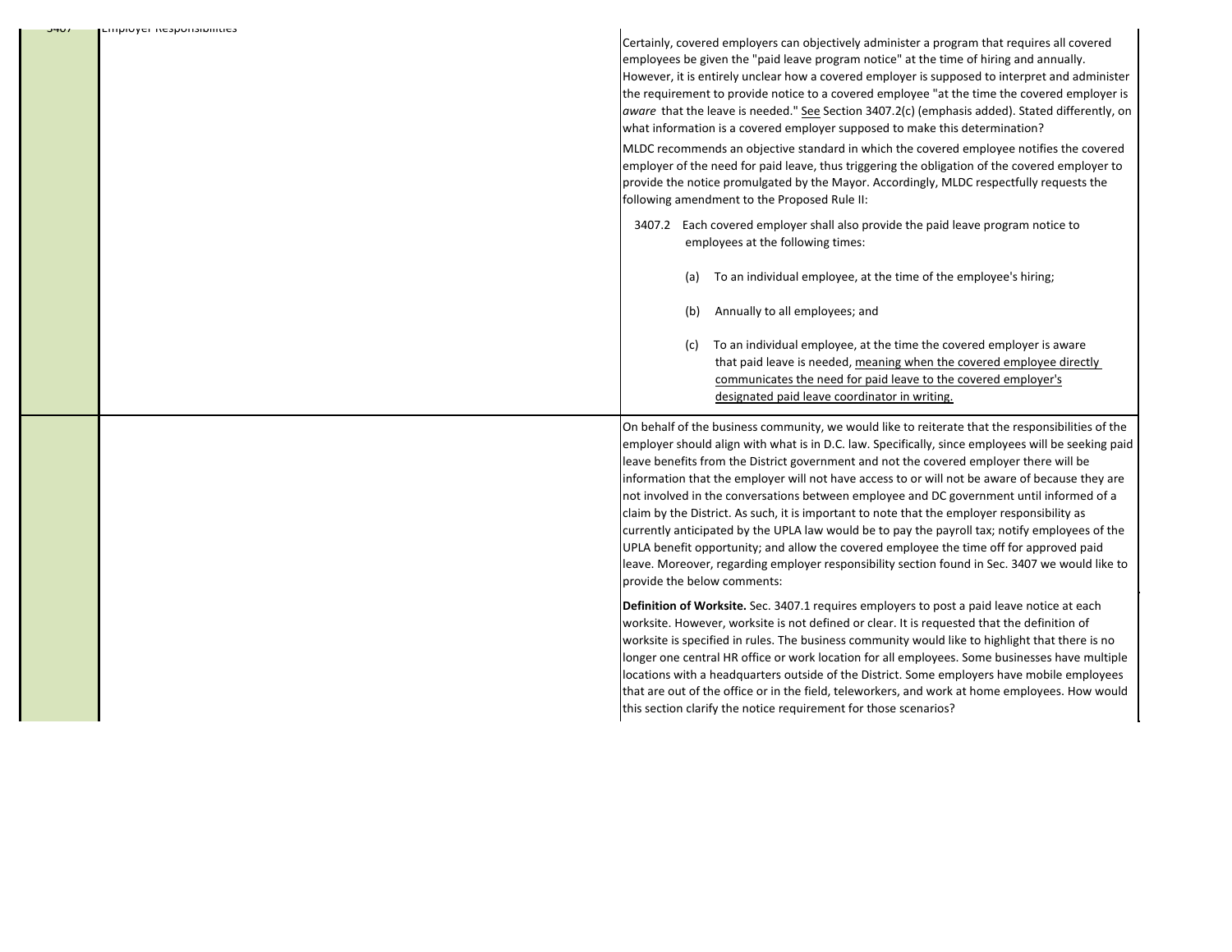| 3407 | Employer Responsibilities | | |
|---|---|---|---|
| | | | Certainly, covered employers can objectively administer a program that requires all covered employees be given the "paid leave program notice" at the time of hiring and annually. However, it is entirely unclear how a covered employer is supposed to interpret and administer the requirement to provide notice to a covered employee "at the time the covered employer is *aware* that the leave is needed." See Section 3407.2(c) (emphasis added). Stated differently, on what information is a covered employer supposed to make this determination?<br><br>MLDC recommends an objective standard in which the covered employee notifies the covered employer of the need for paid leave, thus triggering the obligation of the covered employer to provide the notice promulgated by the Mayor. Accordingly, MLDC respectfully requests the following amendment to the Proposed Rule II:<br><br>3407.2 Each covered employer shall also provide the paid leave program notice to employees at the following times:<br><br>(a) To an individual employee, at the time of the employee's hiring;<br><br>(b) Annually to all employees; and<br><br>(c) To an individual employee, at the time the covered employer is aware that paid leave is needed, <u>meaning when the covered employee directly communicates the need for paid leave to the covered employer's designated paid leave coordinator in writing.</u> |
| | | | On behalf of the business community, we would like to reiterate that the responsibilities of the employer should align with what is in D.C. law. Specifically, since employees will be seeking paid leave benefits from the District government and not the covered employer there will be information that the employer will not have access to or will not be aware of because they are not involved in the conversations between employee and DC government until informed of a claim by the District. As such, it is important to note that the employer responsibility as currently anticipated by the UPLA law would be to pay the payroll tax; notify employees of the UPLA benefit opportunity; and allow the covered employee the time off for approved paid leave. Moreover, regarding employer responsibility section found in Sec. 3407 we would like to provide the below comments:<br><br>**Definition of Worksite.** Sec. 3407.1 requires employers to post a paid leave notice at each worksite. However, worksite is not defined or clear. It is requested that the definition of worksite is specified in rules. The business community would like to highlight that there is no longer one central HR office or work location for all employees. Some businesses have multiple locations with a headquarters outside of the District. Some employers have mobile employees that are out of the office or in the field, teleworkers, and work at home employees. How would this section clarify the notice requirement for those scenarios? |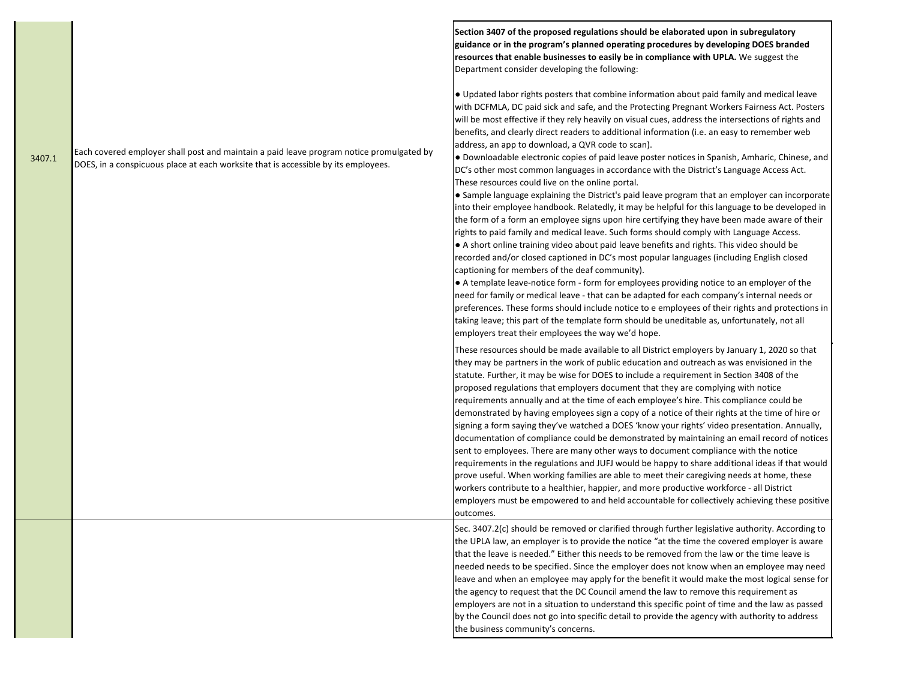| | | |
|---|---|---|
| 3407.1 | Each covered employer shall post and maintain a paid leave program notice promulgated by DOES, in a conspicuous place at each worksite that is accessible by its employees. | **Section 3407 of the proposed regulations should be elaborated upon in subregulatory guidance or in the program's planned operating procedures by developing DOES branded resources that enable businesses to easily be in compliance with UPLA.** We suggest the Department consider developing the following:<br><br>● Updated labor rights posters that combine information about paid family and medical leave with DCFMLA, DC paid sick and safe, and the Protecting Pregnant Workers Fairness Act. Posters will be most effective if they rely heavily on visual cues, address the intersections of rights and benefits, and clearly direct readers to additional information (i.e. an easy to remember web address, an app to download, a QVR code to scan).<br>● Downloadable electronic copies of paid leave poster notices in Spanish, Amharic, Chinese, and DC's other most common languages in accordance with the District's Language Access Act. These resources could live on the online portal.<br>● Sample language explaining the District's paid leave program that an employer can incorporate into their employee handbook. Relatedly, it may be helpful for this language to be developed in the form of a form an employee signs upon hire certifying they have been made aware of their rights to paid family and medical leave. Such forms should comply with Language Access.<br>● A short online training video about paid leave benefits and rights. This video should be recorded and/or closed captioned in DC's most popular languages (including English closed captioning for members of the deaf community).<br>● A template leave-notice form - form for employees providing notice to an employer of the need for family or medical leave - that can be adapted for each company's internal needs or preferences. These forms should include notice to e employees of their rights and protections in taking leave; this part of the template form should be uneditable as, unfortunately, not all employers treat their employees the way we'd hope.<br><br>These resources should be made available to all District employers by January 1, 2020 so that they may be partners in the work of public education and outreach as was envisioned in the statute. Further, it may be wise for DOES to include a requirement in Section 3408 of the proposed regulations that employers document that they are complying with notice requirements annually and at the time of each employee's hire. This compliance could be demonstrated by having employees sign a copy of a notice of their rights at the time of hire or signing a form saying they've watched a DOES 'know your rights' video presentation. Annually, documentation of compliance could be demonstrated by maintaining an email record of notices sent to employees. There are many other ways to document compliance with the notice requirements in the regulations and JUFJ would be happy to share additional ideas if that would prove useful. When working families are able to meet their caregiving needs at home, these workers contribute to a healthier, happier, and more productive workforce - all District employers must be empowered to and held accountable for collectively achieving these positive outcomes. |
| | | Sec. 3407.2(c) should be removed or clarified through further legislative authority. According to the UPLA law, an employer is to provide the notice "at the time the covered employer is aware that the leave is needed." Either this needs to be removed from the law or the time leave is needed needs to be specified. Since the employer does not know when an employee may need leave and when an employee may apply for the benefit it would make the most logical sense for the agency to request that the DC Council amend the law to remove this requirement as employers are not in a situation to understand this specific point of time and the law as passed by the Council does not go into specific detail to provide the agency with authority to address the business community's concerns. |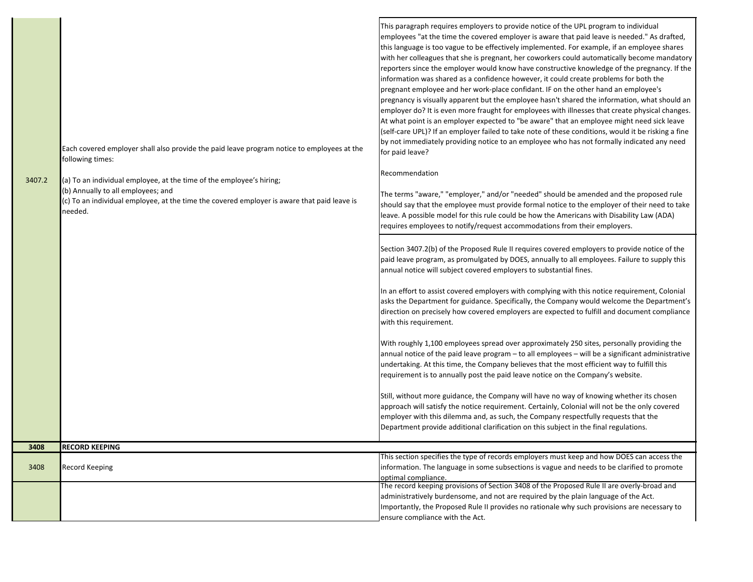| | | |
|---|---|---|
| 3407.2 | Each covered employer shall also provide the paid leave program notice to employees at the following times:<br><br>(a) To an individual employee, at the time of the employee's hiring;<br>(b) Annually to all employees; and<br>(c) To an individual employee, at the time the covered employer is aware that paid leave is needed. | This paragraph requires employers to provide notice of the UPL program to individual employees "at the time the covered employer is aware that paid leave is needed." As drafted, this language is too vague to be effectively implemented. For example, if an employee shares with her colleagues that she is pregnant, her coworkers could automatically become mandatory reporters since the employer would know have constructive knowledge of the pregnancy. If the information was shared as a confidence however, it could create problems for both the pregnant employee and her work-place confidant. IF on the other hand an employee's pregnancy is visually apparent but the employee hasn't shared the information, what should an employer do? It is even more fraught for employees with illnesses that create physical changes. At what point is an employer expected to "be aware" that an employee might need sick leave (self-care UPL)? If an employer failed to take note of these conditions, would it be risking a fine by not immediately providing notice to an employee who has not formally indicated any need for paid leave?<br><br>Recommendation<br><br>The terms "aware," "employer," and/or "needed" should be amended and the proposed rule should say that the employee must provide formal notice to the employer of their need to take leave. A possible model for this rule could be how the Americans with Disability Law (ADA) requires employees to notify/request accommodations from their employers. |
| | | Section 3407.2(b) of the Proposed Rule II requires covered employers to provide notice of the paid leave program, as promulgated by DOES, annually to all employees. Failure to supply this annual notice will subject covered employers to substantial fines.<br><br>In an effort to assist covered employers with complying with this notice requirement, Colonial asks the Department for guidance. Specifically, the Company would welcome the Department's direction on precisely how covered employers are expected to fulfill and document compliance with this requirement.<br><br>With roughly 1,100 employees spread over approximately 250 sites, personally providing the annual notice of the paid leave program – to all employees – will be a significant administrative undertaking. At this time, the Company believes that the most efficient way to fulfill this requirement is to annually post the paid leave notice on the Company's website.<br><br>Still, without more guidance, the Company will have no way of knowing whether its chosen approach will satisfy the notice requirement. Certainly, Colonial will not be the only covered employer with this dilemma and, as such, the Company respectfully requests that the Department provide additional clarification on this subject in the final regulations. |
| **3408** | **RECORD KEEPING** | |
| 3408 | Record Keeping | This section specifies the type of records employers must keep and how DOES can access the information. The language in some subsections is vague and needs to be clarified to promote optimal compliance. |
| | | The record keeping provisions of Section 3408 of the Proposed Rule II are overly-broad and administratively burdensome, and not are required by the plain language of the Act. Importantly, the Proposed Rule II provides no rationale why such provisions are necessary to ensure compliance with the Act. |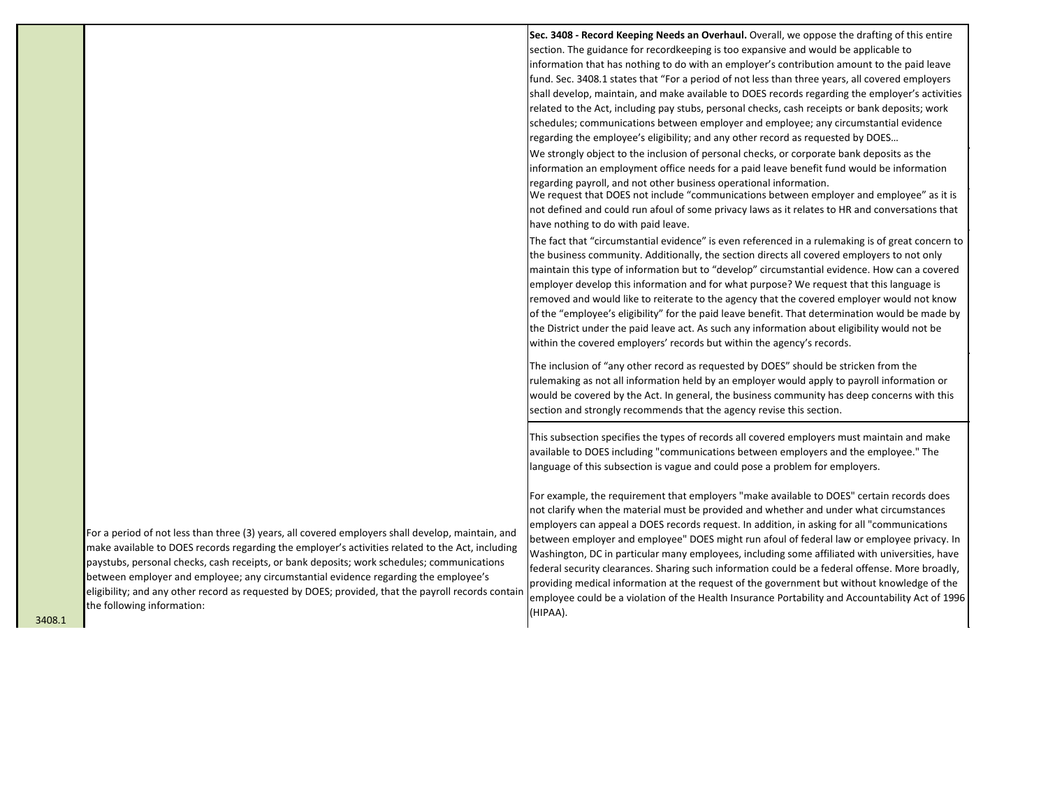| | | | |
|---|---|---|---|
| 3408.1 | | For a period of not less than three (3) years, all covered employers shall develop, maintain, and make available to DOES records regarding the employer's activities related to the Act, including paystubs, personal checks, cash receipts, or bank deposits; work schedules; communications between employer and employee; any circumstantial evidence regarding the employee's eligibility; and any other record as requested by DOES; provided, that the payroll records contain the following information: | **Sec. 3408 - Record Keeping Needs an Overhaul.** Overall, we oppose the drafting of this entire section. The guidance for recordkeeping is too expansive and would be applicable to information that has nothing to do with an employer's contribution amount to the paid leave fund. Sec. 3408.1 states that "For a period of not less than three years, all covered employers shall develop, maintain, and make available to DOES records regarding the employer's activities related to the Act, including pay stubs, personal checks, cash receipts or bank deposits; work schedules; communications between employer and employee; any circumstantial evidence regarding the employee's eligibility; and any other record as requested by DOES… <br>We strongly object to the inclusion of personal checks, or corporate bank deposits as the information an employment office needs for a paid leave benefit fund would be information regarding payroll, and not other business operational information. <br>We request that DOES not include "communications between employer and employee" as it is not defined and could run afoul of some privacy laws as it relates to HR and conversations that have nothing to do with paid leave. <br>The fact that "circumstantial evidence" is even referenced in a rulemaking is of great concern to the business community. Additionally, the section directs all covered employers to not only maintain this type of information but to "develop" circumstantial evidence. How can a covered employer develop this information and for what purpose? We request that this language is removed and would like to reiterate to the agency that the covered employer would not know of the "employee's eligibility" for the paid leave benefit. That determination would be made by the District under the paid leave act. As such any information about eligibility would not be within the covered employers' records but within the agency's records. <br>The inclusion of "any other record as requested by DOES" should be stricken from the rulemaking as not all information held by an employer would apply to payroll information or would be covered by the Act. In general, the business community has deep concerns with this section and strongly recommends that the agency revise this section. |
| | | | This subsection specifies the types of records all covered employers must maintain and make available to DOES including "communications between employers and the employee." The language of this subsection is vague and could pose a problem for employers. <br><br>For example, the requirement that employers "make available to DOES" certain records does not clarify when the material must be provided and whether and under what circumstances employers can appeal a DOES records request. In addition, in asking for all "communications between employer and employee" DOES might run afoul of federal law or employee privacy. In Washington, DC in particular many employees, including some affiliated with universities, have federal security clearances. Sharing such information could be a federal offense. More broadly, providing medical information at the request of the government but without knowledge of the employee could be a violation of the Health Insurance Portability and Accountability Act of 1996 (HIPAA). |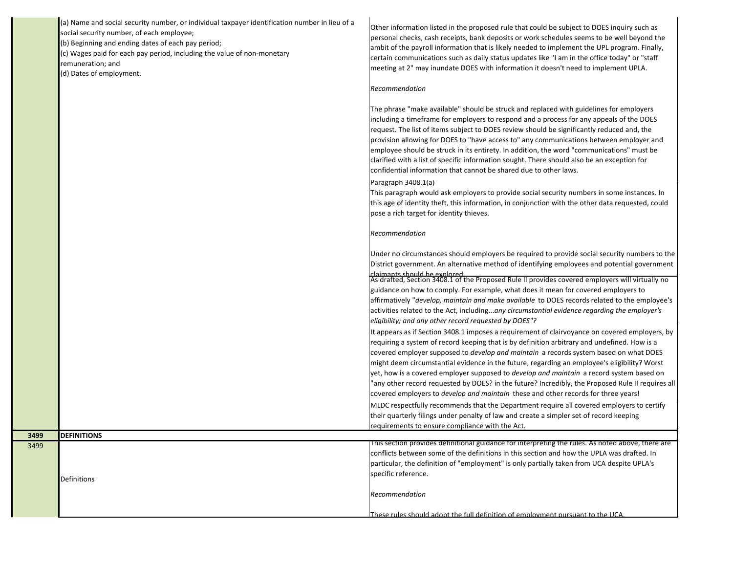| | | |
|---|---|---|
| | (a) Name and social security number, or individual taxpayer identification number in lieu of a social security number, of each employee;<br>(b) Beginning and ending dates of each pay period;<br>(c) Wages paid for each pay period, including the value of non-monetary remuneration; and<br>(d) Dates of employment. | Other information listed in the proposed rule that could be subject to DOES inquiry such as personal checks, cash receipts, bank deposits or work schedules seems to be well beyond the ambit of the payroll information that is likely needed to implement the UPL program. Finally, certain communications such as daily status updates like "I am in the office today" or "staff meeting at 2" may inundate DOES with information it doesn't need to implement UPLA.<br><br>*Recommendation*<br><br>The phrase "make available" should be struck and replaced with guidelines for employers including a timeframe for employers to respond and a process for any appeals of the DOES request. The list of items subject to DOES review should be significantly reduced and, the provision allowing for DOES to "have access to" any communications between employer and employee should be struck in its entirety. In addition, the word "communications" must be clarified with a list of specific information sought. There should also be an exception for confidential information that cannot be shared due to other laws.<br><br>Paragraph 3408.1(a)<br>This paragraph would ask employers to provide social security numbers in some instances. In this age of identity theft, this information, in conjunction with the other data requested, could pose a rich target for identity thieves.<br><br>*Recommendation*<br><br>Under no circumstances should employers be required to provide social security numbers to the District government. An alternative method of identifying employees and potential government claimants should be explored.<br><br>As drafted, Section 3408.1 of the Proposed Rule II provides covered employers will virtually no guidance on how to comply. For example, what does it mean for covered employers to affirmatively "*develop, maintain and make available* to DOES records related to the employee's activities related to the Act, including...*any circumstantial evidence regarding the employer's eligibility; and any other record requested by DOES"?*<br><br>It appears as if Section 3408.1 imposes a requirement of clairvoyance on covered employers, by requiring a system of record keeping that is by definition arbitrary and undefined. How is a covered employer supposed to *develop and maintain* a records system based on what DOES might deem circumstantial evidence in the future, regarding an employee's eligibility? Worst yet, how is a covered employer supposed to *develop and maintain* a record system based on "any other record requested by DOES? in the future? Incredibly, the Proposed Rule II requires all covered employers to *develop and maintain* these and other records for three years!<br><br>MLDC respectfully recommends that the Department require all covered employers to certify their quarterly filings under penalty of law and create a simpler set of record keeping requirements to ensure compliance with the Act. |
| **3499** | **DEFINITIONS** | |
| 3499 | Definitions | This section provides definitional guidance for interpreting the rules. As noted above, there are conflicts between some of the definitions in this section and how the UPLA was drafted. In particular, the definition of "employment" is only partially taken from UCA despite UPLA's specific reference.<br><br>*Recommendation*<br><br>These rules should adopt the full definition of employment pursuant to the UCA. |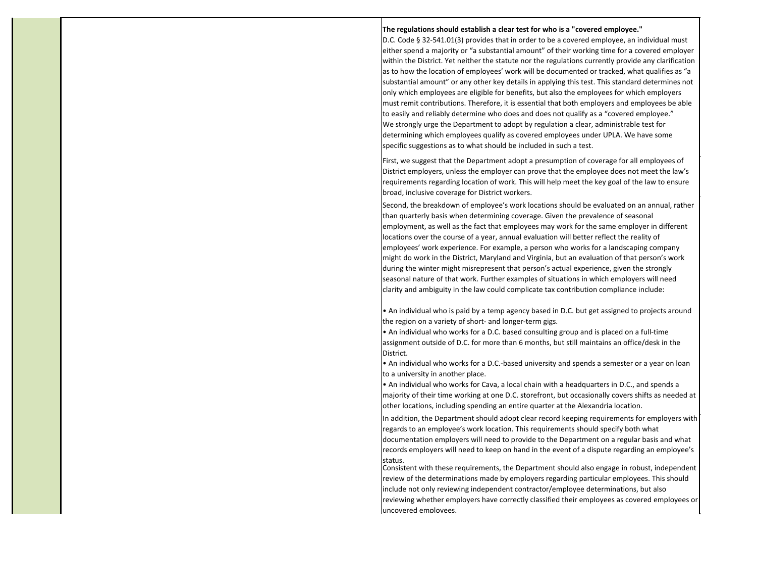**The regulations should establish a clear test for who is a "covered employee."**

D.C. Code § 32-541.01(3) provides that in order to be a covered employee, an individual must either spend a majority or "a substantial amount" of their working time for a covered employer within the District. Yet neither the statute nor the regulations currently provide any clarification as to how the location of employees' work will be documented or tracked, what qualifies as "a substantial amount" or any other key details in applying this test. This standard determines not only which employees are eligible for benefits, but also the employees for which employers must remit contributions. Therefore, it is essential that both employers and employees be able to easily and reliably determine who does and does not qualify as a "covered employee." We strongly urge the Department to adopt by regulation a clear, administrable test for determining which employees qualify as covered employees under UPLA. We have some specific suggestions as to what should be included in such a test.

First, we suggest that the Department adopt a presumption of coverage for all employees of District employers, unless the employer can prove that the employee does not meet the law's requirements regarding location of work. This will help meet the key goal of the law to ensure broad, inclusive coverage for District workers.

Second, the breakdown of employee's work locations should be evaluated on an annual, rather than quarterly basis when determining coverage. Given the prevalence of seasonal employment, as well as the fact that employees may work for the same employer in different locations over the course of a year, annual evaluation will better reflect the reality of employees' work experience. For example, a person who works for a landscaping company might do work in the District, Maryland and Virginia, but an evaluation of that person's work during the winter might misrepresent that person's actual experience, given the strongly seasonal nature of that work. Further examples of situations in which employers will need clarity and ambiguity in the law could complicate tax contribution compliance include:

- An individual who is paid by a temp agency based in D.C. but get assigned to projects around the region on a variety of short- and longer-term gigs.
- An individual who works for a D.C. based consulting group and is placed on a full-time assignment outside of D.C. for more than 6 months, but still maintains an office/desk in the District.
- An individual who works for a D.C.-based university and spends a semester or a year on loan to a university in another place.
- An individual who works for Cava, a local chain with a headquarters in D.C., and spends a majority of their time working at one D.C. storefront, but occasionally covers shifts as needed at other locations, including spending an entire quarter at the Alexandria location.

In addition, the Department should adopt clear record keeping requirements for employers with regards to an employee's work location. This requirements should specify both what documentation employers will need to provide to the Department on a regular basis and what records employers will need to keep on hand in the event of a dispute regarding an employee's status.

Consistent with these requirements, the Department should also engage in robust, independent review of the determinations made by employers regarding particular employees. This should include not only reviewing independent contractor/employee determinations, but also reviewing whether employers have correctly classified their employees as covered employees or uncovered employees.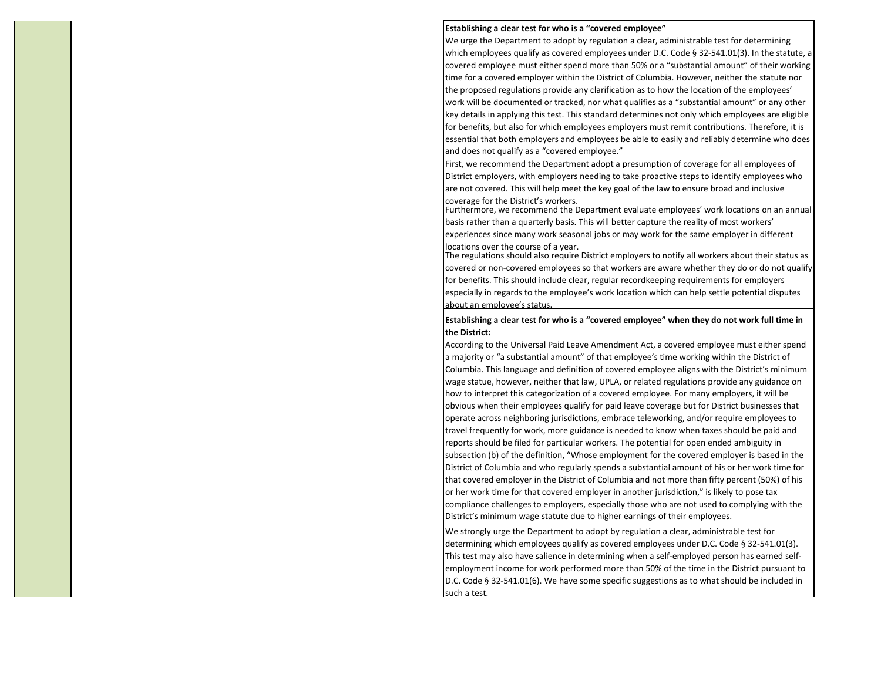**<u>Establishing a clear test for who is a "covered employee"</u>**

We urge the Department to adopt by regulation a clear, administrable test for determining which employees qualify as covered employees under D.C. Code § 32-541.01(3). In the statute, a covered employee must either spend more than 50% or a "substantial amount" of their working time for a covered employer within the District of Columbia. However, neither the statute nor the proposed regulations provide any clarification as to how the location of the employees' work will be documented or tracked, nor what qualifies as a "substantial amount" or any other key details in applying this test. This standard determines not only which employees are eligible for benefits, but also for which employees employers must remit contributions. Therefore, it is essential that both employers and employees be able to easily and reliably determine who does and does not qualify as a "covered employee."

First, we recommend the Department adopt a presumption of coverage for all employees of District employers, with employers needing to take proactive steps to identify employees who are not covered. This will help meet the key goal of the law to ensure broad and inclusive coverage for the District's workers.

Furthermore, we recommend the Department evaluate employees' work locations on an annual basis rather than a quarterly basis. This will better capture the reality of most workers' experiences since many work seasonal jobs or may work for the same employer in different locations over the course of a year.

The regulations should also require District employers to notify all workers about their status as covered or non-covered employees so that workers are aware whether they do or do not qualify for benefits. This should include clear, regular recordkeeping requirements for employers especially in regards to the employee's work location which can help settle potential disputes about an employee's status.

**Establishing a clear test for who is a "covered employee" when they do not work full time in the District:**

According to the Universal Paid Leave Amendment Act, a covered employee must either spend a majority or "a substantial amount" of that employee's time working within the District of Columbia. This language and definition of covered employee aligns with the District's minimum wage statue, however, neither that law, UPLA, or related regulations provide any guidance on how to interpret this categorization of a covered employee. For many employers, it will be obvious when their employees qualify for paid leave coverage but for District businesses that operate across neighboring jurisdictions, embrace teleworking, and/or require employees to travel frequently for work, more guidance is needed to know when taxes should be paid and reports should be filed for particular workers. The potential for open ended ambiguity in subsection (b) of the definition, "Whose employment for the covered employer is based in the District of Columbia and who regularly spends a substantial amount of his or her work time for that covered employer in the District of Columbia and not more than fifty percent (50%) of his or her work time for that covered employer in another jurisdiction," is likely to pose tax compliance challenges to employers, especially those who are not used to complying with the District's minimum wage statute due to higher earnings of their employees.

We strongly urge the Department to adopt by regulation a clear, administrable test for determining which employees qualify as covered employees under D.C. Code § 32-541.01(3). This test may also have salience in determining when a self-employed person has earned self-employment income for work performed more than 50% of the time in the District pursuant to D.C. Code § 32-541.01(6). We have some specific suggestions as to what should be included in such a test.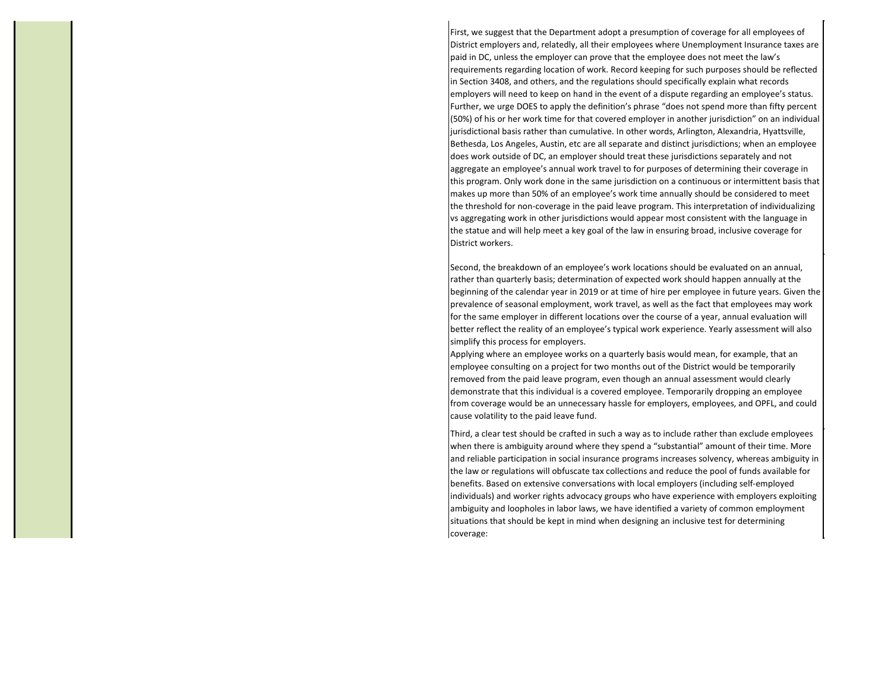First, we suggest that the Department adopt a presumption of coverage for all employees of District employers and, relatedly, all their employees where Unemployment Insurance taxes are paid in DC, unless the employer can prove that the employee does not meet the law's requirements regarding location of work. Record keeping for such purposes should be reflected in Section 3408, and others, and the regulations should specifically explain what records employers will need to keep on hand in the event of a dispute regarding an employee's status. Further, we urge DOES to apply the definition's phrase "does not spend more than fifty percent (50%) of his or her work time for that covered employer in another jurisdiction" on an individual jurisdictional basis rather than cumulative. In other words, Arlington, Alexandria, Hyattsville, Bethesda, Los Angeles, Austin, etc are all separate and distinct jurisdictions; when an employee does work outside of DC, an employer should treat these jurisdictions separately and not aggregate an employee's annual work travel to for purposes of determining their coverage in this program. Only work done in the same jurisdiction on a continuous or intermittent basis that makes up more than 50% of an employee's work time annually should be considered to meet the threshold for non-coverage in the paid leave program. This interpretation of individualizing vs aggregating work in other jurisdictions would appear most consistent with the language in the statue and will help meet a key goal of the law in ensuring broad, inclusive coverage for District workers.

Second, the breakdown of an employee's work locations should be evaluated on an annual, rather than quarterly basis; determination of expected work should happen annually at the beginning of the calendar year in 2019 or at time of hire per employee in future years. Given the prevalence of seasonal employment, work travel, as well as the fact that employees may work for the same employer in different locations over the course of a year, annual evaluation will better reflect the reality of an employee's typical work experience. Yearly assessment will also simplify this process for employers.
Applying where an employee works on a quarterly basis would mean, for example, that an employee consulting on a project for two months out of the District would be temporarily removed from the paid leave program, even though an annual assessment would clearly demonstrate that this individual is a covered employee. Temporarily dropping an employee from coverage would be an unnecessary hassle for employers, employees, and OPFL, and could cause volatility to the paid leave fund.

Third, a clear test should be crafted in such a way as to include rather than exclude employees when there is ambiguity around where they spend a "substantial" amount of their time. More and reliable participation in social insurance programs increases solvency, whereas ambiguity in the law or regulations will obfuscate tax collections and reduce the pool of funds available for benefits. Based on extensive conversations with local employers (including self-employed individuals) and worker rights advocacy groups who have experience with employers exploiting ambiguity and loopholes in labor laws, we have identified a variety of common employment situations that should be kept in mind when designing an inclusive test for determining coverage: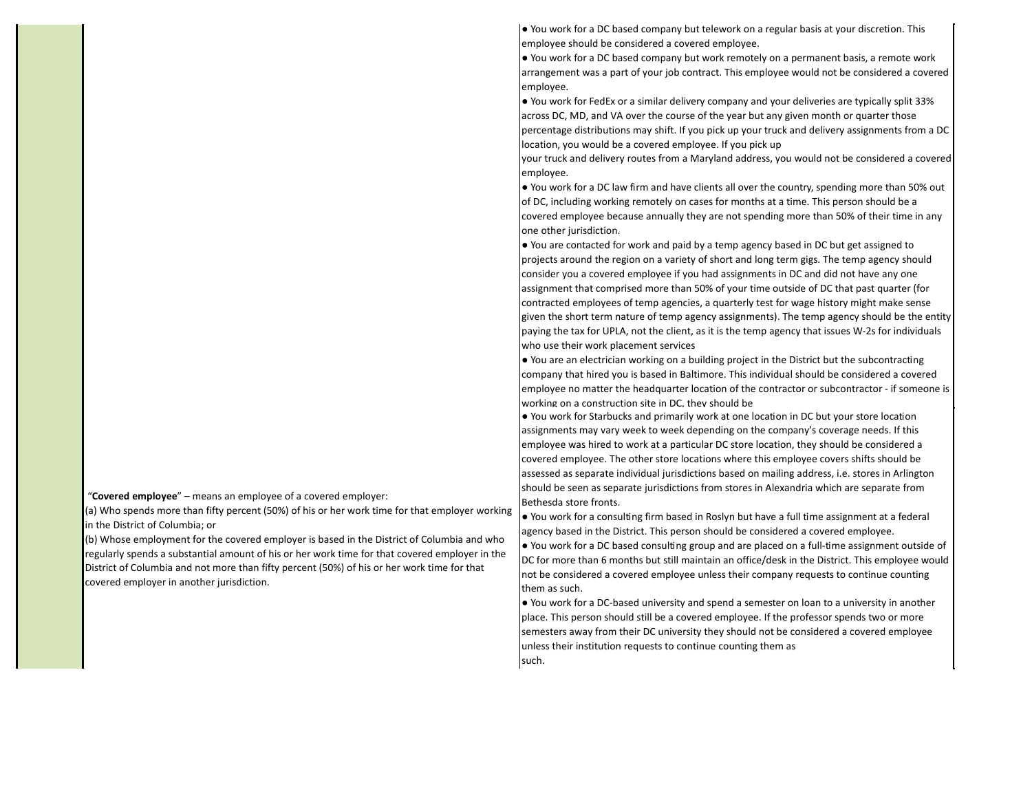| | "**Covered employee**" – means an employee of a covered employer:<br>(a) Who spends more than fifty percent (50%) of his or her work time for that employer working in the District of Columbia; or<br>(b) Whose employment for the covered employer is based in the District of Columbia and who regularly spends a substantial amount of his or her work time for that covered employer in the District of Columbia and not more than fifty percent (50%) of his or her work time for that covered employer in another jurisdiction. | • You work for a DC based company but telework on a regular basis at your discretion. This employee should be considered a covered employee.<br>• You work for a DC based company but work remotely on a permanent basis, a remote work arrangement was a part of your job contract. This employee would not be considered a covered employee.<br>• You work for FedEx or a similar delivery company and your deliveries are typically split 33% across DC, MD, and VA over the course of the year but any given month or quarter those percentage distributions may shift. If you pick up your truck and delivery assignments from a DC location, you would be a covered employee. If you pick up your truck and delivery routes from a Maryland address, you would not be considered a covered employee.<br>• You work for a DC law firm and have clients all over the country, spending more than 50% out of DC, including working remotely on cases for months at a time. This person should be a covered employee because annually they are not spending more than 50% of their time in any one other jurisdiction.<br>• You are contacted for work and paid by a temp agency based in DC but get assigned to projects around the region on a variety of short and long term gigs. The temp agency should consider you a covered employee if you had assignments in DC and did not have any one assignment that comprised more than 50% of your time outside of DC that past quarter (for contracted employees of temp agencies, a quarterly test for wage history might make sense given the short term nature of temp agency assignments). The temp agency should be the entity paying the tax for UPLA, not the client, as it is the temp agency that issues W-2s for individuals who use their work placement services<br>• You are an electrician working on a building project in the District but the subcontracting company that hired you is based in Baltimore. This individual should be considered a covered employee no matter the headquarter location of the contractor or subcontractor - if someone is working on a construction site in DC, they should be<br>• You work for Starbucks and primarily work at one location in DC but your store location assignments may vary week to week depending on the company's coverage needs. If this employee was hired to work at a particular DC store location, they should be considered a covered employee. The other store locations where this employee covers shifts should be assessed as separate individual jurisdictions based on mailing address, i.e. stores in Arlington should be seen as separate jurisdictions from stores in Alexandria which are separate from Bethesda store fronts.<br>• You work for a consulting firm based in Roslyn but have a full time assignment at a federal agency based in the District. This person should be considered a covered employee.<br>• You work for a DC based consulting group and are placed on a full-time assignment outside of DC for more than 6 months but still maintain an office/desk in the District. This employee would not be considered a covered employee unless their company requests to continue counting them as such.<br>• You work for a DC-based university and spend a semester on loan to a university in another place. This person should still be a covered employee. If the professor spends two or more semesters away from their DC university they should not be considered a covered employee unless their institution requests to continue counting them as such. |
|---|---|---|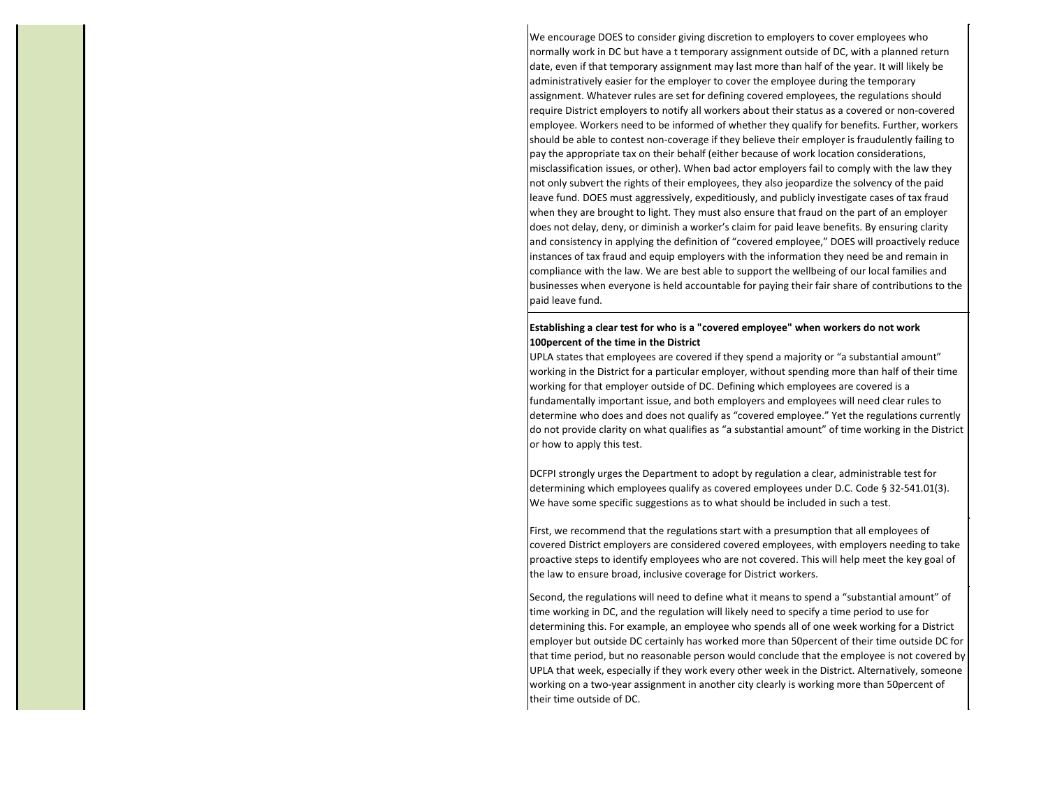We encourage DOES to consider giving discretion to employers to cover employees who normally work in DC but have a t temporary assignment outside of DC, with a planned return date, even if that temporary assignment may last more than half of the year. It will likely be administratively easier for the employer to cover the employee during the temporary assignment. Whatever rules are set for defining covered employees, the regulations should require District employers to notify all workers about their status as a covered or non-covered employee. Workers need to be informed of whether they qualify for benefits. Further, workers should be able to contest non-coverage if they believe their employer is fraudulently failing to pay the appropriate tax on their behalf (either because of work location considerations, misclassification issues, or other). When bad actor employers fail to comply with the law they not only subvert the rights of their employees, they also jeopardize the solvency of the paid leave fund. DOES must aggressively, expeditiously, and publicly investigate cases of tax fraud when they are brought to light. They must also ensure that fraud on the part of an employer does not delay, deny, or diminish a worker's claim for paid leave benefits. By ensuring clarity and consistency in applying the definition of "covered employee," DOES will proactively reduce instances of tax fraud and equip employers with the information they need be and remain in compliance with the law. We are best able to support the wellbeing of our local families and businesses when everyone is held accountable for paying their fair share of contributions to the paid leave fund.

**Establishing a clear test for who is a "covered employee" when workers do not work 100percent of the time in the District**

UPLA states that employees are covered if they spend a majority or "a substantial amount" working in the District for a particular employer, without spending more than half of their time working for that employer outside of DC. Defining which employees are covered is a fundamentally important issue, and both employers and employees will need clear rules to determine who does and does not qualify as "covered employee." Yet the regulations currently do not provide clarity on what qualifies as "a substantial amount" of time working in the District or how to apply this test.

DCFPI strongly urges the Department to adopt by regulation a clear, administrable test for determining which employees qualify as covered employees under D.C. Code § 32-541.01(3). We have some specific suggestions as to what should be included in such a test.

First, we recommend that the regulations start with a presumption that all employees of covered District employers are considered covered employees, with employers needing to take proactive steps to identify employees who are not covered. This will help meet the key goal of the law to ensure broad, inclusive coverage for District workers.

Second, the regulations will need to define what it means to spend a "substantial amount" of time working in DC, and the regulation will likely need to specify a time period to use for determining this. For example, an employee who spends all of one week working for a District employer but outside DC certainly has worked more than 50percent of their time outside DC for that time period, but no reasonable person would conclude that the employee is not covered by UPLA that week, especially if they work every other week in the District. Alternatively, someone working on a two-year assignment in another city clearly is working more than 50percent of their time outside of DC.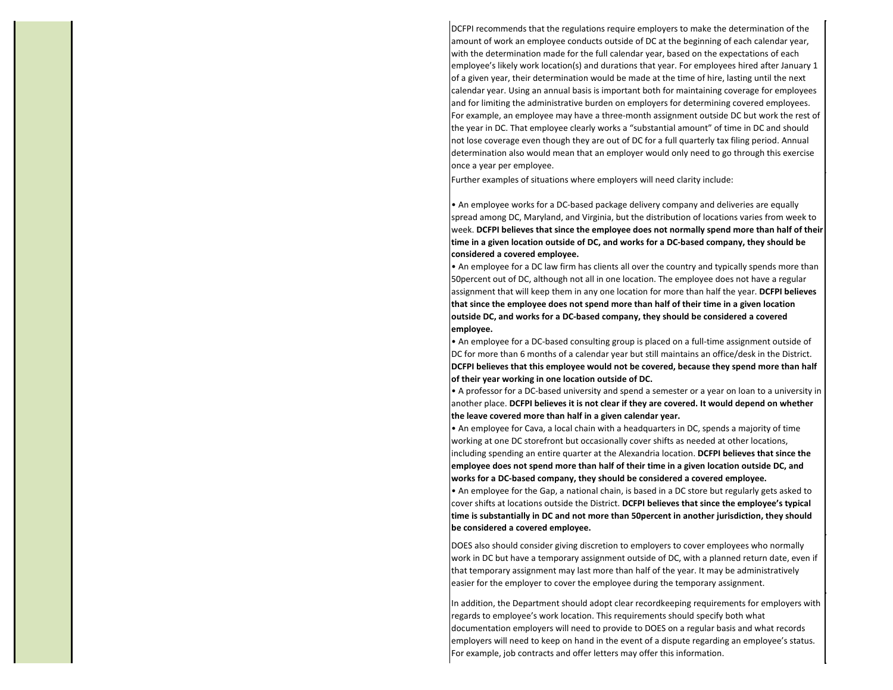DCFPI recommends that the regulations require employers to make the determination of the amount of work an employee conducts outside of DC at the beginning of each calendar year, with the determination made for the full calendar year, based on the expectations of each employee's likely work location(s) and durations that year. For employees hired after January 1 of a given year, their determination would be made at the time of hire, lasting until the next calendar year. Using an annual basis is important both for maintaining coverage for employees and for limiting the administrative burden on employers for determining covered employees. For example, an employee may have a three-month assignment outside DC but work the rest of the year in DC. That employee clearly works a "substantial amount" of time in DC and should not lose coverage even though they are out of DC for a full quarterly tax filing period. Annual determination also would mean that an employer would only need to go through this exercise once a year per employee.

Further examples of situations where employers will need clarity include:

• An employee works for a DC-based package delivery company and deliveries are equally spread among DC, Maryland, and Virginia, but the distribution of locations varies from week to week. **DCFPI believes that since the employee does not normally spend more than half of their time in a given location outside of DC, and works for a DC-based company, they should be considered a covered employee.**

• An employee for a DC law firm has clients all over the country and typically spends more than 50percent out of DC, although not all in one location. The employee does not have a regular assignment that will keep them in any one location for more than half the year. **DCFPI believes that since the employee does not spend more than half of their time in a given location outside DC, and works for a DC-based company, they should be considered a covered employee.**

• An employee for a DC-based consulting group is placed on a full-time assignment outside of DC for more than 6 months of a calendar year but still maintains an office/desk in the District. **DCFPI believes that this employee would not be covered, because they spend more than half of their year working in one location outside of DC.**

• A professor for a DC-based university and spend a semester or a year on loan to a university in another place. **DCFPI believes it is not clear if they are covered. It would depend on whether the leave covered more than half in a given calendar year.**

• An employee for Cava, a local chain with a headquarters in DC, spends a majority of time working at one DC storefront but occasionally cover shifts as needed at other locations, including spending an entire quarter at the Alexandria location. **DCFPI believes that since the employee does not spend more than half of their time in a given location outside DC, and works for a DC-based company, they should be considered a covered employee.**

• An employee for the Gap, a national chain, is based in a DC store but regularly gets asked to cover shifts at locations outside the District. **DCFPI believes that since the employee's typical time is substantially in DC and not more than 50percent in another jurisdiction, they should be considered a covered employee.**

DOES also should consider giving discretion to employers to cover employees who normally work in DC but have a temporary assignment outside of DC, with a planned return date, even if that temporary assignment may last more than half of the year. It may be administratively easier for the employer to cover the employee during the temporary assignment.

In addition, the Department should adopt clear recordkeeping requirements for employers with regards to employee's work location. This requirements should specify both what documentation employers will need to provide to DOES on a regular basis and what records employers will need to keep on hand in the event of a dispute regarding an employee's status. For example, job contracts and offer letters may offer this information.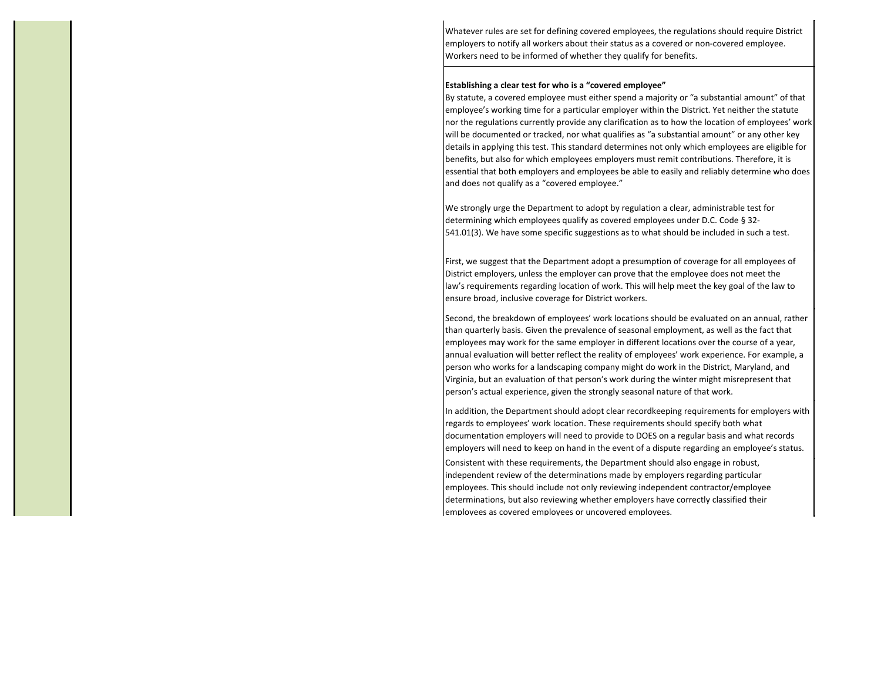Whatever rules are set for defining covered employees, the regulations should require District employers to notify all workers about their status as a covered or non-covered employee. Workers need to be informed of whether they qualify for benefits.

**Establishing a clear test for who is a "covered employee"**

By statute, a covered employee must either spend a majority or "a substantial amount" of that employee's working time for a particular employer within the District. Yet neither the statute nor the regulations currently provide any clarification as to how the location of employees' work will be documented or tracked, nor what qualifies as "a substantial amount" or any other key details in applying this test. This standard determines not only which employees are eligible for benefits, but also for which employees employers must remit contributions. Therefore, it is essential that both employers and employees be able to easily and reliably determine who does and does not qualify as a "covered employee."

We strongly urge the Department to adopt by regulation a clear, administrable test for determining which employees qualify as covered employees under D.C. Code § 32-541.01(3). We have some specific suggestions as to what should be included in such a test.

First, we suggest that the Department adopt a presumption of coverage for all employees of District employers, unless the employer can prove that the employee does not meet the law's requirements regarding location of work. This will help meet the key goal of the law to ensure broad, inclusive coverage for District workers.

Second, the breakdown of employees' work locations should be evaluated on an annual, rather than quarterly basis. Given the prevalence of seasonal employment, as well as the fact that employees may work for the same employer in different locations over the course of a year, annual evaluation will better reflect the reality of employees' work experience. For example, a person who works for a landscaping company might do work in the District, Maryland, and Virginia, but an evaluation of that person's work during the winter might misrepresent that person's actual experience, given the strongly seasonal nature of that work.

In addition, the Department should adopt clear recordkeeping requirements for employers with regards to employees' work location. These requirements should specify both what documentation employers will need to provide to DOES on a regular basis and what records employers will need to keep on hand in the event of a dispute regarding an employee's status.

Consistent with these requirements, the Department should also engage in robust, independent review of the determinations made by employers regarding particular employees. This should include not only reviewing independent contractor/employee determinations, but also reviewing whether employers have correctly classified their employees as covered employees or uncovered employees.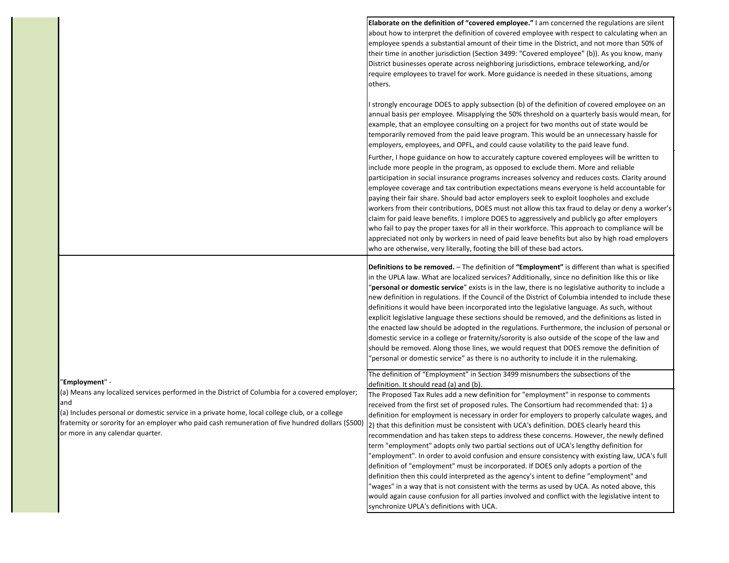| | Proposed Text | Comment |
|---|---|---|
| | | **Elaborate on the definition of "covered employee."** I am concerned the regulations are silent about how to interpret the definition of covered employee with respect to calculating when an employee spends a substantial amount of their time in the District, and not more than 50% of their time in another jurisdiction (Section 3499: "Covered employee" (b)). As you know, many District businesses operate across neighboring jurisdictions, embrace teleworking, and/or require employees to travel for work. More guidance is needed in these situations, among others.<br><br>I strongly encourage DOES to apply subsection (b) of the definition of covered employee on an annual basis per employee. Misapplying the 50% threshold on a quarterly basis would mean, for example, that an employee consulting on a project for two months out of state would be temporarily removed from the paid leave program. This would be an unnecessary hassle for employers, employees, and OPFL, and could cause volatility to the paid leave fund.<br><br>Further, I hope guidance on how to accurately capture covered employees will be written to include more people in the program, as opposed to exclude them. More and reliable participation in social insurance programs increases solvency and reduces costs. Clarity around employee coverage and tax contribution expectations means everyone is held accountable for paying their fair share. Should bad actor employers seek to exploit loopholes and exclude workers from their contributions, DOES must not allow this tax fraud to delay or deny a worker's claim for paid leave benefits. I implore DOES to aggressively and publicly go after employers who fail to pay the proper taxes for all in their workforce. This approach to compliance will be appreciated not only by workers in need of paid leave benefits but also by high road employers who are otherwise, very literally, footing the bill of these bad actors. |
| | "**Employment**" -<br>(a) Means any localized services performed in the District of Columbia for a covered employer; and<br>(a) Includes personal or domestic service in a private home, local college club, or a college fraternity or sorority for an employer who paid cash remuneration of five hundred dollars ($500) or more in any calendar quarter. | **Definitions to be removed.** – The definition of **"Employment"** is different than what is specified in the UPLA law. What are localized services? Additionally, since no definition like this or like "**personal or domestic service**" exists is in the law, there is no legislative authority to include a new definition in regulations. If the Council of the District of Columbia intended to include these definitions it would have been incorporated into the legislative language. As such, without explicit legislative language these sections should be removed, and the definitions as listed in the enacted law should be adopted in the regulations. Furthermore, the inclusion of personal or domestic service in a college or fraternity/sorority is also outside of the scope of the law and should be removed. Along those lines, we would request that DOES remove the definition of "personal or domestic service" as there is no authority to include it in the rulemaking. |
| | | The definition of "Employment" in Section 3499 misnumbers the subsections of the definition. It should read (a) and (b). |
| | | The Proposed Tax Rules add a new definition for "employment" in response to comments received from the first set of proposed rules. The Consortium had recommended that: 1) a definition for employment is necessary in order for employers to properly calculate wages, and 2) that this definition must be consistent with UCA's definition. DOES clearly heard this recommendation and has taken steps to address these concerns. However, the newly defined term "employment" adopts only two partial sections out of UCA's lengthy definition for "employment". In order to avoid confusion and ensure consistency with existing law, UCA's full definition of "employment" must be incorporated. If DOES only adopts a portion of the definition then this could interpreted as the agency's intent to define "employment" and "wages" in a way that is not consistent with the terms as used by UCA. As noted above, this would again cause confusion for all parties involved and conflict with the legislative intent to synchronize UPLA's definitions with UCA. |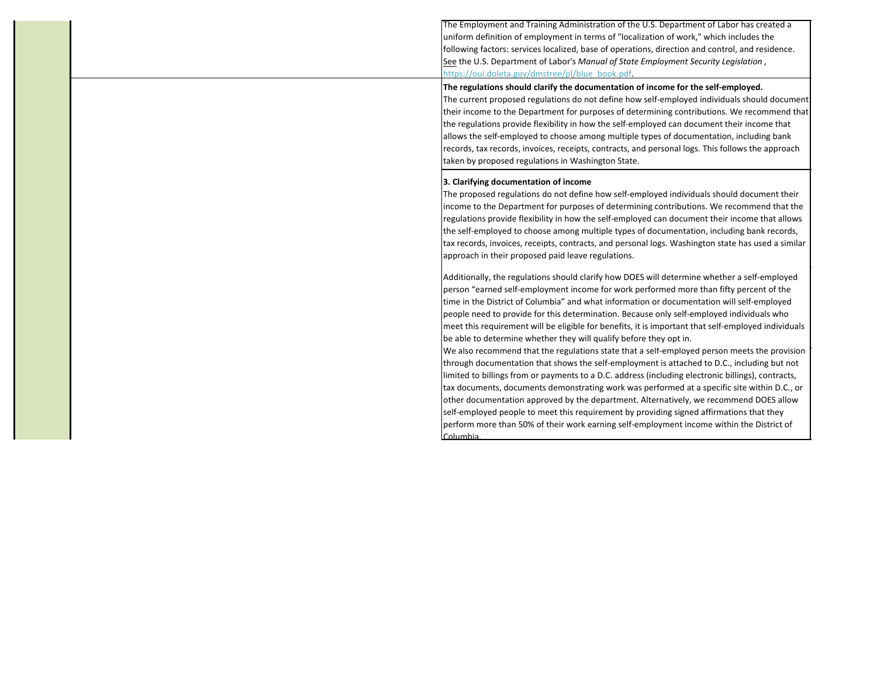The Employment and Training Administration of the U.S. Department of Labor has created a uniform definition of employment in terms of "localization of work," which includes the following factors: services localized, base of operations, direction and control, and residence. See the U.S. Department of Labor's *Manual of State Employment Security Legislation*, https://oui.doleta.gov/dmstree/pl/blue_book.pdf.

**The regulations should clarify the documentation of income for the self-employed.**
The current proposed regulations do not define how self-employed individuals should document their income to the Department for purposes of determining contributions. We recommend that the regulations provide flexibility in how the self-employed can document their income that allows the self-employed to choose among multiple types of documentation, including bank records, tax records, invoices, receipts, contracts, and personal logs. This follows the approach taken by proposed regulations in Washington State.

**3. Clarifying documentation of income**
The proposed regulations do not define how self-employed individuals should document their income to the Department for purposes of determining contributions. We recommend that the regulations provide flexibility in how the self-employed can document their income that allows the self-employed to choose among multiple types of documentation, including bank records, tax records, invoices, receipts, contracts, and personal logs. Washington state has used a similar approach in their proposed paid leave regulations.

Additionally, the regulations should clarify how DOES will determine whether a self-employed person "earned self-employment income for work performed more than fifty percent of the time in the District of Columbia" and what information or documentation will self-employed people need to provide for this determination. Because only self-employed individuals who meet this requirement will be eligible for benefits, it is important that self-employed individuals be able to determine whether they will qualify before they opt in.
We also recommend that the regulations state that a self-employed person meets the provision through documentation that shows the self-employment is attached to D.C., including but not limited to billings from or payments to a D.C. address (including electronic billings), contracts, tax documents, documents demonstrating work was performed at a specific site within D.C., or other documentation approved by the department. Alternatively, we recommend DOES allow self-employed people to meet this requirement by providing signed affirmations that they perform more than 50% of their work earning self-employment income within the District of Columbia.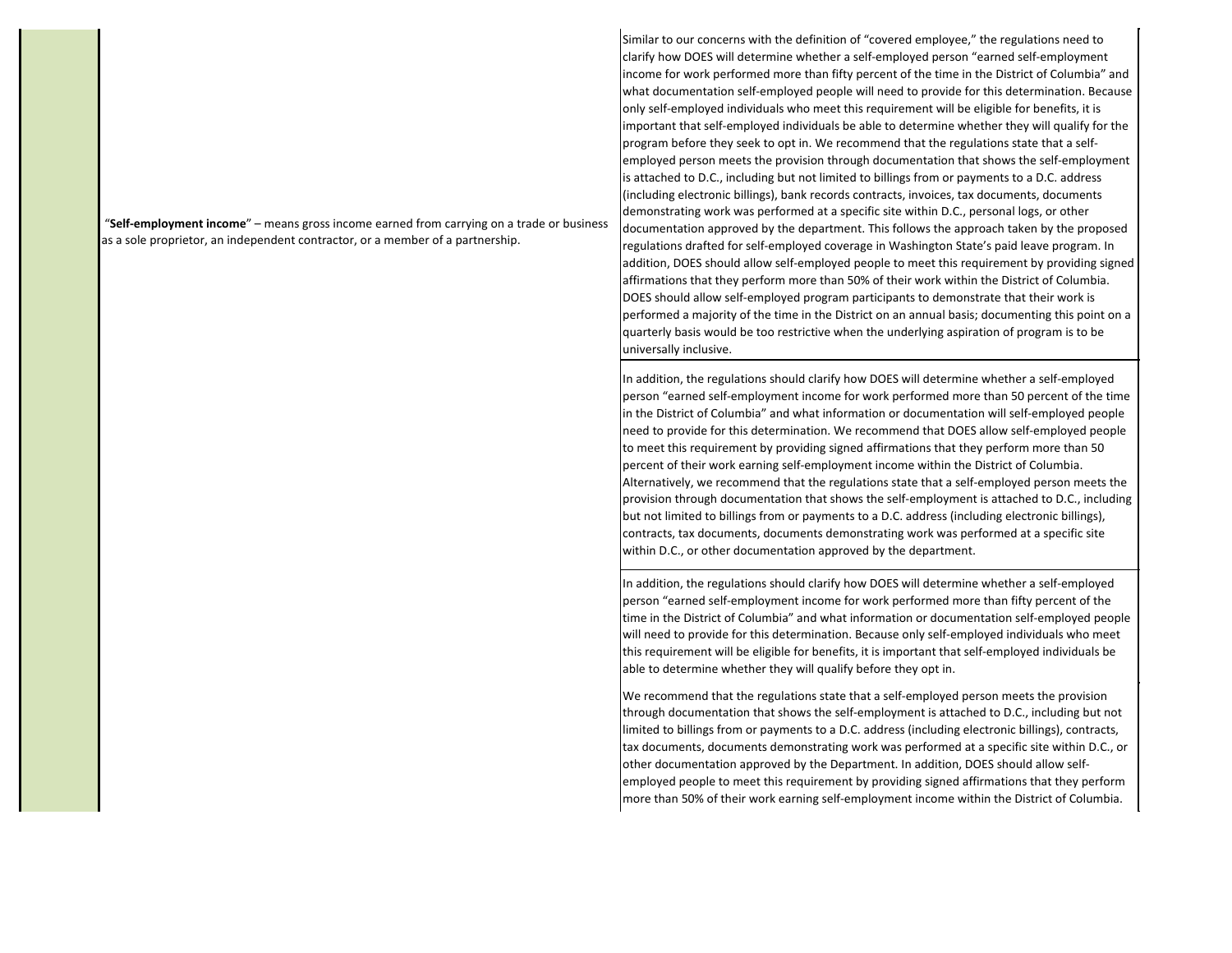| | | |
|---|---|---|
| | "**Self-employment income**" – means gross income earned from carrying on a trade or business as a sole proprietor, an independent contractor, or a member of a partnership. | Similar to our concerns with the definition of "covered employee," the regulations need to clarify how DOES will determine whether a self-employed person "earned self-employment income for work performed more than fifty percent of the time in the District of Columbia" and what documentation self-employed people will need to provide for this determination. Because only self-employed individuals who meet this requirement will be eligible for benefits, it is important that self-employed individuals be able to determine whether they will qualify for the program before they seek to opt in. We recommend that the regulations state that a self-employed person meets the provision through documentation that shows the self-employment is attached to D.C., including but not limited to billings from or payments to a D.C. address (including electronic billings), bank records contracts, invoices, tax documents, documents demonstrating work was performed at a specific site within D.C., personal logs, or other documentation approved by the department. This follows the approach taken by the proposed regulations drafted for self-employed coverage in Washington State's paid leave program. In addition, DOES should allow self-employed people to meet this requirement by providing signed affirmations that they perform more than 50% of their work within the District of Columbia. DOES should allow self-employed program participants to demonstrate that their work is performed a majority of the time in the District on an annual basis; documenting this point on a quarterly basis would be too restrictive when the underlying aspiration of program is to be universally inclusive. |
| | | In addition, the regulations should clarify how DOES will determine whether a self-employed person "earned self-employment income for work performed more than 50 percent of the time in the District of Columbia" and what information or documentation will self-employed people need to provide for this determination. We recommend that DOES allow self-employed people to meet this requirement by providing signed affirmations that they perform more than 50 percent of their work earning self-employment income within the District of Columbia. Alternatively, we recommend that the regulations state that a self-employed person meets the provision through documentation that shows the self-employment is attached to D.C., including but not limited to billings from or payments to a D.C. address (including electronic billings), contracts, tax documents, documents demonstrating work was performed at a specific site within D.C., or other documentation approved by the department. |
| | | In addition, the regulations should clarify how DOES will determine whether a self-employed person "earned self-employment income for work performed more than fifty percent of the time in the District of Columbia" and what information or documentation self-employed people will need to provide for this determination. Because only self-employed individuals who meet this requirement will be eligible for benefits, it is important that self-employed individuals be able to determine whether they will qualify before they opt in.<br><br>We recommend that the regulations state that a self-employed person meets the provision through documentation that shows the self-employment is attached to D.C., including but not limited to billings from or payments to a D.C. address (including electronic billings), contracts, tax documents, documents demonstrating work was performed at a specific site within D.C., or other documentation approved by the Department. In addition, DOES should allow self-employed people to meet this requirement by providing signed affirmations that they perform more than 50% of their work earning self-employment income within the District of Columbia. |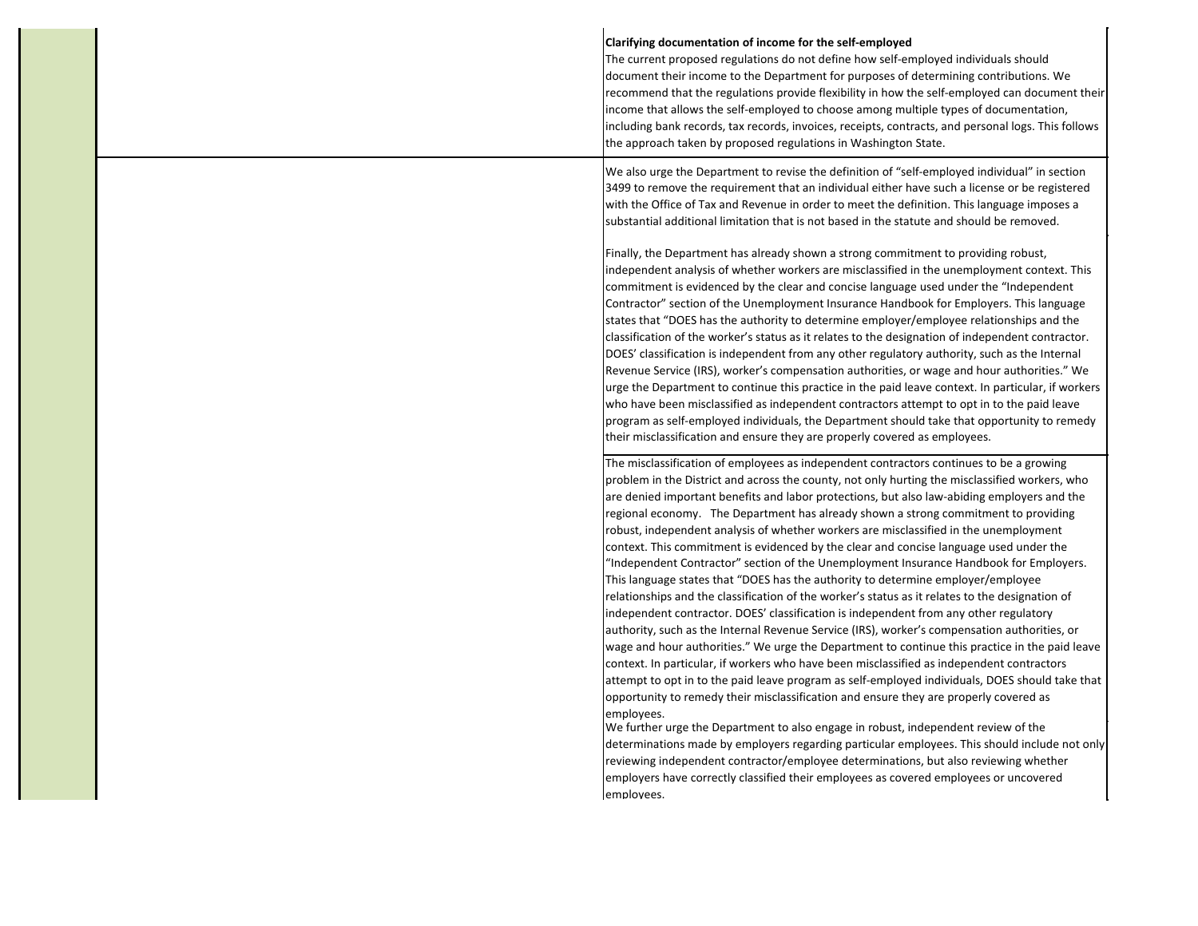| | | |
|---|---|---|
| | | **Clarifying documentation of income for the self-employed**<br>The current proposed regulations do not define how self-employed individuals should document their income to the Department for purposes of determining contributions. We recommend that the regulations provide flexibility in how the self-employed can document their income that allows the self-employed to choose among multiple types of documentation, including bank records, tax records, invoices, receipts, contracts, and personal logs. This follows the approach taken by proposed regulations in Washington State. |
| | | We also urge the Department to revise the definition of "self-employed individual" in section 3499 to remove the requirement that an individual either have such a license or be registered with the Office of Tax and Revenue in order to meet the definition. This language imposes a substantial additional limitation that is not based in the statute and should be removed.<br><br>Finally, the Department has already shown a strong commitment to providing robust, independent analysis of whether workers are misclassified in the unemployment context. This commitment is evidenced by the clear and concise language used under the "Independent Contractor" section of the Unemployment Insurance Handbook for Employers. This language states that "DOES has the authority to determine employer/employee relationships and the classification of the worker's status as it relates to the designation of independent contractor. DOES' classification is independent from any other regulatory authority, such as the Internal Revenue Service (IRS), worker's compensation authorities, or wage and hour authorities." We urge the Department to continue this practice in the paid leave context. In particular, if workers who have been misclassified as independent contractors attempt to opt in to the paid leave program as self-employed individuals, the Department should take that opportunity to remedy their misclassification and ensure they are properly covered as employees. |
| | | The misclassification of employees as independent contractors continues to be a growing problem in the District and across the county, not only hurting the misclassified workers, who are denied important benefits and labor protections, but also law-abiding employers and the regional economy. The Department has already shown a strong commitment to providing robust, independent analysis of whether workers are misclassified in the unemployment context. This commitment is evidenced by the clear and concise language used under the "Independent Contractor" section of the Unemployment Insurance Handbook for Employers. This language states that "DOES has the authority to determine employer/employee relationships and the classification of the worker's status as it relates to the designation of independent contractor. DOES' classification is independent from any other regulatory authority, such as the Internal Revenue Service (IRS), worker's compensation authorities, or wage and hour authorities." We urge the Department to continue this practice in the paid leave context. In particular, if workers who have been misclassified as independent contractors attempt to opt in to the paid leave program as self-employed individuals, DOES should take that opportunity to remedy their misclassification and ensure they are properly covered as employees.<br>We further urge the Department to also engage in robust, independent review of the determinations made by employers regarding particular employees. This should include not only reviewing independent contractor/employee determinations, but also reviewing whether employers have correctly classified their employees as covered employees or uncovered employees. |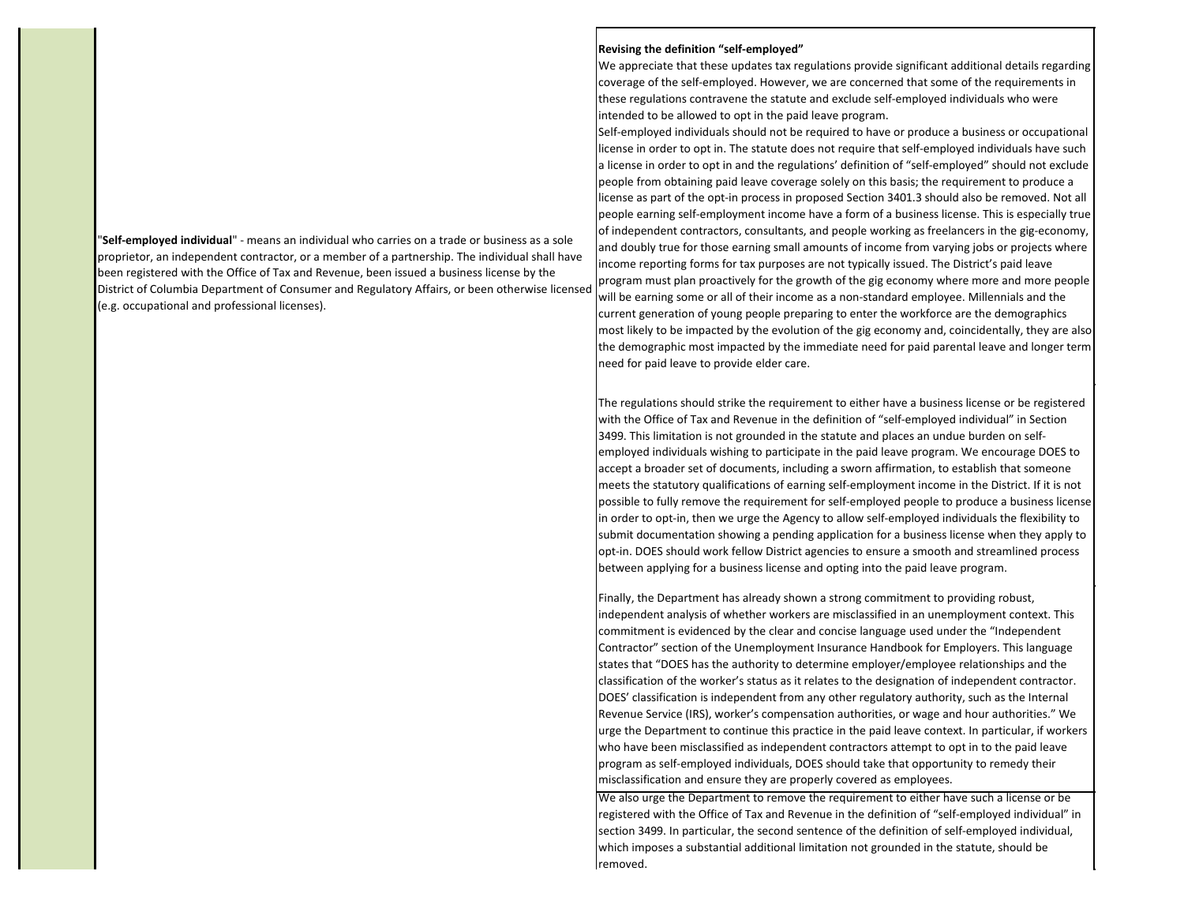| | Regulation Text | Comment |
|---|---|---|
| | "**Self-employed individual**" - means an individual who carries on a trade or business as a sole proprietor, an independent contractor, or a member of a partnership. The individual shall have been registered with the Office of Tax and Revenue, been issued a business license by the District of Columbia Department of Consumer and Regulatory Affairs, or been otherwise licensed (e.g. occupational and professional licenses). | **Revising the definition "self-employed"**<br>We appreciate that these updates tax regulations provide significant additional details regarding coverage of the self-employed. However, we are concerned that some of the requirements in these regulations contravene the statute and exclude self-employed individuals who were intended to be allowed to opt in the paid leave program.<br>Self-employed individuals should not be required to have or produce a business or occupational license in order to opt in. The statute does not require that self-employed individuals have such a license in order to opt in and the regulations' definition of "self-employed" should not exclude people from obtaining paid leave coverage solely on this basis; the requirement to produce a license as part of the opt-in process in proposed Section 3401.3 should also be removed. Not all people earning self-employment income have a form of a business license. This is especially true of independent contractors, consultants, and people working as freelancers in the gig-economy, and doubly true for those earning small amounts of income from varying jobs or projects where income reporting forms for tax purposes are not typically issued. The District's paid leave program must plan proactively for the growth of the gig economy where more and more people will be earning some or all of their income as a non-standard employee. Millennials and the current generation of young people preparing to enter the workforce are the demographics most likely to be impacted by the evolution of the gig economy and, coincidentally, they are also the demographic most impacted by the immediate need for paid parental leave and longer term need for paid leave to provide elder care.<br><br>The regulations should strike the requirement to either have a business license or be registered with the Office of Tax and Revenue in the definition of "self-employed individual" in Section 3499. This limitation is not grounded in the statute and places an undue burden on self-employed individuals wishing to participate in the paid leave program. We encourage DOES to accept a broader set of documents, including a sworn affirmation, to establish that someone meets the statutory qualifications of earning self-employment income in the District. If it is not possible to fully remove the requirement for self-employed people to produce a business license in order to opt-in, then we urge the Agency to allow self-employed individuals the flexibility to submit documentation showing a pending application for a business license when they apply to opt-in. DOES should work fellow District agencies to ensure a smooth and streamlined process between applying for a business license and opting into the paid leave program.<br><br>Finally, the Department has already shown a strong commitment to providing robust, independent analysis of whether workers are misclassified in an unemployment context. This commitment is evidenced by the clear and concise language used under the "Independent Contractor" section of the Unemployment Insurance Handbook for Employers. This language states that "DOES has the authority to determine employer/employee relationships and the classification of the worker's status as it relates to the designation of independent contractor. DOES' classification is independent from any other regulatory authority, such as the Internal Revenue Service (IRS), worker's compensation authorities, or wage and hour authorities." We urge the Department to continue this practice in the paid leave context. In particular, if workers who have been misclassified as independent contractors attempt to opt in to the paid leave program as self-employed individuals, DOES should take that opportunity to remedy their misclassification and ensure they are properly covered as employees.<br>We also urge the Department to remove the requirement to either have such a license or be registered with the Office of Tax and Revenue in the definition of "self-employed individual" in section 3499. In particular, the second sentence of the definition of self-employed individual, which imposes a substantial additional limitation not grounded in the statute, should be removed. |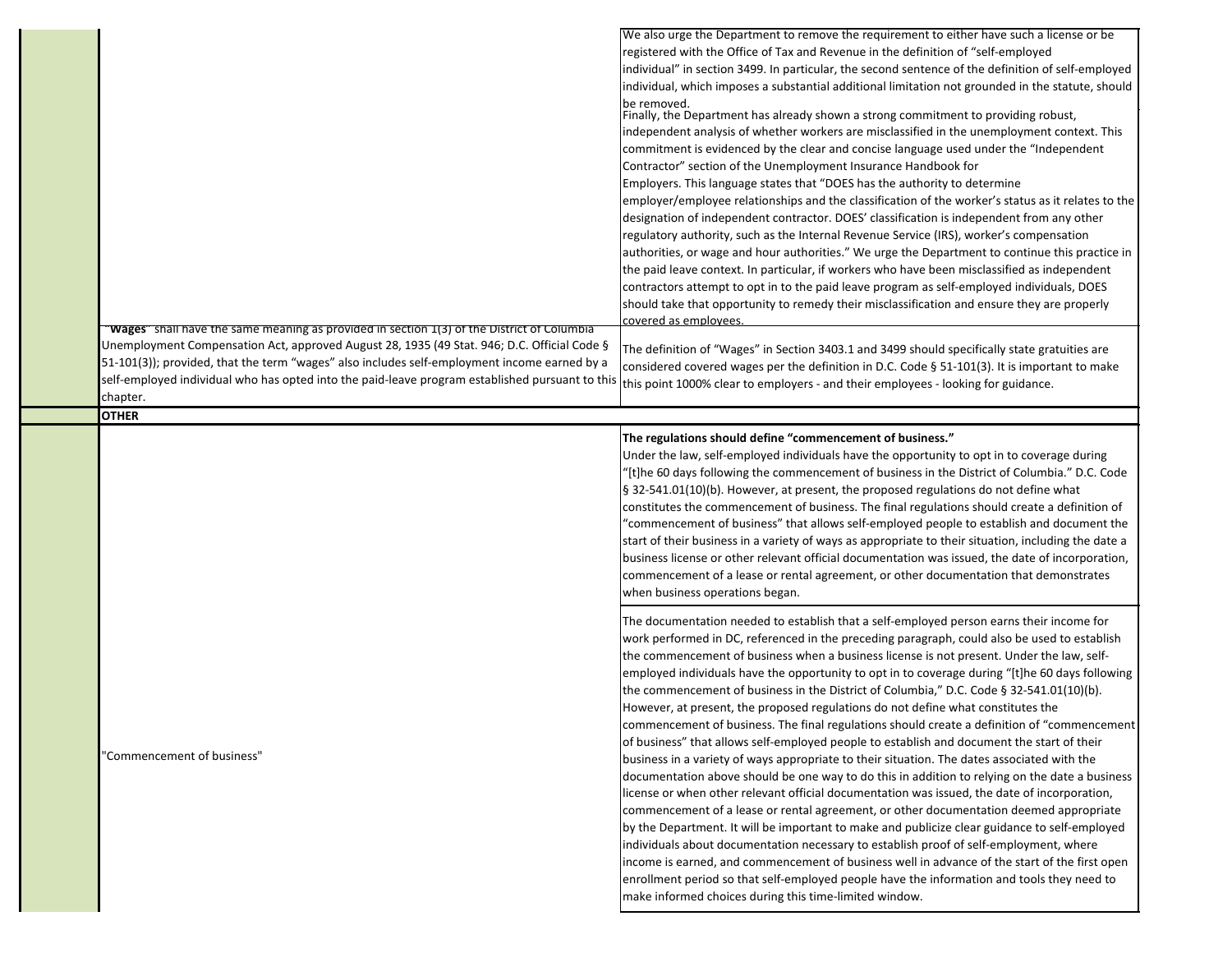| | | |
|---|---|---|
| | | We also urge the Department to remove the requirement to either have such a license or be registered with the Office of Tax and Revenue in the definition of "self-employed individual" in section 3499. In particular, the second sentence of the definition of self-employed individual, which imposes a substantial additional limitation not grounded in the statute, should be removed.<br>Finally, the Department has already shown a strong commitment to providing robust, independent analysis of whether workers are misclassified in the unemployment context. This commitment is evidenced by the clear and concise language used under the "Independent Contractor" section of the Unemployment Insurance Handbook for Employers. This language states that "DOES has the authority to determine employer/employee relationships and the classification of the worker's status as it relates to the designation of independent contractor. DOES' classification is independent from any other regulatory authority, such as the Internal Revenue Service (IRS), worker's compensation authorities, or wage and hour authorities." We urge the Department to continue this practice in the paid leave context. In particular, if workers who have been misclassified as independent contractors attempt to opt in to the paid leave program as self-employed individuals, DOES should take that opportunity to remedy their misclassification and ensure they are properly covered as employees. |
| | "**Wages**" shall have the same meaning as provided in section 1(3) of the District of Columbia Unemployment Compensation Act, approved August 28, 1935 (49 Stat. 946; D.C. Official Code § 51-101(3)); provided, that the term "wages" also includes self-employment income earned by a self-employed individual who has opted into the paid-leave program established pursuant to this chapter. | The definition of "Wages" in Section 3403.1 and 3499 should specifically state gratuities are considered covered wages per the definition in D.C. Code § 51-101(3). It is important to make this point 1000% clear to employers - and their employees - looking for guidance. |
| | **OTHER** | |
| | "Commencement of business" | **The regulations should define "commencement of business."**<br>Under the law, self-employed individuals have the opportunity to opt in to coverage during "[t]he 60 days following the commencement of business in the District of Columbia." D.C. Code § 32-541.01(10)(b). However, at present, the proposed regulations do not define what constitutes the commencement of business. The final regulations should create a definition of "commencement of business" that allows self-employed people to establish and document the start of their business in a variety of ways as appropriate to their situation, including the date a business license or other relevant official documentation was issued, the date of incorporation, commencement of a lease or rental agreement, or other documentation that demonstrates when business operations began. |
| | | The documentation needed to establish that a self-employed person earns their income for work performed in DC, referenced in the preceding paragraph, could also be used to establish the commencement of business when a business license is not present. Under the law, self-employed individuals have the opportunity to opt in to coverage during "[t]he 60 days following the commencement of business in the District of Columbia," D.C. Code § 32-541.01(10)(b). However, at present, the proposed regulations do not define what constitutes the commencement of business. The final regulations should create a definition of "commencement of business" that allows self-employed people to establish and document the start of their business in a variety of ways appropriate to their situation. The dates associated with the documentation above should be one way to do this in addition to relying on the date a business license or when other relevant official documentation was issued, the date of incorporation, commencement of a lease or rental agreement, or other documentation deemed appropriate by the Department. It will be important to make and publicize clear guidance to self-employed individuals about documentation necessary to establish proof of self-employment, where income is earned, and commencement of business well in advance of the start of the first open enrollment period so that self-employed people have the information and tools they need to make informed choices during this time-limited window. |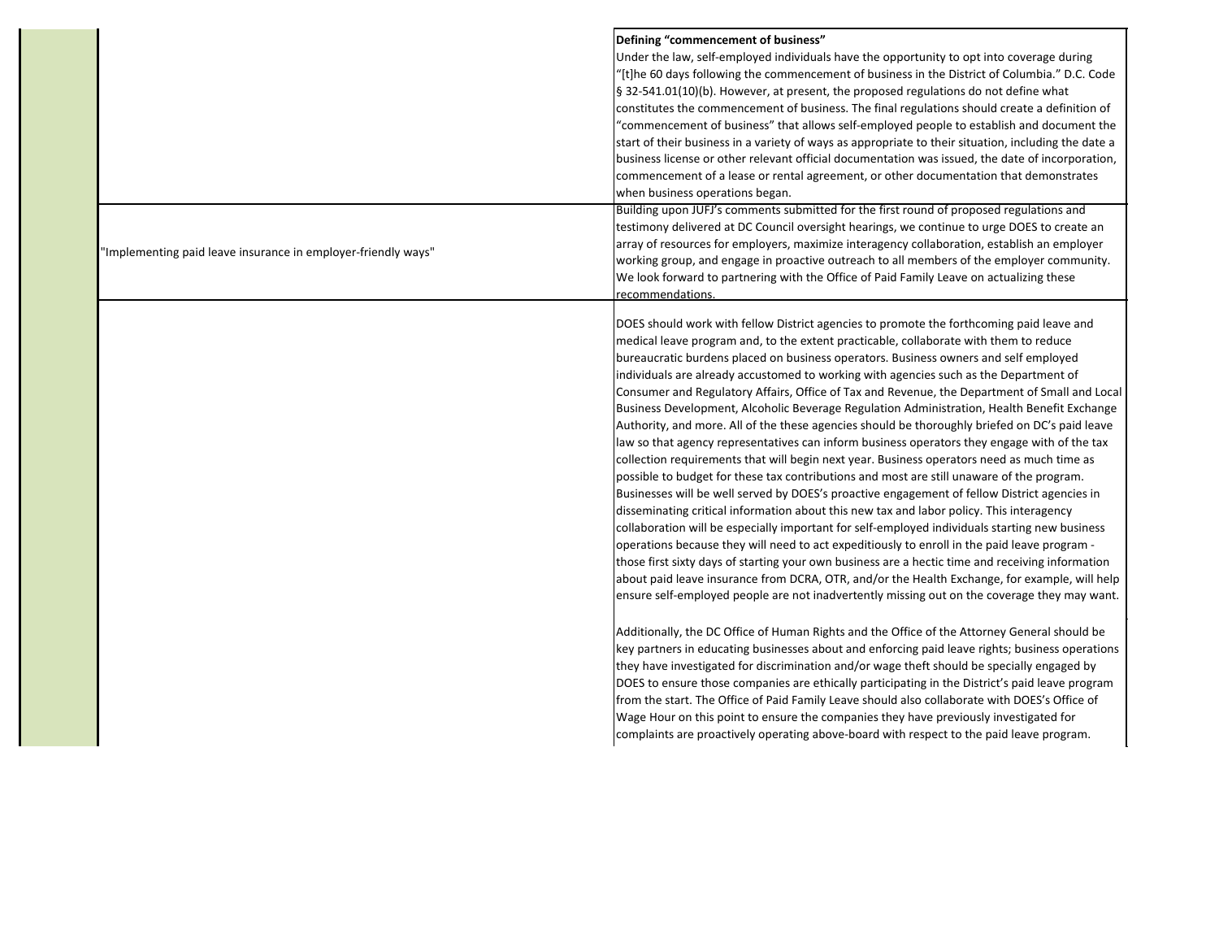| | | |
|---|---|---|
| | | **Defining "commencement of business"**<br>Under the law, self-employed individuals have the opportunity to opt into coverage during "[t]he 60 days following the commencement of business in the District of Columbia." D.C. Code § 32-541.01(10)(b). However, at present, the proposed regulations do not define what constitutes the commencement of business. The final regulations should create a definition of "commencement of business" that allows self-employed people to establish and document the start of their business in a variety of ways as appropriate to their situation, including the date a business license or other relevant official documentation was issued, the date of incorporation, commencement of a lease or rental agreement, or other documentation that demonstrates when business operations began. |
| | "Implementing paid leave insurance in employer-friendly ways" | Building upon JUFJ's comments submitted for the first round of proposed regulations and testimony delivered at DC Council oversight hearings, we continue to urge DOES to create an array of resources for employers, maximize interagency collaboration, establish an employer working group, and engage in proactive outreach to all members of the employer community. We look forward to partnering with the Office of Paid Family Leave on actualizing these recommendations. |
| | | DOES should work with fellow District agencies to promote the forthcoming paid leave and medical leave program and, to the extent practicable, collaborate with them to reduce bureaucratic burdens placed on business operators. Business owners and self employed individuals are already accustomed to working with agencies such as the Department of Consumer and Regulatory Affairs, Office of Tax and Revenue, the Department of Small and Local Business Development, Alcoholic Beverage Regulation Administration, Health Benefit Exchange Authority, and more. All of the these agencies should be thoroughly briefed on DC's paid leave law so that agency representatives can inform business operators they engage with of the tax collection requirements that will begin next year. Business operators need as much time as possible to budget for these tax contributions and most are still unaware of the program. Businesses will be well served by DOES's proactive engagement of fellow District agencies in disseminating critical information about this new tax and labor policy. This interagency collaboration will be especially important for self-employed individuals starting new business operations because they will need to act expeditiously to enroll in the paid leave program - those first sixty days of starting your own business are a hectic time and receiving information about paid leave insurance from DCRA, OTR, and/or the Health Exchange, for example, will help ensure self-employed people are not inadvertently missing out on the coverage they may want.<br><br>Additionally, the DC Office of Human Rights and the Office of the Attorney General should be key partners in educating businesses about and enforcing paid leave rights; business operations they have investigated for discrimination and/or wage theft should be specially engaged by DOES to ensure those companies are ethically participating in the District's paid leave program from the start. The Office of Paid Family Leave should also collaborate with DOES's Office of Wage Hour on this point to ensure the companies they have previously investigated for complaints are proactively operating above-board with respect to the paid leave program. |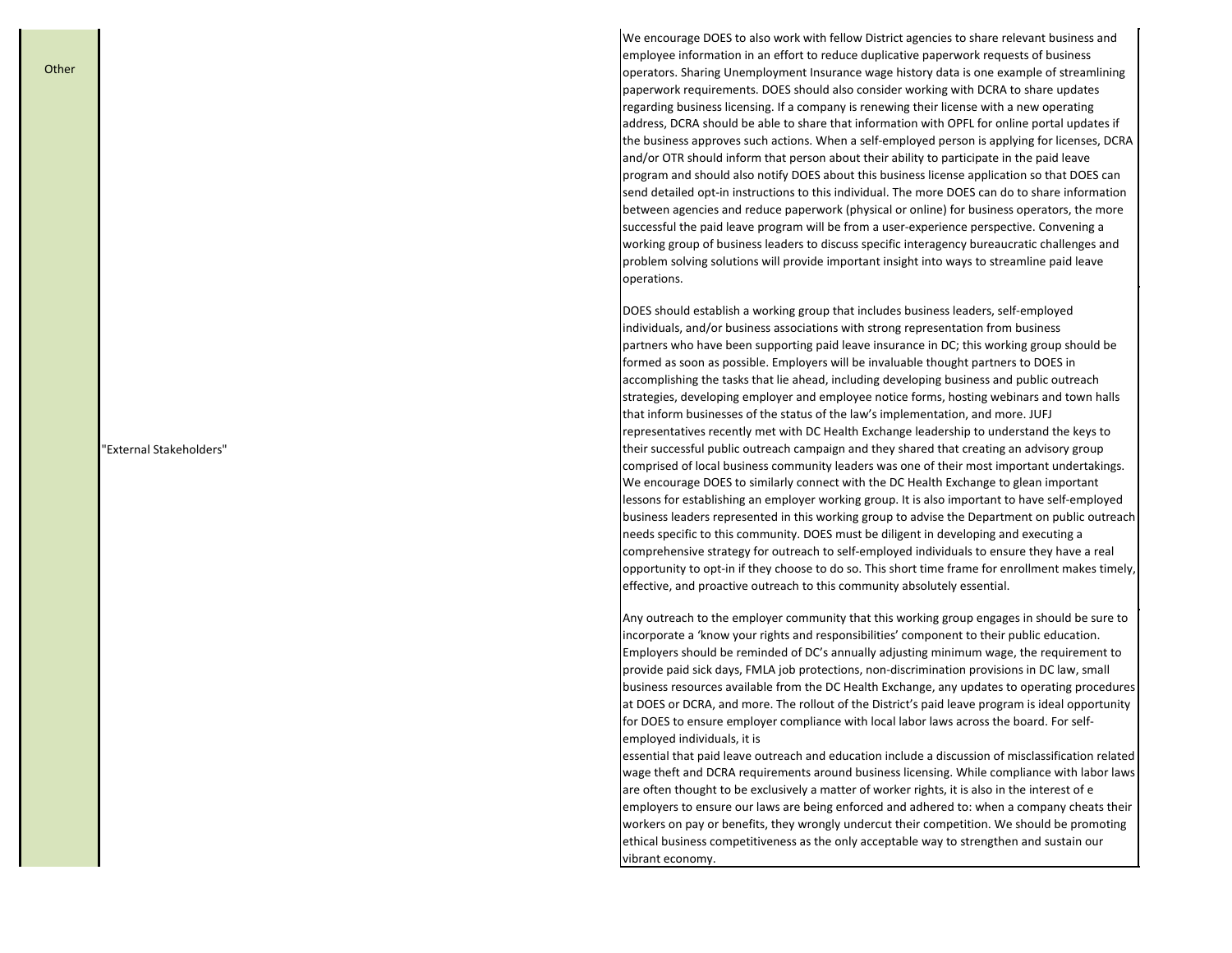| | | |
|---|---|---|
| Other | "External Stakeholders" | We encourage DOES to also work with fellow District agencies to share relevant business and employee information in an effort to reduce duplicative paperwork requests of business operators. Sharing Unemployment Insurance wage history data is one example of streamlining paperwork requirements. DOES should also consider working with DCRA to share updates regarding business licensing. If a company is renewing their license with a new operating address, DCRA should be able to share that information with OPFL for online portal updates if the business approves such actions. When a self-employed person is applying for licenses, DCRA and/or OTR should inform that person about their ability to participate in the paid leave program and should also notify DOES about this business license application so that DOES can send detailed opt-in instructions to this individual. The more DOES can do to share information between agencies and reduce paperwork (physical or online) for business operators, the more successful the paid leave program will be from a user-experience perspective. Convening a working group of business leaders to discuss specific interagency bureaucratic challenges and problem solving solutions will provide important insight into ways to streamline paid leave operations.<br><br>DOES should establish a working group that includes business leaders, self-employed individuals, and/or business associations with strong representation from business partners who have been supporting paid leave insurance in DC; this working group should be formed as soon as possible. Employers will be invaluable thought partners to DOES in accomplishing the tasks that lie ahead, including developing business and public outreach strategies, developing employer and employee notice forms, hosting webinars and town halls that inform businesses of the status of the law's implementation, and more. JUFJ representatives recently met with DC Health Exchange leadership to understand the keys to their successful public outreach campaign and they shared that creating an advisory group comprised of local business community leaders was one of their most important undertakings. We encourage DOES to similarly connect with the DC Health Exchange to glean important lessons for establishing an employer working group. It is also important to have self-employed business leaders represented in this working group to advise the Department on public outreach needs specific to this community. DOES must be diligent in developing and executing a comprehensive strategy for outreach to self-employed individuals to ensure they have a real opportunity to opt-in if they choose to do so. This short time frame for enrollment makes timely, effective, and proactive outreach to this community absolutely essential.<br><br>Any outreach to the employer community that this working group engages in should be sure to incorporate a 'know your rights and responsibilities' component to their public education. Employers should be reminded of DC's annually adjusting minimum wage, the requirement to provide paid sick days, FMLA job protections, non-discrimination provisions in DC law, small business resources available from the DC Health Exchange, any updates to operating procedures at DOES or DCRA, and more. The rollout of the District's paid leave program is ideal opportunity for DOES to ensure employer compliance with local labor laws across the board. For self-employed individuals, it is essential that paid leave outreach and education include a discussion of misclassification related wage theft and DCRA requirements around business licensing. While compliance with labor laws are often thought to be exclusively a matter of worker rights, it is also in the interest of e employers to ensure our laws are being enforced and adhered to: when a company cheats their workers on pay or benefits, they wrongly undercut their competition. We should be promoting ethical business competitiveness as the only acceptable way to strengthen and sustain our vibrant economy. |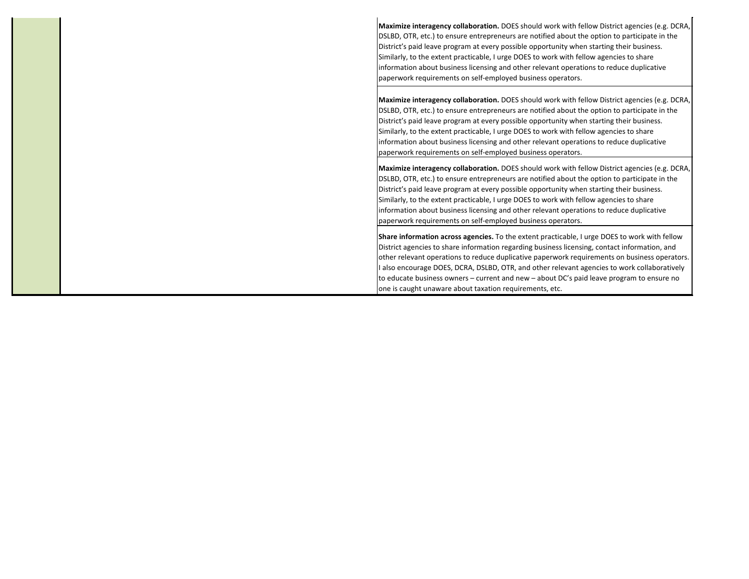| | | |
|---|---|---|
| | | **Maximize interagency collaboration.** DOES should work with fellow District agencies (e.g. DCRA, DSLBD, OTR, etc.) to ensure entrepreneurs are notified about the option to participate in the District's paid leave program at every possible opportunity when starting their business. Similarly, to the extent practicable, I urge DOES to work with fellow agencies to share information about business licensing and other relevant operations to reduce duplicative paperwork requirements on self-employed business operators. |
| | | **Maximize interagency collaboration.** DOES should work with fellow District agencies (e.g. DCRA, DSLBD, OTR, etc.) to ensure entrepreneurs are notified about the option to participate in the District's paid leave program at every possible opportunity when starting their business. Similarly, to the extent practicable, I urge DOES to work with fellow agencies to share information about business licensing and other relevant operations to reduce duplicative paperwork requirements on self-employed business operators. |
| | | **Maximize interagency collaboration.** DOES should work with fellow District agencies (e.g. DCRA, DSLBD, OTR, etc.) to ensure entrepreneurs are notified about the option to participate in the District's paid leave program at every possible opportunity when starting their business. Similarly, to the extent practicable, I urge DOES to work with fellow agencies to share information about business licensing and other relevant operations to reduce duplicative paperwork requirements on self-employed business operators. |
| | | **Share information across agencies.** To the extent practicable, I urge DOES to work with fellow District agencies to share information regarding business licensing, contact information, and other relevant operations to reduce duplicative paperwork requirements on business operators. I also encourage DOES, DCRA, DSLBD, OTR, and other relevant agencies to work collaboratively to educate business owners – current and new – about DC's paid leave program to ensure no one is caught unaware about taxation requirements, etc. |